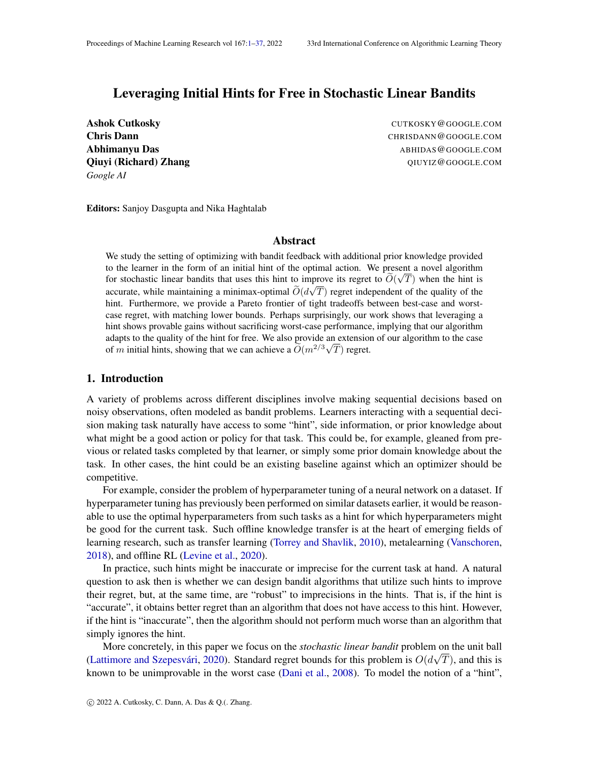# Leveraging Initial Hints for Free in Stochastic Linear Bandits

**Ashok Cutkosky** CUTKOSKY@GOOGLE.COM
**Chris Dann** CHRISDANN@GOOGLE.COM
**Abhimanyu Das** ABHIDAS@GOOGLE.COM
**Qiuyi (Richard) Zhang** QIUYIZ@GOOGLE.COM
*Google AI*

**Editors:** Sanjoy Dasgupta and Nika Haghtalab

## Abstract

We study the setting of optimizing with bandit feedback with additional prior knowledge provided to the learner in the form of an initial hint of the optimal action. We present a novel algorithm for stochastic linear bandits that uses this hint to improve its regret to $\widetilde{O}(\sqrt{T})$ when the hint is accurate, while maintaining a minimax-optimal $\widetilde{O}(d\sqrt{T})$ regret independent of the quality of the hint. Furthermore, we provide a Pareto frontier of tight tradeoffs between best-case and worst-case regret, with matching lower bounds. Perhaps surprisingly, our work shows that leveraging a hint shows provable gains without sacrificing worst-case performance, implying that our algorithm adapts to the quality of the hint for free. We also provide an extension of our algorithm to the case of $m$ initial hints, showing that we can achieve a $\widetilde{O}(m^{2/3}\sqrt{T})$ regret.

## 1. Introduction

A variety of problems across different disciplines involve making sequential decisions based on noisy observations, often modeled as bandit problems. Learners interacting with a sequential decision making task naturally have access to some "hint", side information, or prior knowledge about what might be a good action or policy for that task. This could be, for example, gleaned from previous or related tasks completed by that learner, or simply some prior domain knowledge about the task. In other cases, the hint could be an existing baseline against which an optimizer should be competitive.

For example, consider the problem of hyperparameter tuning of a neural network on a dataset. If hyperparameter tuning has previously been performed on similar datasets earlier, it would be reasonable to use the optimal hyperparameters from such tasks as a hint for which hyperparameters might be good for the current task. Such offline knowledge transfer is at the heart of emerging fields of learning research, such as transfer learning (Torrey and Shavlik, 2010), metalearning (Vanschoren, 2018), and offline RL (Levine et al., 2020).

In practice, such hints might be inaccurate or imprecise for the current task at hand. A natural question to ask then is whether we can design bandit algorithms that utilize such hints to improve their regret, but, at the same time, are "robust" to imprecisions in the hints. That is, if the hint is "accurate", it obtains better regret than an algorithm that does not have access to this hint. However, if the hint is "inaccurate", then the algorithm should not perform much worse than an algorithm that simply ignores the hint.

More concretely, in this paper we focus on the *stochastic linear bandit* problem on the unit ball (Lattimore and Szepesvári, 2020). Standard regret bounds for this problem is $O(d\sqrt{T})$, and this is known to be unimprovable in the worst case (Dani et al., 2008). To model the notion of a "hint",

© 2022 A. Cutkosky, C. Dann, A. Das & Q.(. Zhang.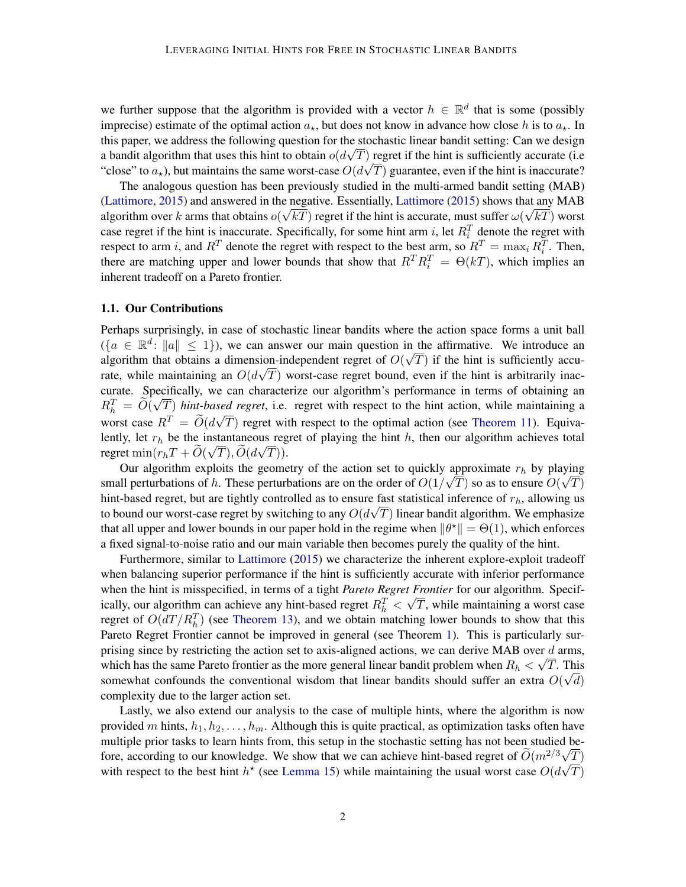we further suppose that the algorithm is provided with a vector $h \in \mathbb{R}^d$ that is some (possibly imprecise) estimate of the optimal action $a_\star$, but does not know in advance how close $h$ is to $a_\star$. In this paper, we address the following question for the stochastic linear bandit setting: Can we design a bandit algorithm that uses this hint to obtain $o(d\sqrt{T})$ regret if the hint is sufficiently accurate (i.e "close" to $a_\star$), but maintains the same worst-case $O(d\sqrt{T})$ guarantee, even if the hint is inaccurate?

The analogous question has been previously studied in the multi-armed bandit setting (MAB) (Lattimore, 2015) and answered in the negative. Essentially, Lattimore (2015) shows that any MAB algorithm over $k$ arms that obtains $o(\sqrt{kT})$ regret if the hint is accurate, must suffer $\omega(\sqrt{kT})$ worst case regret if the hint is inaccurate. Specifically, for some hint arm $i$, let $R_i^T$ denote the regret with respect to arm $i$, and $R^T$ denote the regret with respect to the best arm, so $R^T = \max_i R_i^T$. Then, there are matching upper and lower bounds that show that $R^T R_i^T = \Theta(kT)$, which implies an inherent tradeoff on a Pareto frontier.

### 1.1. Our Contributions

Perhaps surprisingly, in case of stochastic linear bandits where the action space forms a unit ball ($\{a \in \mathbb{R}^d \colon \|a\| \leq 1\}$), we can answer our main question in the affirmative. We introduce an algorithm that obtains a dimension-independent regret of $O(\sqrt{T})$ if the hint is sufficiently accurate, while maintaining an $O(d\sqrt{T})$ worst-case regret bound, even if the hint is arbitrarily inaccurate. Specifically, we can characterize our algorithm's performance in terms of obtaining an $R_h^T = \widetilde{O}(\sqrt{T})$ *hint-based regret*, i.e. regret with respect to the hint action, while maintaining a worst case $R^T = \widetilde{O}(d\sqrt{T})$ regret with respect to the optimal action (see Theorem 11). Equivalently, let $r_h$ be the instantaneous regret of playing the hint $h$, then our algorithm achieves total regret $\min(r_h T + \widetilde{O}(\sqrt{T}), \widetilde{O}(d\sqrt{T}))$.

Our algorithm exploits the geometry of the action set to quickly approximate $r_h$ by playing small perturbations of $h$. These perturbations are on the order of $O(1/\sqrt{T})$ so as to ensure $O(\sqrt{T})$ hint-based regret, but are tightly controlled as to ensure fast statistical inference of $r_h$, allowing us to bound our worst-case regret by switching to any $O(d\sqrt{T})$ linear bandit algorithm. We emphasize that all upper and lower bounds in our paper hold in the regime when $\|\theta^\star\| = \Theta(1)$, which enforces a fixed signal-to-noise ratio and our main variable then becomes purely the quality of the hint.

Furthermore, similar to Lattimore (2015) we characterize the inherent explore-exploit tradeoff when balancing superior performance if the hint is sufficiently accurate with inferior performance when the hint is misspecified, in terms of a tight *Pareto Regret Frontier* for our algorithm. Specifically, our algorithm can achieve any hint-based regret $R_h^T < \sqrt{T}$, while maintaining a worst case regret of $O(dT/R_h^T)$ (see Theorem 13), and we obtain matching lower bounds to show that this Pareto Regret Frontier cannot be improved in general (see Theorem 1). This is particularly surprising since by restricting the action set to axis-aligned actions, we can derive MAB over $d$ arms, which has the same Pareto frontier as the more general linear bandit problem when $R_h < \sqrt{T}$. This somewhat confounds the conventional wisdom that linear bandits should suffer an extra $O(\sqrt{d})$ complexity due to the larger action set.

Lastly, we also extend our analysis to the case of multiple hints, where the algorithm is now provided $m$ hints, $h_1, h_2, \ldots, h_m$. Although this is quite practical, as optimization tasks often have multiple prior tasks to learn hints from, this setup in the stochastic setting has not been studied before, according to our knowledge. We show that we can achieve hint-based regret of $\widetilde{O}(m^{2/3}\sqrt{T})$ with respect to the best hint $h^\star$ (see Lemma 15) while maintaining the usual worst case $O(d\sqrt{T})$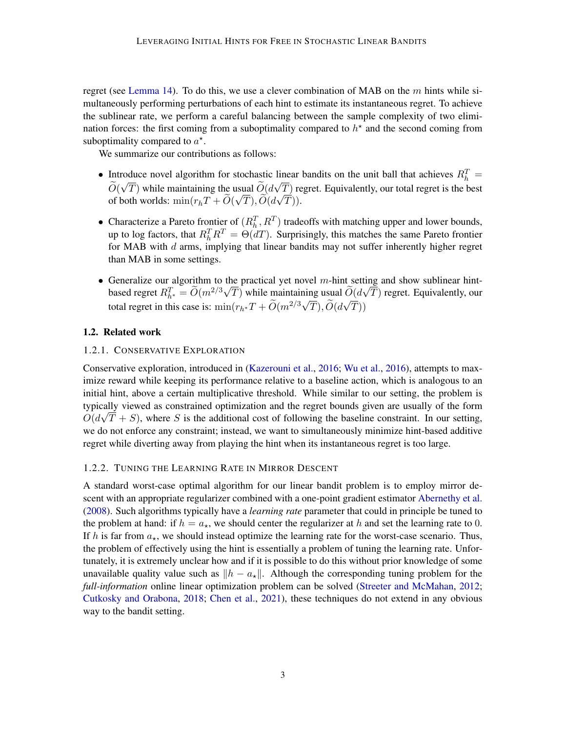regret (see Lemma 14). To do this, we use a clever combination of MAB on the $m$ hints while simultaneously performing perturbations of each hint to estimate its instantaneous regret. To achieve the sublinear rate, we perform a careful balancing between the sample complexity of two elimination forces: the first coming from a suboptimality compared to $h^\star$ and the second coming from suboptimality compared to $a^\star$.

We summarize our contributions as follows:

- Introduce novel algorithm for stochastic linear bandits on the unit ball that achieves $R_h^T = \widetilde{O}(\sqrt{T})$ while maintaining the usual $\widetilde{O}(d\sqrt{T})$ regret. Equivalently, our total regret is the best of both worlds: $\min(r_h T + \widetilde{O}(\sqrt{T}), \widetilde{O}(d\sqrt{T}))$.
- Characterize a Pareto frontier of $(R_h^T, R^T)$ tradeoffs with matching upper and lower bounds, up to log factors, that $R_h^T R^T = \Theta(dT)$. Surprisingly, this matches the same Pareto frontier for MAB with $d$ arms, implying that linear bandits may not suffer inherently higher regret than MAB in some settings.
- Generalize our algorithm to the practical yet novel $m$-hint setting and show sublinear hint-based regret $R_{h^*}^T = \widetilde{O}(m^{2/3}\sqrt{T})$ while maintaining usual $\widetilde{O}(d\sqrt{T})$ regret. Equivalently, our total regret in this case is: $\min(r_{h^*}T + \widetilde{O}(m^{2/3}\sqrt{T}), \widetilde{O}(d\sqrt{T}))$

## 1.2. Related work

### 1.2.1. Conservative Exploration

Conservative exploration, introduced in (Kazerouni et al., 2016; Wu et al., 2016), attempts to maximize reward while keeping its performance relative to a baseline action, which is analogous to an initial hint, above a certain multiplicative threshold. While similar to our setting, the problem is typically viewed as constrained optimization and the regret bounds given are usually of the form $O(d\sqrt{T} + S)$, where $S$ is the additional cost of following the baseline constraint. In our setting, we do not enforce any constraint; instead, we want to simultaneously minimize hint-based additive regret while diverting away from playing the hint when its instantaneous regret is too large.

### 1.2.2. Tuning the Learning Rate in Mirror Descent

A standard worst-case optimal algorithm for our linear bandit problem is to employ mirror descent with an appropriate regularizer combined with a one-point gradient estimator Abernethy et al. (2008). Such algorithms typically have a *learning rate* parameter that could in principle be tuned to the problem at hand: if $h = a_\star$, we should center the regularizer at $h$ and set the learning rate to 0. If $h$ is far from $a_\star$, we should instead optimize the learning rate for the worst-case scenario. Thus, the problem of effectively using the hint is essentially a problem of tuning the learning rate. Unfortunately, it is extremely unclear how and if it is possible to do this without prior knowledge of some unavailable quality value such as $\|h - a_\star\|$. Although the corresponding tuning problem for the *full-information* online linear optimization problem can be solved (Streeter and McMahan, 2012; Cutkosky and Orabona, 2018; Chen et al., 2021), these techniques do not extend in any obvious way to the bandit setting.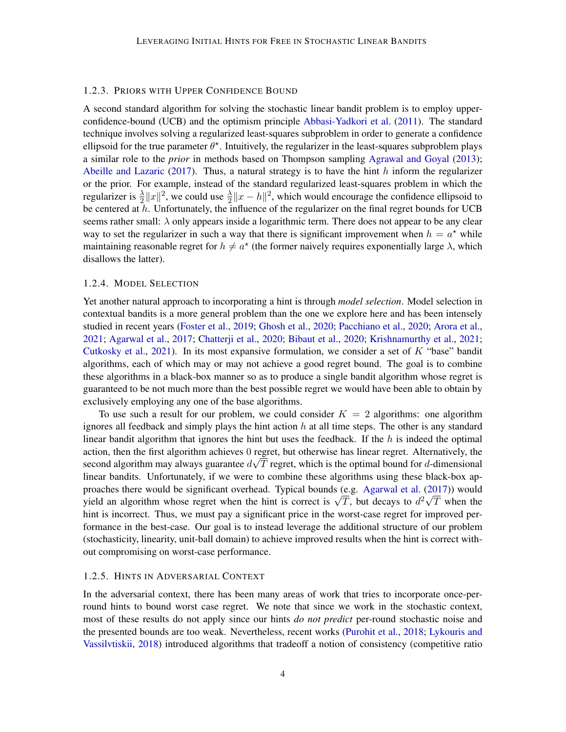### 1.2.3. Priors with Upper Confidence Bound

A second standard algorithm for solving the stochastic linear bandit problem is to employ upper-confidence-bound (UCB) and the optimism principle Abbasi-Yadkori et al. (2011). The standard technique involves solving a regularized least-squares subproblem in order to generate a confidence ellipsoid for the true parameter $\theta^\star$. Intuitively, the regularizer in the least-squares subproblem plays a similar role to the *prior* in methods based on Thompson sampling Agrawal and Goyal (2013); Abeille and Lazaric (2017). Thus, a natural strategy is to have the hint $h$ inform the regularizer or the prior. For example, instead of the standard regularized least-squares problem in which the regularizer is $\frac{\lambda}{2}\|x\|^2$, we could use $\frac{\lambda}{2}\|x - h\|^2$, which would encourage the confidence ellipsoid to be centered at $h$. Unfortunately, the influence of the regularizer on the final regret bounds for UCB seems rather small: $\lambda$ only appears inside a logarithmic term. There does not appear to be any clear way to set the regularizer in such a way that there is significant improvement when $h = a^\star$ while maintaining reasonable regret for $h \neq a^\star$ (the former naively requires exponentially large $\lambda$, which disallows the latter).

### 1.2.4. Model Selection

Yet another natural approach to incorporating a hint is through *model selection*. Model selection in contextual bandits is a more general problem than the one we explore here and has been intensely studied in recent years (Foster et al., 2019; Ghosh et al., 2020; Pacchiano et al., 2020; Arora et al., 2021; Agarwal et al., 2017; Chatterji et al., 2020; Bibaut et al., 2020; Krishnamurthy et al., 2021; Cutkosky et al., 2021). In its most expansive formulation, we consider a set of $K$ "base" bandit algorithms, each of which may or may not achieve a good regret bound. The goal is to combine these algorithms in a black-box manner so as to produce a single bandit algorithm whose regret is guaranteed to be not much more than the best possible regret we would have been able to obtain by exclusively employing any one of the base algorithms.

To use such a result for our problem, we could consider $K = 2$ algorithms: one algorithm ignores all feedback and simply plays the hint action $h$ at all time steps. The other is any standard linear bandit algorithm that ignores the hint but uses the feedback. If the $h$ is indeed the optimal action, then the first algorithm achieves $0$ regret, but otherwise has linear regret. Alternatively, the second algorithm may always guarantee $d\sqrt{T}$ regret, which is the optimal bound for $d$-dimensional linear bandits. Unfortunately, if we were to combine these algorithms using these black-box approaches there would be significant overhead. Typical bounds (e.g. Agarwal et al. (2017)) would yield an algorithm whose regret when the hint is correct is $\sqrt{T}$, but decays to $d^2\sqrt{T}$ when the hint is incorrect. Thus, we must pay a significant price in the worst-case regret for improved performance in the best-case. Our goal is to instead leverage the additional structure of our problem (stochasticity, linearity, unit-ball domain) to achieve improved results when the hint is correct without compromising on worst-case performance.

### 1.2.5. Hints in Adversarial Context

In the adversarial context, there has been many areas of work that tries to incorporate once-per-round hints to bound worst case regret. We note that since we work in the stochastic context, most of these results do not apply since our hints *do not predict* per-round stochastic noise and the presented bounds are too weak. Nevertheless, recent works (Purohit et al., 2018; Lykouris and Vassilvtiskii, 2018) introduced algorithms that tradeoff a notion of consistency (competitive ratio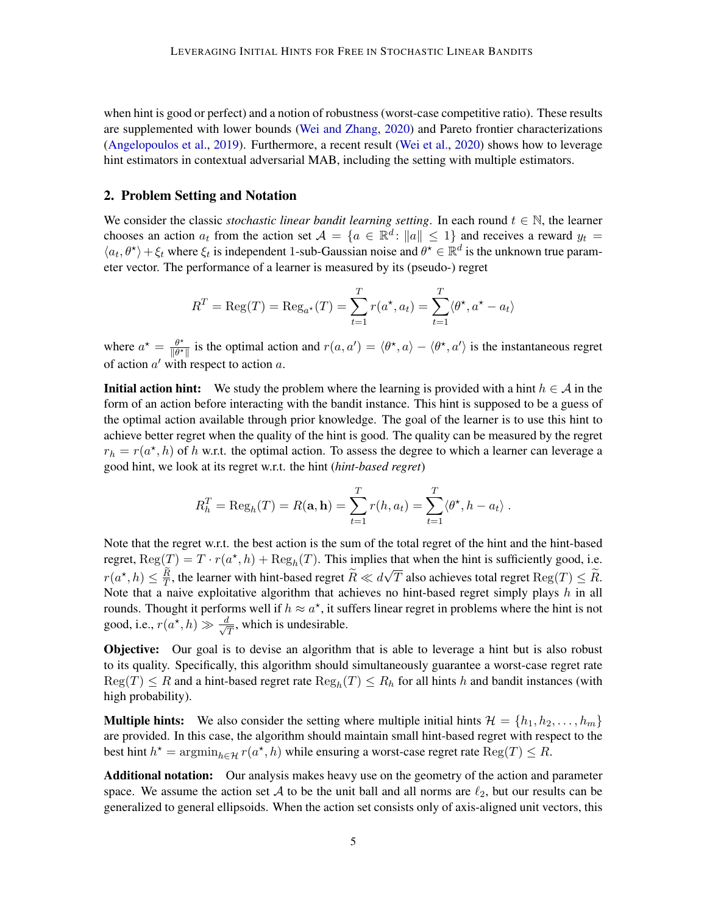when hint is good or perfect) and a notion of robustness (worst-case competitive ratio). These results are supplemented with lower bounds (Wei and Zhang, 2020) and Pareto frontier characterizations (Angelopoulos et al., 2019). Furthermore, a recent result (Wei et al., 2020) shows how to leverage hint estimators in contextual adversarial MAB, including the setting with multiple estimators.

## 2. Problem Setting and Notation

We consider the classic *stochastic linear bandit learning setting*. In each round $t \in \mathbb{N}$, the learner chooses an action $a_t$ from the action set $\mathcal{A} = \{a \in \mathbb{R}^d \colon \|a\| \leq 1\}$ and receives a reward $y_t = \langle a_t, \theta^\star \rangle + \xi_t$ where $\xi_t$ is independent 1-sub-Gaussian noise and $\theta^\star \in \mathbb{R}^d$ is the unknown true parameter vector. The performance of a learner is measured by its (pseudo-) regret

$$R^T = \mathrm{Reg}(T) = \mathrm{Reg}_{a^\star}(T) = \sum_{t=1}^{T} r(a^\star, a_t) = \sum_{t=1}^{T} \langle \theta^\star, a^\star - a_t \rangle$$

where $a^\star = \frac{\theta^\star}{\|\theta^\star\|}$ is the optimal action and $r(a, a') = \langle \theta^\star, a \rangle - \langle \theta^\star, a' \rangle$ is the instantaneous regret of action $a'$ with respect to action $a$.

**Initial action hint:** We study the problem where the learning is provided with a hint $h \in \mathcal{A}$ in the form of an action before interacting with the bandit instance. This hint is supposed to be a guess of the optimal action available through prior knowledge. The goal of the learner is to use this hint to achieve better regret when the quality of the hint is good. The quality can be measured by the regret $r_h = r(a^\star, h)$ of $h$ w.r.t. the optimal action. To assess the degree to which a learner can leverage a good hint, we look at its regret w.r.t. the hint (*hint-based regret*)

$$R_h^T = \mathrm{Reg}_h(T) = R(\mathbf{a}, \mathbf{h}) = \sum_{t=1}^{T} r(h, a_t) = \sum_{t=1}^{T} \langle \theta^\star, h - a_t \rangle \, .$$

Note that the regret w.r.t. the best action is the sum of the total regret of the hint and the hint-based regret, $\mathrm{Reg}(T) = T \cdot r(a^\star, h) + \mathrm{Reg}_h(T)$. This implies that when the hint is sufficiently good, i.e. $r(a^\star, h) \leq \frac{\widetilde{R}}{T}$, the learner with hint-based regret $\widetilde{R} \ll d\sqrt{T}$ also achieves total regret $\mathrm{Reg}(T) \leq \widetilde{R}$. Note that a naive exploitative algorithm that achieves no hint-based regret simply plays $h$ in all rounds. Thought it performs well if $h \approx a^\star$, it suffers linear regret in problems where the hint is not good, i.e., $r(a^\star, h) \gg \frac{d}{\sqrt{T}}$, which is undesirable.

**Objective:** Our goal is to devise an algorithm that is able to leverage a hint but is also robust to its quality. Specifically, this algorithm should simultaneously guarantee a worst-case regret rate $\mathrm{Reg}(T) \leq R$ and a hint-based regret rate $\mathrm{Reg}_h(T) \leq R_h$ for all hints $h$ and bandit instances (with high probability).

**Multiple hints:** We also consider the setting where multiple initial hints $\mathcal{H} = \{h_1, h_2, \ldots, h_m\}$ are provided. In this case, the algorithm should maintain small hint-based regret with respect to the best hint $h^\star = \mathrm{argmin}_{h \in \mathcal{H}} r(a^\star, h)$ while ensuring a worst-case regret rate $\mathrm{Reg}(T) \leq R$.

**Additional notation:** Our analysis makes heavy use on the geometry of the action and parameter space. We assume the action set $\mathcal{A}$ to be the unit ball and all norms are $\ell_2$, but our results can be generalized to general ellipsoids. When the action set consists only of axis-aligned unit vectors, this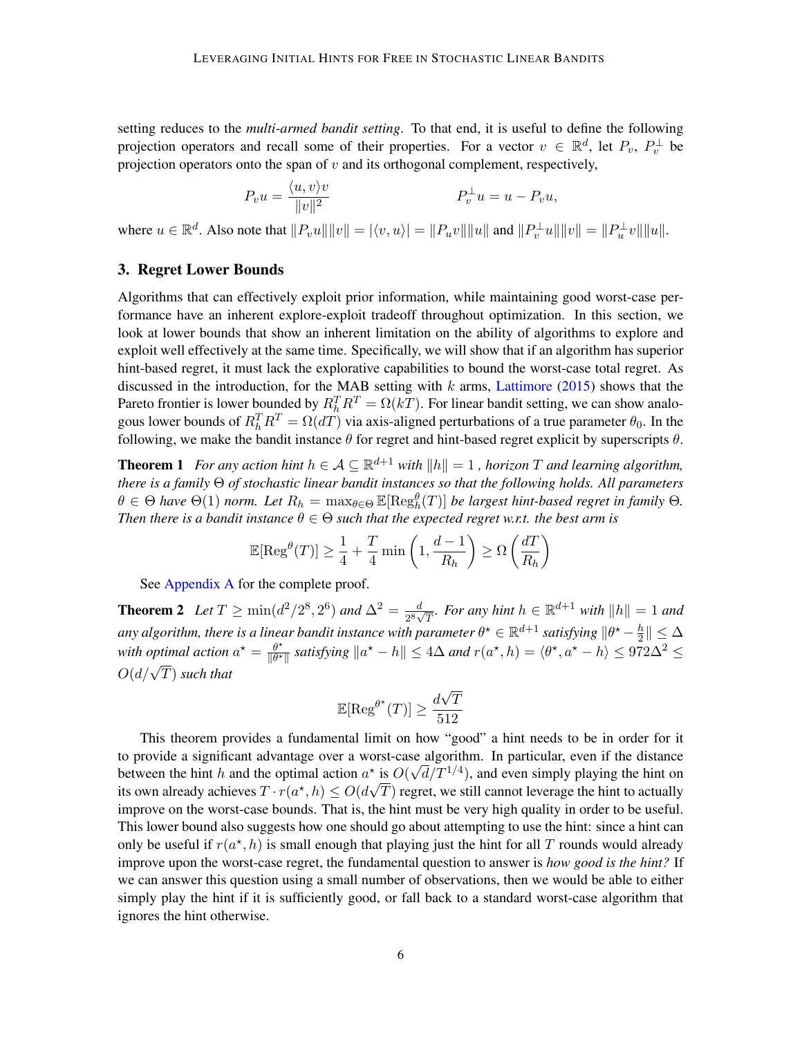setting reduces to the *multi-armed bandit setting*. To that end, it is useful to define the following projection operators and recall some of their properties. For a vector $v \in \mathbb{R}^d$, let $P_v$, $P_v^\perp$ be projection operators onto the span of $v$ and its orthogonal complement, respectively,

$$P_v u = \frac{\langle u, v\rangle v}{\|v\|^2} \qquad\qquad P_v^\perp u = u - P_v u,$$

where $u \in \mathbb{R}^d$. Also note that $\|P_v u\|\|v\| = |\langle v, u\rangle| = \|P_u v\|\|u\|$ and $\|P_v^\perp u\|\|v\| = \|P_u^\perp v\|\|u\|$.

## 3. Regret Lower Bounds

Algorithms that can effectively exploit prior information, while maintaining good worst-case performance have an inherent explore-exploit tradeoff throughout optimization. In this section, we look at lower bounds that show an inherent limitation on the ability of algorithms to explore and exploit well effectively at the same time. Specifically, we will show that if an algorithm has superior hint-based regret, it must lack the explorative capabilities to bound the worst-case total regret. As discussed in the introduction, for the MAB setting with $k$ arms, Lattimore (2015) shows that the Pareto frontier is lower bounded by $R_h^T R^T = \Omega(kT)$. For linear bandit setting, we can show analogous lower bounds of $R_h^T R^T = \Omega(dT)$ via axis-aligned perturbations of a true parameter $\theta_0$. In the following, we make the bandit instance $\theta$ for regret and hint-based regret explicit by superscripts $\theta$.

**Theorem 1** *For any action hint $h \in \mathcal{A} \subseteq \mathbb{R}^{d+1}$ with $\|h\| = 1$ , horizon $T$ and learning algorithm, there is a family $\Theta$ of stochastic linear bandit instances so that the following holds. All parameters $\theta \in \Theta$ have $\Theta(1)$ norm. Let $R_h = \max_{\theta\in\Theta} \mathbb{E}[\mathrm{Reg}_h^\theta(T)]$ be largest hint-based regret in family $\Theta$. Then there is a bandit instance $\theta \in \Theta$ such that the expected regret w.r.t. the best arm is*

$$\mathbb{E}[\mathrm{Reg}^\theta(T)] \geq \frac{1}{4} + \frac{T}{4}\min\left(1, \frac{d-1}{R_h}\right) \geq \Omega\left(\frac{dT}{R_h}\right)$$

See Appendix A for the complete proof.

**Theorem 2** *Let $T \geq \min(d^2/2^8, 2^6)$ and $\Delta^2 = \frac{d}{2^8\sqrt{T}}$. For any hint $h \in \mathbb{R}^{d+1}$ with $\|h\| = 1$ and any algorithm, there is a linear bandit instance with parameter $\theta^\star \in \mathbb{R}^{d+1}$ satisfying $\|\theta^\star - \frac{h}{2}\| \leq \Delta$ with optimal action $a^\star = \frac{\theta^\star}{\|\theta^\star\|}$ satisfying $\|a^\star - h\| \leq 4\Delta$ and $r(a^\star, h) = \langle\theta^\star, a^\star - h\rangle \leq 972\Delta^2 \leq O(d/\sqrt{T})$ such that*

$$\mathbb{E}[\mathrm{Reg}^{\theta^\star}(T)] \geq \frac{d\sqrt{T}}{512}$$

This theorem provides a fundamental limit on how "good" a hint needs to be in order for it to provide a significant advantage over a worst-case algorithm. In particular, even if the distance between the hint $h$ and the optimal action $a^\star$ is $O(\sqrt{d}/T^{1/4})$, and even simply playing the hint on its own already achieves $T \cdot r(a^\star, h) \leq O(d\sqrt{T})$ regret, we still cannot leverage the hint to actually improve on the worst-case bounds. That is, the hint must be very high quality in order to be useful. This lower bound also suggests how one should go about attempting to use the hint: since a hint can only be useful if $r(a^\star, h)$ is small enough that playing just the hint for all $T$ rounds would already improve upon the worst-case regret, the fundamental question to answer is *how good is the hint?* If we can answer this question using a small number of observations, then we would be able to either simply play the hint if it is sufficiently good, or fall back to a standard worst-case algorithm that ignores the hint otherwise.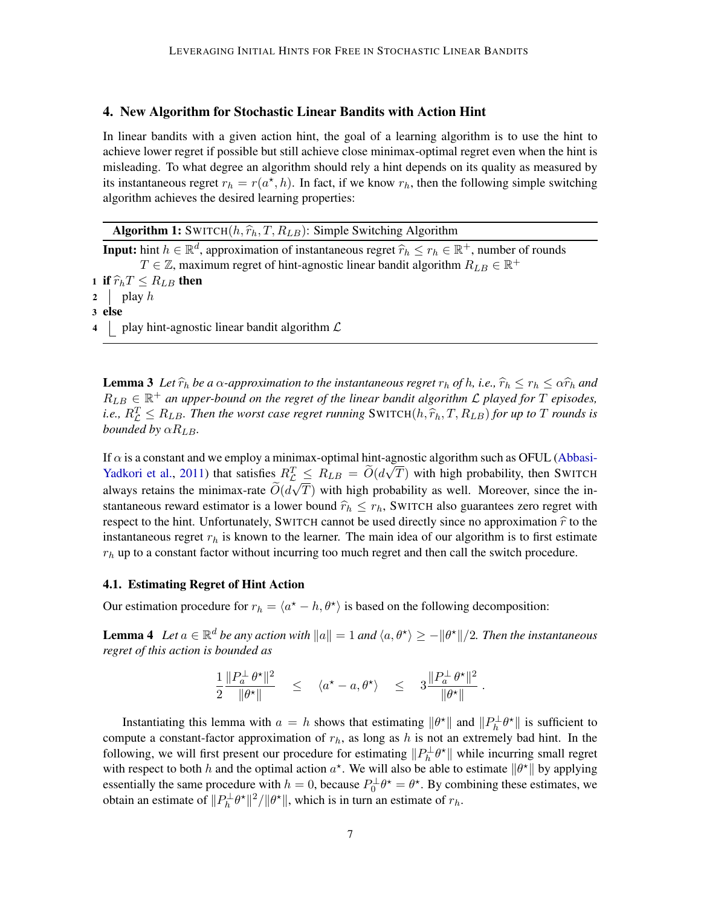## 4. New Algorithm for Stochastic Linear Bandits with Action Hint

In linear bandits with a given action hint, the goal of a learning algorithm is to use the hint to achieve lower regret if possible but still achieve close minimax-optimal regret even when the hint is misleading. To what degree an algorithm should rely a hint depends on its quality as measured by its instantaneous regret $r_h = r(a^\star, h)$. In fact, if we know $r_h$, then the following simple switching algorithm achieves the desired learning properties:

---

**Algorithm 1:** SWITCH$(h, \widehat{r}_h, T, R_{LB})$: Simple Switching Algorithm

---

**Input:** hint $h \in \mathbb{R}^d$, approximation of instantaneous regret $\widehat{r}_h \leq r_h \in \mathbb{R}^+$, number of rounds $T \in \mathbb{Z}$, maximum regret of hint-agnostic linear bandit algorithm $R_{LB} \in \mathbb{R}^+$

```
1 if r̂_h T ≤ R_LB then
2 |   play h
3 else
4 |   play hint-agnostic linear bandit algorithm 𝓛
```

---

**Lemma 3** *Let $\widehat{r}_h$ be a $\alpha$-approximation to the instantaneous regret $r_h$ of $h$, i.e., $\widehat{r}_h \leq r_h \leq \alpha \widehat{r}_h$ and $R_{LB} \in \mathbb{R}^+$ an upper-bound on the regret of the linear bandit algorithm $\mathcal{L}$ played for $T$ episodes, i.e., $R^T_{\mathcal{L}} \leq R_{LB}$. Then the worst case regret running* SWITCH$(h, \widehat{r}_h, T, R_{LB})$ *for up to $T$ rounds is bounded by $\alpha R_{LB}$.*

If $\alpha$ is a constant and we employ a minimax-optimal hint-agnostic algorithm such as OFUL (Abbasi-Yadkori et al., 2011) that satisfies $R^T_{\mathcal{L}} \leq R_{LB} = \widetilde{O}(d\sqrt{T})$ with high probability, then SWITCH always retains the minimax-rate $\widetilde{O}(d\sqrt{T})$ with high probability as well. Moreover, since the instantaneous reward estimator is a lower bound $\widehat{r}_h \leq r_h$, SWITCH also guarantees zero regret with respect to the hint. Unfortunately, SWITCH cannot be used directly since no approximation $\widehat{r}$ to the instantaneous regret $r_h$ is known to the learner. The main idea of our algorithm is to first estimate $r_h$ up to a constant factor without incurring too much regret and then call the switch procedure.

### 4.1. Estimating Regret of Hint Action

Our estimation procedure for $r_h = \langle a^\star - h, \theta^\star \rangle$ is based on the following decomposition:

**Lemma 4** *Let $a \in \mathbb{R}^d$ be any action with $\|a\| = 1$ and $\langle a, \theta^\star \rangle \geq -\|\theta^\star\|/2$. Then the instantaneous regret of this action is bounded as*

$$\frac{1}{2} \frac{\|P^\perp_a \theta^\star\|^2}{\|\theta^\star\|} \quad \leq \quad \langle a^\star - a, \theta^\star \rangle \quad \leq \quad 3 \frac{\|P^\perp_a \theta^\star\|^2}{\|\theta^\star\|} .$$

Instantiating this lemma with $a = h$ shows that estimating $\|\theta^\star\|$ and $\|P^\perp_h \theta^\star\|$ is sufficient to compute a constant-factor approximation of $r_h$, as long as $h$ is not an extremely bad hint. In the following, we will first present our procedure for estimating $\|P^\perp_h \theta^\star\|$ while incurring small regret with respect to both $h$ and the optimal action $a^\star$. We will also be able to estimate $\|\theta^\star\|$ by applying essentially the same procedure with $h = 0$, because $P^\perp_0 \theta^\star = \theta^\star$. By combining these estimates, we obtain an estimate of $\|P^\perp_h \theta^\star\|^2 / \|\theta^\star\|$, which is in turn an estimate of $r_h$.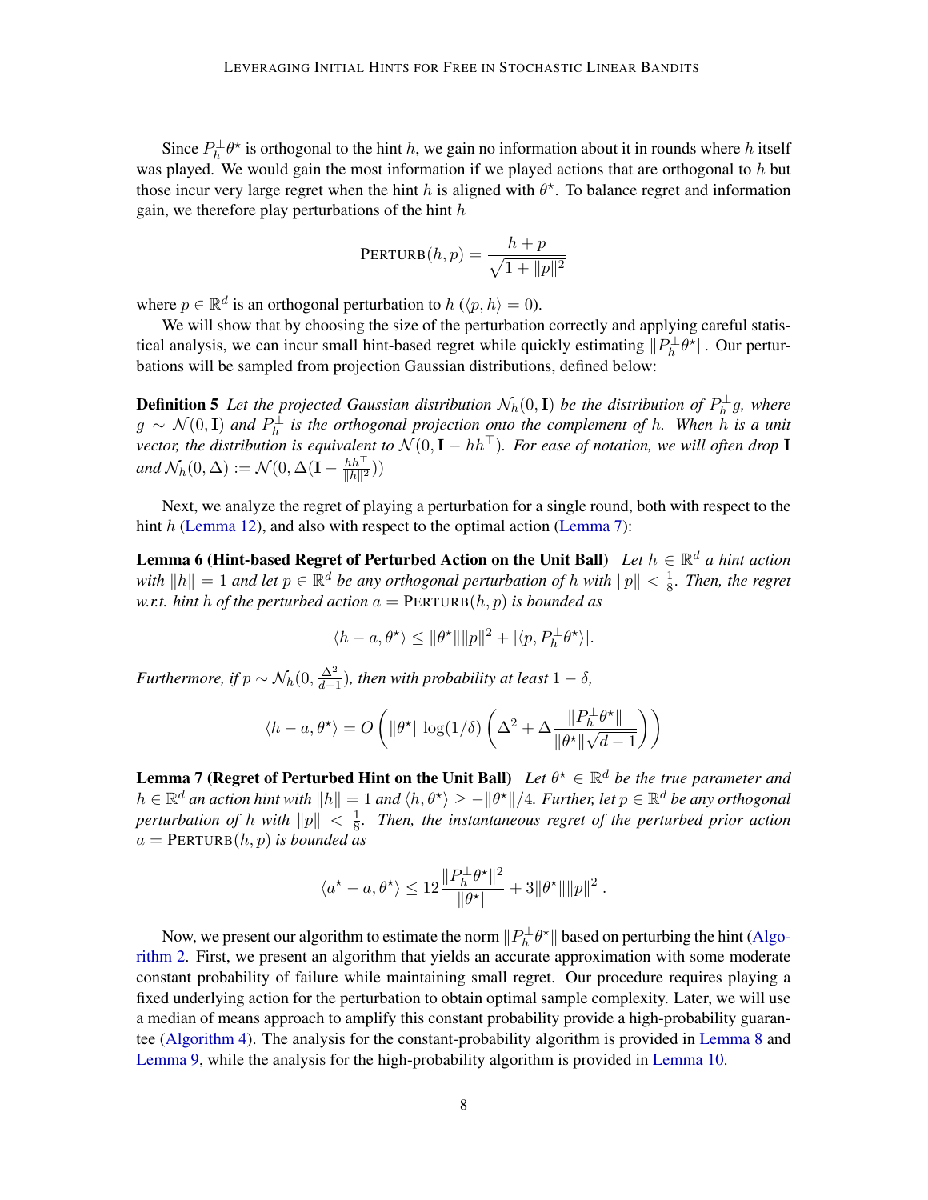Since $P_h^{\perp}\theta^\star$ is orthogonal to the hint $h$, we gain no information about it in rounds where $h$ itself was played. We would gain the most information if we played actions that are orthogonal to $h$ but those incur very large regret when the hint $h$ is aligned with $\theta^\star$. To balance regret and information gain, we therefore play perturbations of the hint $h$

$$\textsc{Perturb}(h, p) = \frac{h + p}{\sqrt{1 + \|p\|^2}}$$

where $p \in \mathbb{R}^d$ is an orthogonal perturbation to $h$ ($\langle p, h\rangle = 0$).

We will show that by choosing the size of the perturbation correctly and applying careful statistical analysis, we can incur small hint-based regret while quickly estimating $\|P_h^{\perp}\theta^\star\|$. Our perturbations will be sampled from projection Gaussian distributions, defined below:

**Definition 5** *Let the projected Gaussian distribution $\mathcal{N}_h(0, \mathbf{I})$ be the distribution of $P_h^{\perp} g$, where $g \sim \mathcal{N}(0, \mathbf{I})$ and $P_h^{\perp}$ is the orthogonal projection onto the complement of $h$. When $h$ is a unit vector, the distribution is equivalent to $\mathcal{N}(0, \mathbf{I} - hh^\top)$. For ease of notation, we will often drop $\mathbf{I}$ and $\mathcal{N}_h(0, \Delta) := \mathcal{N}(0, \Delta(\mathbf{I} - \frac{hh^\top}{\|h\|^2}))$*

Next, we analyze the regret of playing a perturbation for a single round, both with respect to the hint $h$ (Lemma 12), and also with respect to the optimal action (Lemma 7):

**Lemma 6 (Hint-based Regret of Perturbed Action on the Unit Ball)** *Let $h \in \mathbb{R}^d$ a hint action with $\|h\| = 1$ and let $p \in \mathbb{R}^d$ be any orthogonal perturbation of $h$ with $\|p\| < \frac{1}{8}$. Then, the regret w.r.t. hint $h$ of the perturbed action $a = \textsc{Perturb}(h, p)$ is bounded as*

$$\langle h - a, \theta^\star\rangle \leq \|\theta^\star\|\|p\|^2 + |\langle p, P_h^{\perp}\theta^\star\rangle|.$$

*Furthermore, if $p \sim \mathcal{N}_h(0, \frac{\Delta^2}{d-1})$, then with probability at least $1 - \delta$,*

$$\langle h - a, \theta^\star\rangle = O\left(\|\theta^\star\| \log(1/\delta)\left(\Delta^2 + \Delta\frac{\|P_h^{\perp}\theta^\star\|}{\|\theta^\star\|\sqrt{d-1}}\right)\right)$$

**Lemma 7 (Regret of Perturbed Hint on the Unit Ball)** *Let $\theta^\star \in \mathbb{R}^d$ be the true parameter and $h \in \mathbb{R}^d$ an action hint with $\|h\| = 1$ and $\langle h, \theta^\star\rangle \geq -\|\theta^\star\|/4$. Further, let $p \in \mathbb{R}^d$ be any orthogonal perturbation of $h$ with $\|p\| < \frac{1}{8}$. Then, the instantaneous regret of the perturbed prior action $a = \textsc{Perturb}(h, p)$ is bounded as*

$$\langle a^\star - a, \theta^\star\rangle \leq 12\frac{\|P_h^{\perp}\theta^\star\|^2}{\|\theta^\star\|} + 3\|\theta^\star\|\|p\|^2\,.$$

Now, we present our algorithm to estimate the norm $\|P_h^{\perp}\theta^\star\|$ based on perturbing the hint (Algorithm 2. First, we present an algorithm that yields an accurate approximation with some moderate constant probability of failure while maintaining small regret. Our procedure requires playing a fixed underlying action for the perturbation to obtain optimal sample complexity. Later, we will use a median of means approach to amplify this constant probability provide a high-probability guarantee (Algorithm 4). The analysis for the constant-probability algorithm is provided in Lemma 8 and Lemma 9, while the analysis for the high-probability algorithm is provided in Lemma 10.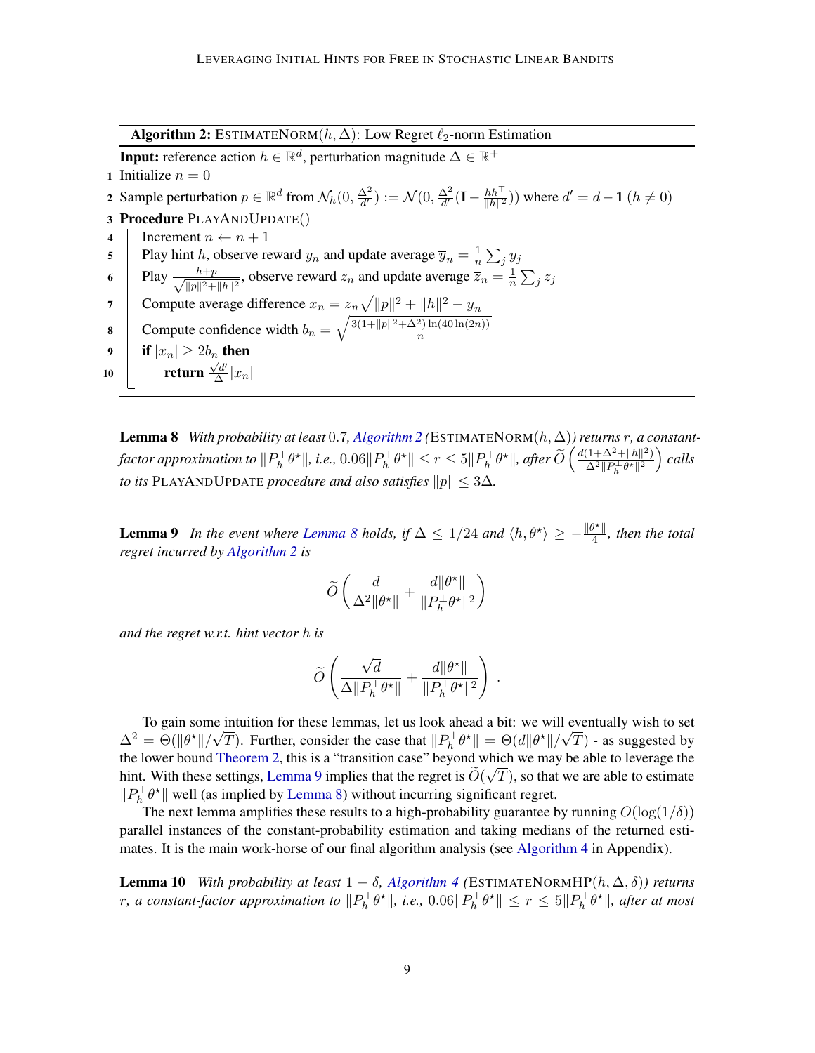**Algorithm 2:** ESTIMATENORM$(h, \Delta)$: Low Regret $\ell_2$-norm Estimation

```
Input: reference action h ∈ R^d, perturbation magnitude Δ ∈ R^+
1  Initialize n = 0
2  Sample perturbation p ∈ R^d from N_h(0, Δ²/d') := N(0, Δ²/d' (I − hh^T/‖h‖²)) where d' = d − 1 (h ≠ 0)
3  Procedure PLAYANDUPDATE()
4      Increment n ← n + 1
5      Play hint h, observe reward y_n and update average ȳ_n = (1/n) Σ_j y_j
6      Play (h+p)/sqrt(‖p‖² + ‖h‖²), observe reward z_n and update average z̄_n = (1/n) Σ_j z_j
7      Compute average difference x̄_n = z̄_n sqrt(‖p‖² + ‖h‖²) − ȳ_n
8      Compute confidence width b_n = sqrt( 3(1+‖p‖²+Δ²) ln(40 ln(2n)) / n )
9      if |x_n| ≥ 2b_n then
10         return (sqrt(d')/Δ) |x̄_n|
```

**Lemma 8** *With probability at least* 0.7*, Algorithm 2 (*ESTIMATENORM$(h, \Delta)$*) returns* $r$*, a constant-factor approximation to* $\|P_h^{\perp}\theta^{\star}\|$*, i.e.,* $0.06\|P_h^{\perp}\theta^{\star}\| \leq r \leq 5\|P_h^{\perp}\theta^{\star}\|$*, after* $\widetilde{O}\left(\frac{d(1+\Delta^2+\|h\|^2)}{\Delta^2\|P_h^{\perp}\theta^{\star}\|^2}\right)$ *calls to its* PLAYANDUPDATE *procedure and also satisfies* $\|p\| \leq 3\Delta$*.*

**Lemma 9** *In the event where Lemma 8 holds, if* $\Delta \leq 1/24$ *and* $\langle h, \theta^{\star}\rangle \geq -\frac{\|\theta^{\star}\|}{4}$*, then the total regret incurred by Algorithm 2 is*

$$\widetilde{O}\left(\frac{d}{\Delta^2\|\theta^{\star}\|} + \frac{d\|\theta^{\star}\|}{\|P_h^{\perp}\theta^{\star}\|^2}\right)$$

*and the regret w.r.t. hint vector* $h$ *is*

$$\widetilde{O}\left(\frac{\sqrt{d}}{\Delta\|P_h^{\perp}\theta^{\star}\|} + \frac{d\|\theta^{\star}\|}{\|P_h^{\perp}\theta^{\star}\|^2}\right).$$

To gain some intuition for these lemmas, let us look ahead a bit: we will eventually wish to set $\Delta^2 = \Theta(\|\theta^{\star}\|/\sqrt{T})$. Further, consider the case that $\|P_h^{\perp}\theta^{\star}\| = \Theta(d\|\theta^{\star}\|/\sqrt{T})$ - as suggested by the lower bound Theorem 2, this is a "transition case" beyond which we may be able to leverage the hint. With these settings, Lemma 9 implies that the regret is $\widetilde{O}(\sqrt{T})$, so that we are able to estimate $\|P_h^{\perp}\theta^{\star}\|$ well (as implied by Lemma 8) without incurring significant regret.

The next lemma amplifies these results to a high-probability guarantee by running $O(\log(1/\delta))$ parallel instances of the constant-probability estimation and taking medians of the returned estimates. It is the main work-horse of our final algorithm analysis (see Algorithm 4 in Appendix).

**Lemma 10** *With probability at least* $1-\delta$*, Algorithm 4 (*ESTIMATENORMHP$(h, \Delta, \delta)$*) returns* $r$*, a constant-factor approximation to* $\|P_h^{\perp}\theta^{\star}\|$*, i.e.,* $0.06\|P_h^{\perp}\theta^{\star}\| \leq r \leq 5\|P_h^{\perp}\theta^{\star}\|$*, after at most*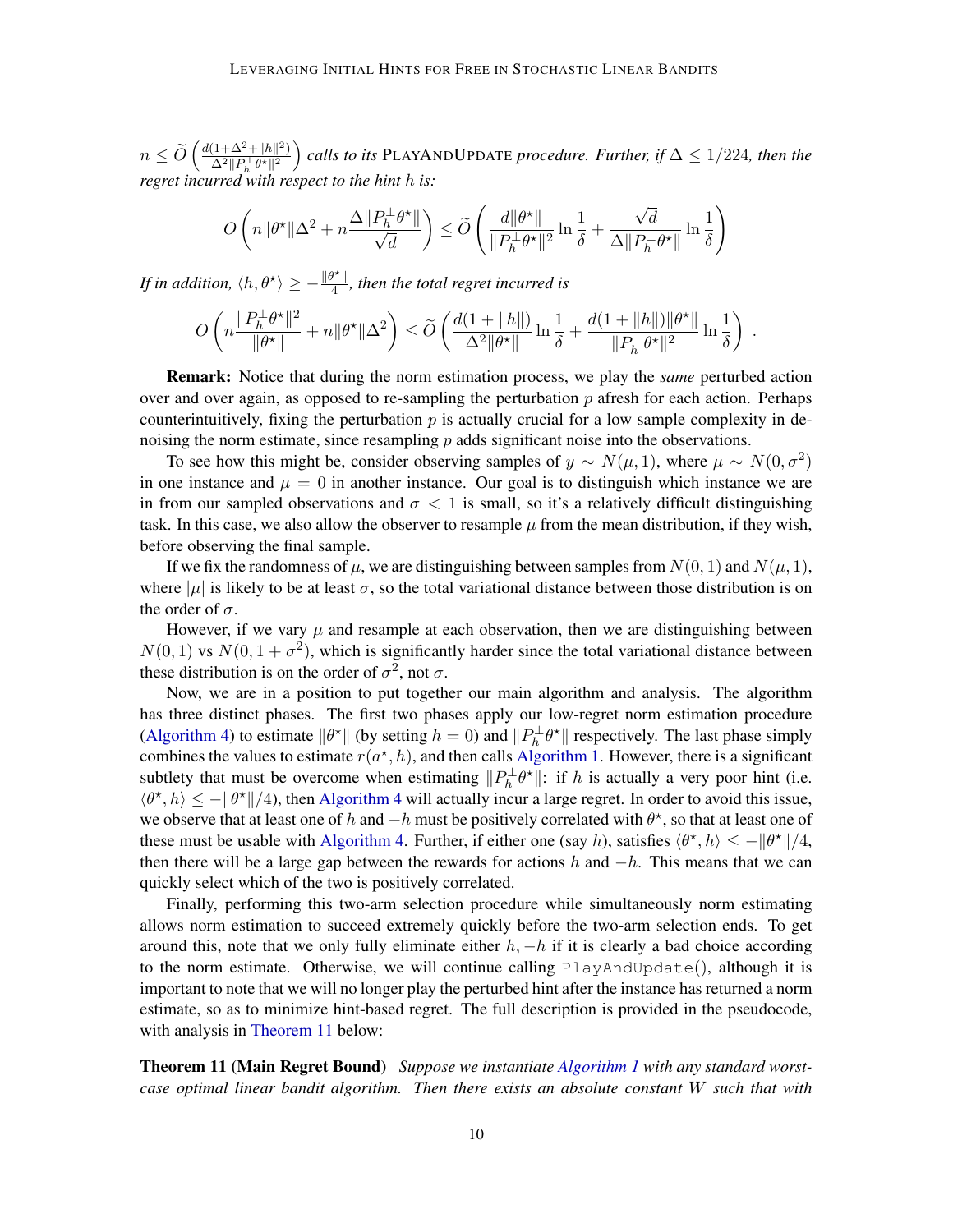*$n \le \widetilde{O}\left(\frac{d(1+\Delta^2+\|h\|^2)}{\Delta^2\|P_h^\perp\theta^\star\|^2}\right)$ calls to its* PlayAndUpdate *procedure. Further, if $\Delta \le 1/224$, then the regret incurred with respect to the hint $h$ is:*

$$O\left(n\|\theta^\star\|\Delta^2 + n\frac{\Delta\|P_h^\perp\theta^\star\|}{\sqrt{d}}\right) \le \widetilde{O}\left(\frac{d\|\theta^\star\|}{\|P_h^\perp\theta^\star\|^2}\ln\frac{1}{\delta} + \frac{\sqrt{d}}{\Delta\|P_h^\perp\theta^\star\|}\ln\frac{1}{\delta}\right)$$

*If in addition, $\langle h, \theta^\star\rangle \ge -\frac{\|\theta^\star\|}{4}$, then the total regret incurred is*

$$O\left(n\frac{\|P_h^\perp\theta^\star\|^2}{\|\theta^\star\|} + n\|\theta^\star\|\Delta^2\right) \le \widetilde{O}\left(\frac{d(1+\|h\|)}{\Delta^2\|\theta^\star\|}\ln\frac{1}{\delta} + \frac{d(1+\|h\|)\|\theta^\star\|}{\|P_h^\perp\theta^\star\|^2}\ln\frac{1}{\delta}\right).$$

**Remark:** Notice that during the norm estimation process, we play the *same* perturbed action over and over again, as opposed to re-sampling the perturbation $p$ afresh for each action. Perhaps counterintuitively, fixing the perturbation $p$ is actually crucial for a low sample complexity in de-noising the norm estimate, since resampling $p$ adds significant noise into the observations.

To see how this might be, consider observing samples of $y \sim N(\mu, 1)$, where $\mu \sim N(0, \sigma^2)$ in one instance and $\mu = 0$ in another instance. Our goal is to distinguish which instance we are in from our sampled observations and $\sigma < 1$ is small, so it's a relatively difficult distinguishing task. In this case, we also allow the observer to resample $\mu$ from the mean distribution, if they wish, before observing the final sample.

If we fix the randomness of $\mu$, we are distinguishing between samples from $N(0, 1)$ and $N(\mu, 1)$, where $|\mu|$ is likely to be at least $\sigma$, so the total variational distance between those distribution is on the order of $\sigma$.

However, if we vary $\mu$ and resample at each observation, then we are distinguishing between $N(0, 1)$ vs $N(0, 1 + \sigma^2)$, which is significantly harder since the total variational distance between these distribution is on the order of $\sigma^2$, not $\sigma$.

Now, we are in a position to put together our main algorithm and analysis. The algorithm has three distinct phases. The first two phases apply our low-regret norm estimation procedure (Algorithm 4) to estimate $\|\theta^\star\|$ (by setting $h = 0$) and $\|P_h^\perp\theta^\star\|$ respectively. The last phase simply combines the values to estimate $r(a^\star, h)$, and then calls Algorithm 1. However, there is a significant subtlety that must be overcome when estimating $\|P_h^\perp\theta^\star\|$: if $h$ is actually a very poor hint (i.e. $\langle\theta^\star, h\rangle \le -\|\theta^\star\|/4$), then Algorithm 4 will actually incur a large regret. In order to avoid this issue, we observe that at least one of $h$ and $-h$ must be positively correlated with $\theta^\star$, so that at least one of these must be usable with Algorithm 4. Further, if either one (say $h$), satisfies $\langle\theta^\star, h\rangle \le -\|\theta^\star\|/4$, then there will be a large gap between the rewards for actions $h$ and $-h$. This means that we can quickly select which of the two is positively correlated.

Finally, performing this two-arm selection procedure while simultaneously norm estimating allows norm estimation to succeed extremely quickly before the two-arm selection ends. To get around this, note that we only fully eliminate either $h, -h$ if it is clearly a bad choice according to the norm estimate. Otherwise, we will continue calling `PlayAndUpdate()`, although it is important to note that we will no longer play the perturbed hint after the instance has returned a norm estimate, so as to minimize hint-based regret. The full description is provided in the pseudocode, with analysis in Theorem 11 below:

**Theorem 11 (Main Regret Bound)** *Suppose we instantiate Algorithm 1 with any standard worst-case optimal linear bandit algorithm. Then there exists an absolute constant $W$ such that with*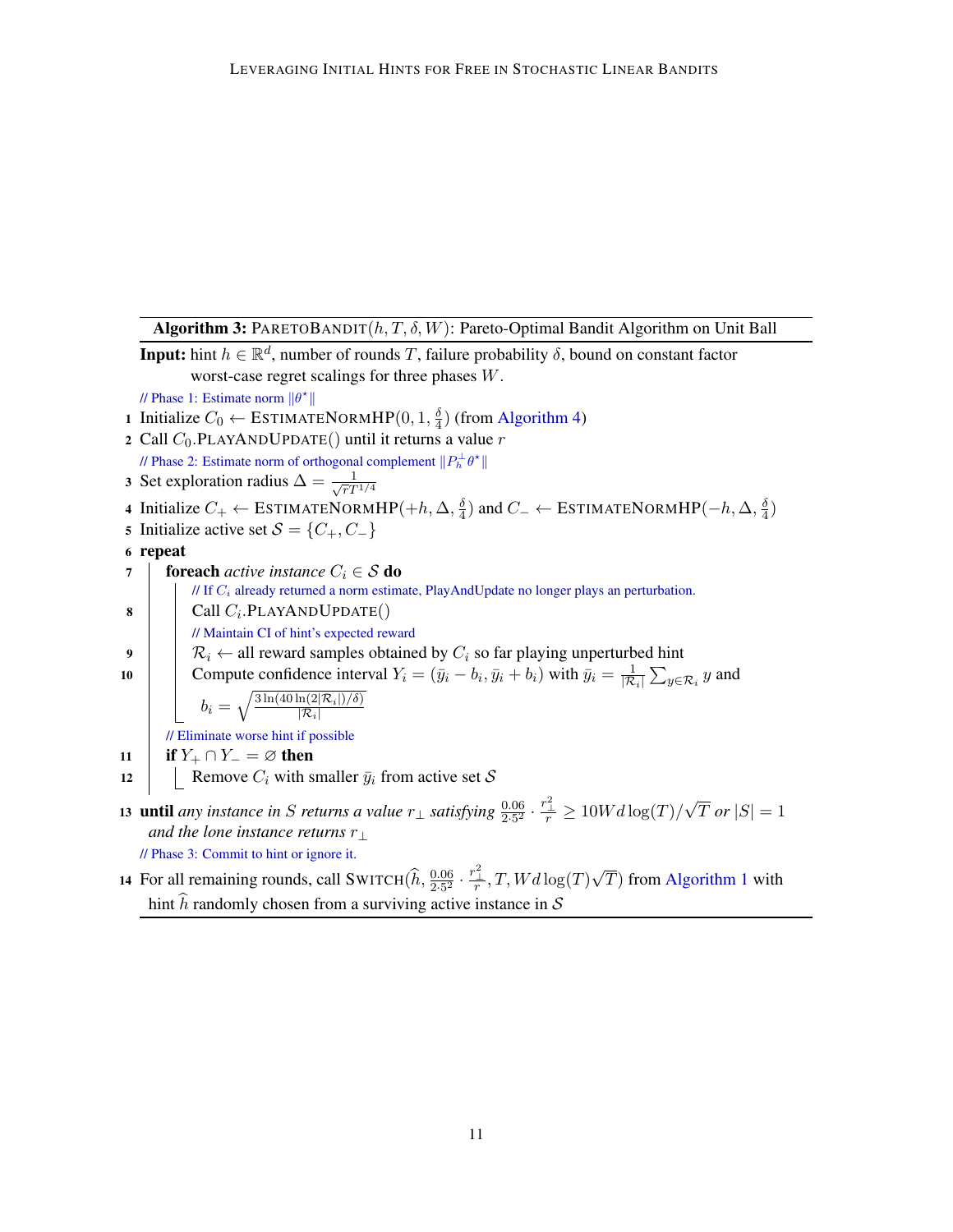**Algorithm 3:** PARETOBANDIT$(h, T, \delta, W)$: Pareto-Optimal Bandit Algorithm on Unit Ball

**Input:** hint $h \in \mathbb{R}^d$, number of rounds $T$, failure probability $\delta$, bound on constant factor worst-case regret scalings for three phases $W$.

// Phase 1: Estimate norm $\|\theta^\star\|$

1. Initialize $C_0 \leftarrow$ ESTIMATENORMHP$(0, 1, \frac{\delta}{4})$ (from Algorithm 4)
2. Call $C_0$.PLAYANDUPDATE() until it returns a value $r$

// Phase 2: Estimate norm of orthogonal complement $\|P_h^\perp \theta^\star\|$

3. Set exploration radius $\Delta = \frac{1}{\sqrt{r}T^{1/4}}$
4. Initialize $C_+ \leftarrow$ ESTIMATENORMHP$(+h, \Delta, \frac{\delta}{4})$ and $C_- \leftarrow$ ESTIMATENORMHP$(-h, \Delta, \frac{\delta}{4})$
5. Initialize active set $\mathcal{S} = \{C_+, C_-\}$
6. **repeat**
7. &nbsp;&nbsp;&nbsp;&nbsp;**foreach** *active instance* $C_i \in \mathcal{S}$ **do**
   &nbsp;&nbsp;&nbsp;&nbsp;&nbsp;&nbsp;&nbsp;&nbsp;// If $C_i$ already returned a norm estimate, PlayAndUpdate no longer plays an perturbation.
8. &nbsp;&nbsp;&nbsp;&nbsp;&nbsp;&nbsp;&nbsp;&nbsp;Call $C_i$.PLAYANDUPDATE()
   &nbsp;&nbsp;&nbsp;&nbsp;&nbsp;&nbsp;&nbsp;&nbsp;// Maintain CI of hint's expected reward
9. &nbsp;&nbsp;&nbsp;&nbsp;&nbsp;&nbsp;&nbsp;&nbsp;$\mathcal{R}_i \leftarrow$ all reward samples obtained by $C_i$ so far playing unperturbed hint
10. &nbsp;&nbsp;&nbsp;&nbsp;&nbsp;&nbsp;&nbsp;Compute confidence interval $Y_i = (\bar{y}_i - b_i, \bar{y}_i + b_i)$ with $\bar{y}_i = \frac{1}{|\mathcal{R}_i|}\sum_{y \in \mathcal{R}_i} y$ and $b_i = \sqrt{\frac{3\ln(40\ln(2|\mathcal{R}_i|)/\delta)}{|\mathcal{R}_i|}}$
   &nbsp;&nbsp;&nbsp;&nbsp;// Eliminate worse hint if possible
11. &nbsp;&nbsp;&nbsp;**if** $Y_+ \cap Y_- = \varnothing$ **then**
12. &nbsp;&nbsp;&nbsp;&nbsp;&nbsp;&nbsp;&nbsp;Remove $C_i$ with smaller $\bar{y}_i$ from active set $\mathcal{S}$
13. **until** *any instance in $S$ returns a value $r_\perp$ satisfying $\frac{0.06}{2 \cdot 5^2} \cdot \frac{r_\perp^2}{r} \geq 10Wd\log(T)/\sqrt{T}$ or $|S| = 1$ and the lone instance returns $r_\perp$*

// Phase 3: Commit to hint or ignore it.

14. For all remaining rounds, call SWITCH$(\widehat{h}, \frac{0.06}{2 \cdot 5^2} \cdot \frac{r_\perp^2}{r}, T, Wd\log(T)\sqrt{T})$ from Algorithm 1 with hint $\widehat{h}$ randomly chosen from a surviving active instance in $\mathcal{S}$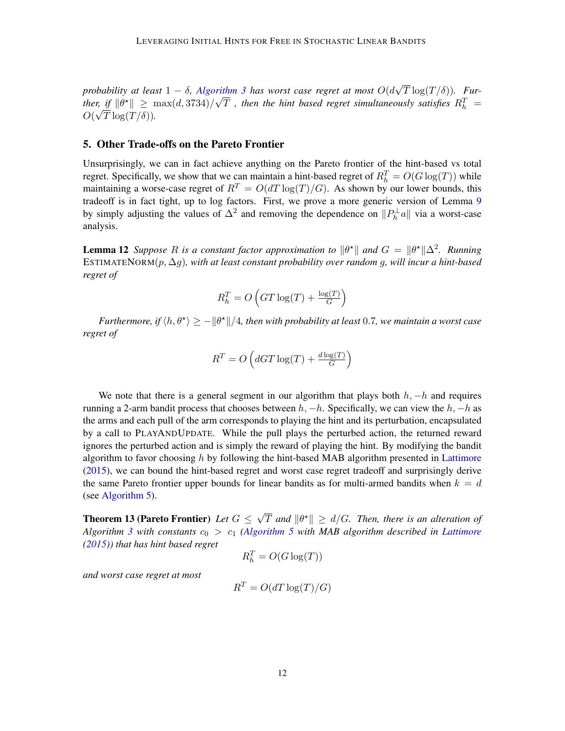*probability at least $1 - \delta$, Algorithm 3 has worst case regret at most $O(d\sqrt{T}\log(T/\delta))$. Further, if $\|\theta^\star\| \geq \max(d, 3734)/\sqrt{T}$ , then the hint based regret simultaneously satisfies $R_h^T = O(\sqrt{T}\log(T/\delta))$.*

## 5. Other Trade-offs on the Pareto Frontier

Unsurprisingly, we can in fact achieve anything on the Pareto frontier of the hint-based vs total regret. Specifically, we show that we can maintain a hint-based regret of $R_h^T = O(G\log(T))$ while maintaining a worse-case regret of $R^T = O(dT\log(T)/G)$. As shown by our lower bounds, this tradeoff is in fact tight, up to log factors. First, we prove a more generic version of Lemma 9 by simply adjusting the values of $\Delta^2$ and removing the dependence on $\|P_h^\perp a\|$ via a worst-case analysis.

**Lemma 12** *Suppose $R$ is a constant factor approximation to $\|\theta^\star\|$ and $G = \|\theta^\star\|\Delta^2$. Running* EstimateNorm$(p, \Delta g)$*, with at least constant probability over random $g$, will incur a hint-based regret of*

$$R_h^T = O\left(GT\log(T) + \tfrac{\log(T)}{G}\right)$$

*Furthermore, if $\langle h, \theta^\star\rangle \geq -\|\theta^\star\|/4$, then with probability at least $0.7$, we maintain a worst case regret of*

$$R^T = O\left(dGT\log(T) + \tfrac{d\log(T)}{G}\right)$$

We note that there is a general segment in our algorithm that plays both $h, -h$ and requires running a 2-arm bandit process that chooses between $h, -h$. Specifically, we can view the $h, -h$ as the arms and each pull of the arm corresponds to playing the hint and its perturbation, encapsulated by a call to PlayAndUpdate. While the pull plays the perturbed action, the returned reward ignores the perturbed action and is simply the reward of playing the hint. By modifying the bandit algorithm to favor choosing $h$ by following the hint-based MAB algorithm presented in Lattimore (2015), we can bound the hint-based regret and worst case regret tradeoff and surprisingly derive the same Pareto frontier upper bounds for linear bandits as for multi-armed bandits when $k = d$ (see Algorithm 5).

**Theorem 13 (Pareto Frontier)** *Let $G \leq \sqrt{T}$ and $\|\theta^\star\| \geq d/G$. Then, there is an alteration of Algorithm 3 with constants $c_0 > c_1$ (Algorithm 5 with MAB algorithm described in Lattimore (2015)) that has hint based regret*

$$R_h^T = O(G\log(T))$$

*and worst case regret at most*

$$R^T = O(dT\log(T)/G)$$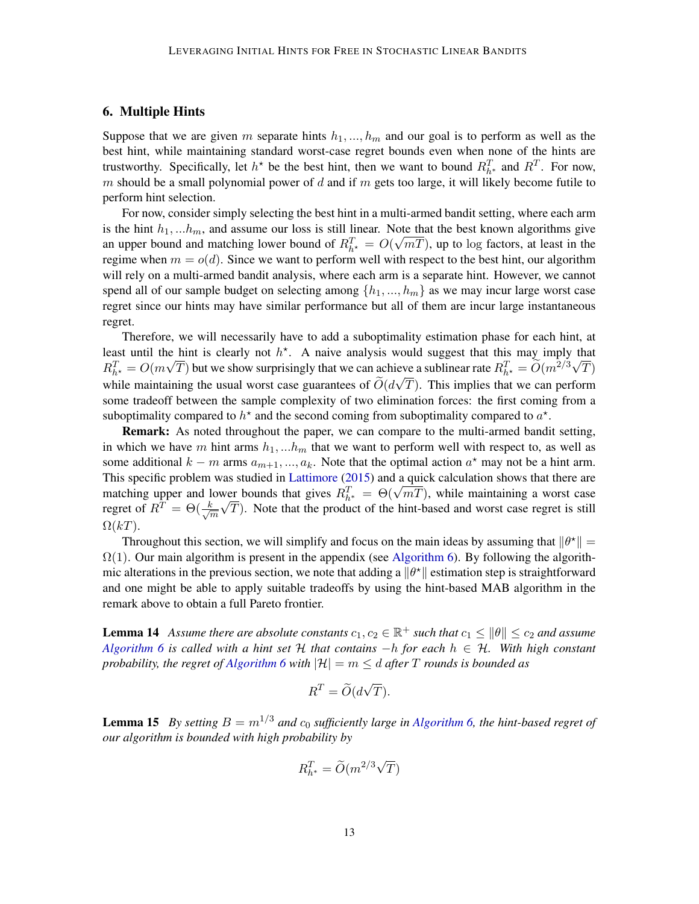## 6. Multiple Hints

Suppose that we are given $m$ separate hints $h_1, ..., h_m$ and our goal is to perform as well as the best hint, while maintaining standard worst-case regret bounds even when none of the hints are trustworthy. Specifically, let $h^\star$ be the best hint, then we want to bound $R^T_{h^*}$ and $R^T$. For now, $m$ should be a small polynomial power of $d$ and if $m$ gets too large, it will likely become futile to perform hint selection.

For now, consider simply selecting the best hint in a multi-armed bandit setting, where each arm is the hint $h_1, ...h_m$, and assume our loss is still linear. Note that the best known algorithms give an upper bound and matching lower bound of $R^T_{h^\star} = O(\sqrt{mT})$, up to log factors, at least in the regime when $m = o(d)$. Since we want to perform well with respect to the best hint, our algorithm will rely on a multi-armed bandit analysis, where each arm is a separate hint. However, we cannot spend all of our sample budget on selecting among $\{h_1, ..., h_m\}$ as we may incur large worst case regret since our hints may have similar performance but all of them are incur large instantaneous regret.

Therefore, we will necessarily have to add a suboptimality estimation phase for each hint, at least until the hint is clearly not $h^\star$. A naive analysis would suggest that this may imply that $R^T_{h^\star} = O(m\sqrt{T})$ but we show surprisingly that we can achieve a sublinear rate $R^T_{h^\star} = \widetilde{O}(m^{2/3}\sqrt{T})$ while maintaining the usual worst case guarantees of $\widetilde{O}(d\sqrt{T})$. This implies that we can perform some tradeoff between the sample complexity of two elimination forces: the first coming from a suboptimality compared to $h^\star$ and the second coming from suboptimality compared to $a^\star$.

**Remark:** As noted throughout the paper, we can compare to the multi-armed bandit setting, in which we have $m$ hint arms $h_1, ...h_m$ that we want to perform well with respect to, as well as some additional $k - m$ arms $a_{m+1}, ..., a_k$. Note that the optimal action $a^\star$ may not be a hint arm. This specific problem was studied in Lattimore (2015) and a quick calculation shows that there are matching upper and lower bounds that gives $R^T_{h^\star} = \Theta(\sqrt{mT})$, while maintaining a worst case regret of $R^T = \Theta(\frac{k}{\sqrt{m}}\sqrt{T})$. Note that the product of the hint-based and worst case regret is still $\Omega(kT)$.

Throughout this section, we will simplify and focus on the main ideas by assuming that $\|\theta^\star\| = \Omega(1)$. Our main algorithm is present in the appendix (see Algorithm 6). By following the algorithmic alterations in the previous section, we note that adding a $\|\theta^\star\|$ estimation step is straightforward and one might be able to apply suitable tradeoffs by using the hint-based MAB algorithm in the remark above to obtain a full Pareto frontier.

**Lemma 14** *Assume there are absolute constants $c_1, c_2 \in \mathbb{R}^+$ such that $c_1 \leq \|\theta\| \leq c_2$ and assume Algorithm 6 is called with a hint set $\mathcal{H}$ that contains $-h$ for each $h \in \mathcal{H}$. With high constant probability, the regret of Algorithm 6 with $|\mathcal{H}| = m \leq d$ after $T$ rounds is bounded as*

$$R^T = \widetilde{O}(d\sqrt{T}).$$

**Lemma 15** *By setting $B = m^{1/3}$ and $c_0$ sufficiently large in Algorithm 6, the hint-based regret of our algorithm is bounded with high probability by*

$$R^T_{h^*} = \widetilde{O}(m^{2/3}\sqrt{T})$$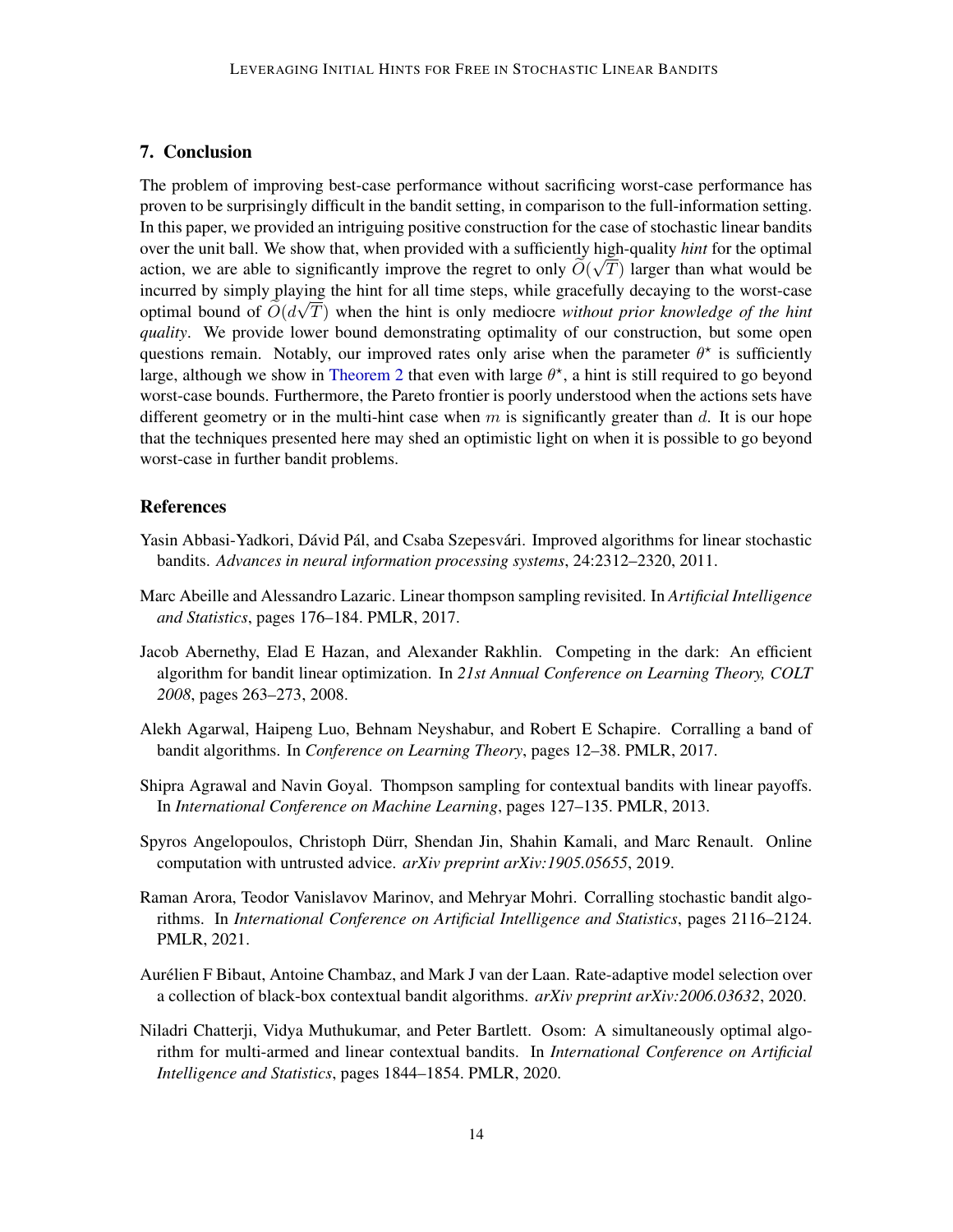## 7. Conclusion

The problem of improving best-case performance without sacrificing worst-case performance has proven to be surprisingly difficult in the bandit setting, in comparison to the full-information setting. In this paper, we provided an intriguing positive construction for the case of stochastic linear bandits over the unit ball. We show that, when provided with a sufficiently high-quality *hint* for the optimal action, we are able to significantly improve the regret to only $\widetilde{O}(\sqrt{T})$ larger than what would be incurred by simply playing the hint for all time steps, while gracefully decaying to the worst-case optimal bound of $\widetilde{O}(d\sqrt{T})$ when the hint is only mediocre *without prior knowledge of the hint quality*. We provide lower bound demonstrating optimality of our construction, but some open questions remain. Notably, our improved rates only arise when the parameter $\theta^\star$ is sufficiently large, although we show in Theorem 2 that even with large $\theta^\star$, a hint is still required to go beyond worst-case bounds. Furthermore, the Pareto frontier is poorly understood when the actions sets have different geometry or in the multi-hint case when $m$ is significantly greater than $d$. It is our hope that the techniques presented here may shed an optimistic light on when it is possible to go beyond worst-case in further bandit problems.

## References

Yasin Abbasi-Yadkori, Dávid Pál, and Csaba Szepesvári. Improved algorithms for linear stochastic bandits. *Advances in neural information processing systems*, 24:2312–2320, 2011.

Marc Abeille and Alessandro Lazaric. Linear thompson sampling revisited. In *Artificial Intelligence and Statistics*, pages 176–184. PMLR, 2017.

Jacob Abernethy, Elad E Hazan, and Alexander Rakhlin. Competing in the dark: An efficient algorithm for bandit linear optimization. In *21st Annual Conference on Learning Theory, COLT 2008*, pages 263–273, 2008.

Alekh Agarwal, Haipeng Luo, Behnam Neyshabur, and Robert E Schapire. Corralling a band of bandit algorithms. In *Conference on Learning Theory*, pages 12–38. PMLR, 2017.

Shipra Agrawal and Navin Goyal. Thompson sampling for contextual bandits with linear payoffs. In *International Conference on Machine Learning*, pages 127–135. PMLR, 2013.

Spyros Angelopoulos, Christoph Dürr, Shendan Jin, Shahin Kamali, and Marc Renault. Online computation with untrusted advice. *arXiv preprint arXiv:1905.05655*, 2019.

Raman Arora, Teodor Vanislavov Marinov, and Mehryar Mohri. Corralling stochastic bandit algorithms. In *International Conference on Artificial Intelligence and Statistics*, pages 2116–2124. PMLR, 2021.

Aurélien F Bibaut, Antoine Chambaz, and Mark J van der Laan. Rate-adaptive model selection over a collection of black-box contextual bandit algorithms. *arXiv preprint arXiv:2006.03632*, 2020.

Niladri Chatterji, Vidya Muthukumar, and Peter Bartlett. Osom: A simultaneously optimal algorithm for multi-armed and linear contextual bandits. In *International Conference on Artificial Intelligence and Statistics*, pages 1844–1854. PMLR, 2020.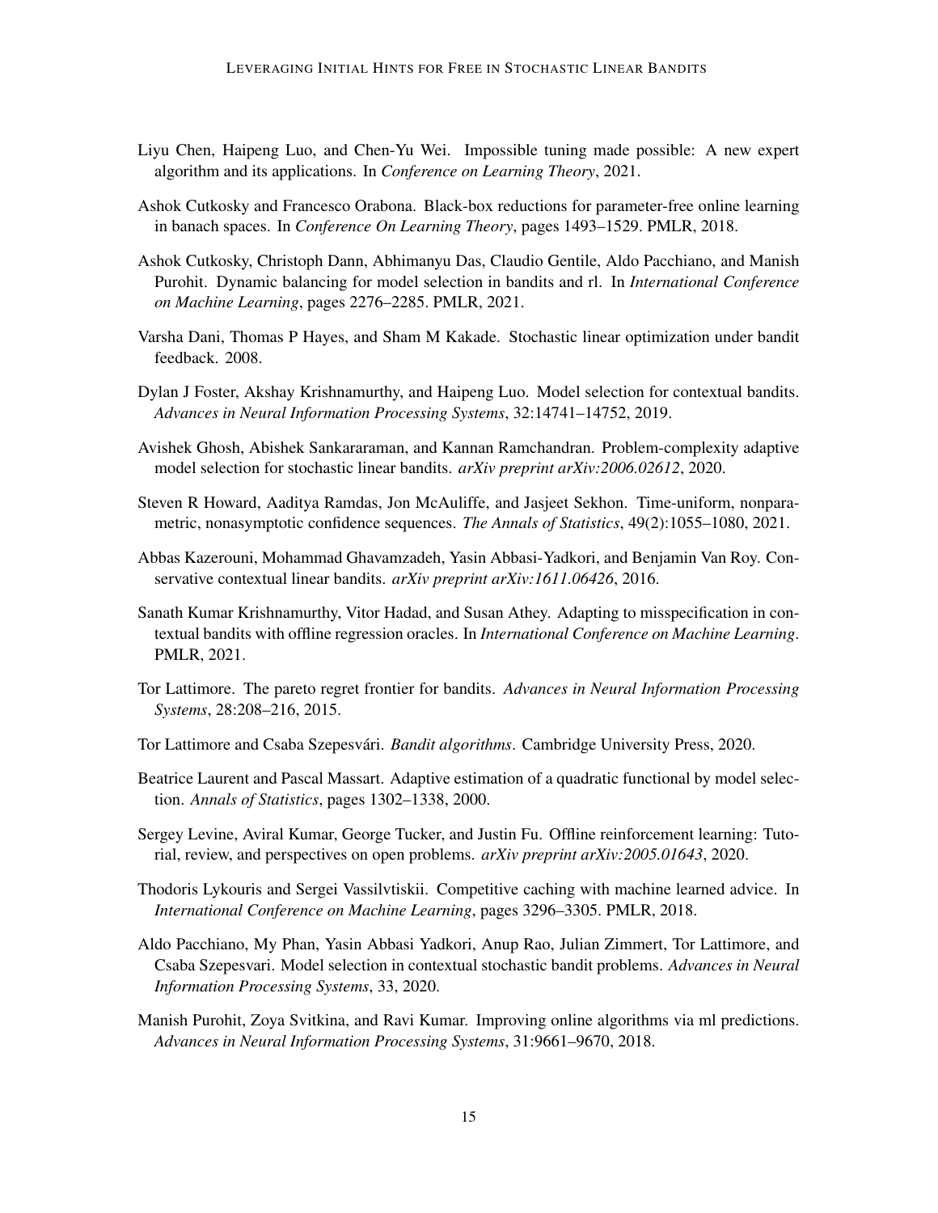Liyu Chen, Haipeng Luo, and Chen-Yu Wei. Impossible tuning made possible: A new expert algorithm and its applications. In *Conference on Learning Theory*, 2021.

Ashok Cutkosky and Francesco Orabona. Black-box reductions for parameter-free online learning in banach spaces. In *Conference On Learning Theory*, pages 1493–1529. PMLR, 2018.

Ashok Cutkosky, Christoph Dann, Abhimanyu Das, Claudio Gentile, Aldo Pacchiano, and Manish Purohit. Dynamic balancing for model selection in bandits and rl. In *International Conference on Machine Learning*, pages 2276–2285. PMLR, 2021.

Varsha Dani, Thomas P Hayes, and Sham M Kakade. Stochastic linear optimization under bandit feedback. 2008.

Dylan J Foster, Akshay Krishnamurthy, and Haipeng Luo. Model selection for contextual bandits. *Advances in Neural Information Processing Systems*, 32:14741–14752, 2019.

Avishek Ghosh, Abishek Sankararaman, and Kannan Ramchandran. Problem-complexity adaptive model selection for stochastic linear bandits. *arXiv preprint arXiv:2006.02612*, 2020.

Steven R Howard, Aaditya Ramdas, Jon McAuliffe, and Jasjeet Sekhon. Time-uniform, nonparametric, nonasymptotic confidence sequences. *The Annals of Statistics*, 49(2):1055–1080, 2021.

Abbas Kazerouni, Mohammad Ghavamzadeh, Yasin Abbasi-Yadkori, and Benjamin Van Roy. Conservative contextual linear bandits. *arXiv preprint arXiv:1611.06426*, 2016.

Sanath Kumar Krishnamurthy, Vitor Hadad, and Susan Athey. Adapting to misspecification in contextual bandits with offline regression oracles. In *International Conference on Machine Learning*. PMLR, 2021.

Tor Lattimore. The pareto regret frontier for bandits. *Advances in Neural Information Processing Systems*, 28:208–216, 2015.

Tor Lattimore and Csaba Szepesvári. *Bandit algorithms*. Cambridge University Press, 2020.

Beatrice Laurent and Pascal Massart. Adaptive estimation of a quadratic functional by model selection. *Annals of Statistics*, pages 1302–1338, 2000.

Sergey Levine, Aviral Kumar, George Tucker, and Justin Fu. Offline reinforcement learning: Tutorial, review, and perspectives on open problems. *arXiv preprint arXiv:2005.01643*, 2020.

Thodoris Lykouris and Sergei Vassilvtiskii. Competitive caching with machine learned advice. In *International Conference on Machine Learning*, pages 3296–3305. PMLR, 2018.

Aldo Pacchiano, My Phan, Yasin Abbasi Yadkori, Anup Rao, Julian Zimmert, Tor Lattimore, and Csaba Szepesvari. Model selection in contextual stochastic bandit problems. *Advances in Neural Information Processing Systems*, 33, 2020.

Manish Purohit, Zoya Svitkina, and Ravi Kumar. Improving online algorithms via ml predictions. *Advances in Neural Information Processing Systems*, 31:9661–9670, 2018.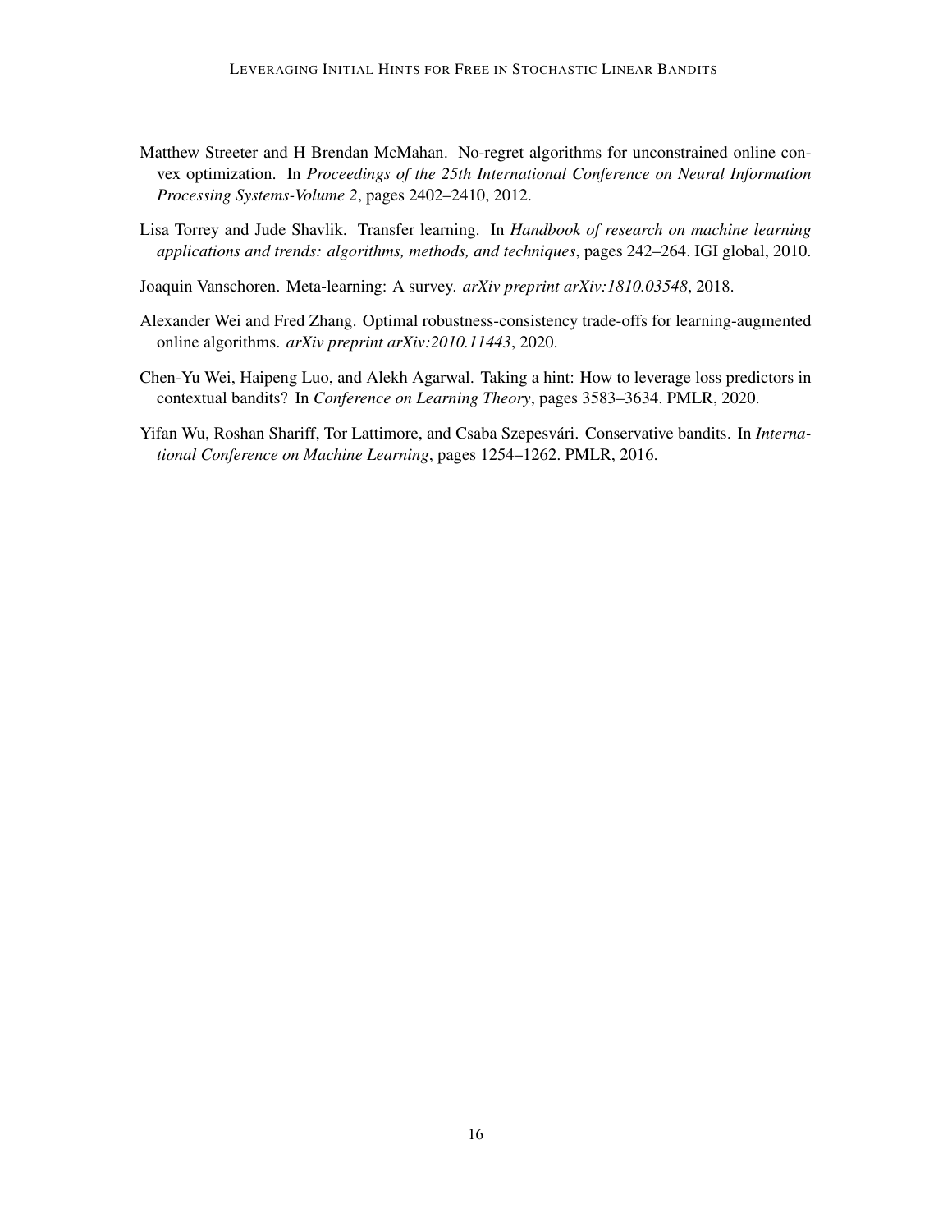Matthew Streeter and H Brendan McMahan. No-regret algorithms for unconstrained online convex optimization. In *Proceedings of the 25th International Conference on Neural Information Processing Systems-Volume 2*, pages 2402–2410, 2012.

Lisa Torrey and Jude Shavlik. Transfer learning. In *Handbook of research on machine learning applications and trends: algorithms, methods, and techniques*, pages 242–264. IGI global, 2010.

Joaquin Vanschoren. Meta-learning: A survey. *arXiv preprint arXiv:1810.03548*, 2018.

Alexander Wei and Fred Zhang. Optimal robustness-consistency trade-offs for learning-augmented online algorithms. *arXiv preprint arXiv:2010.11443*, 2020.

Chen-Yu Wei, Haipeng Luo, and Alekh Agarwal. Taking a hint: How to leverage loss predictors in contextual bandits? In *Conference on Learning Theory*, pages 3583–3634. PMLR, 2020.

Yifan Wu, Roshan Shariff, Tor Lattimore, and Csaba Szepesvári. Conservative bandits. In *International Conference on Machine Learning*, pages 1254–1262. PMLR, 2016.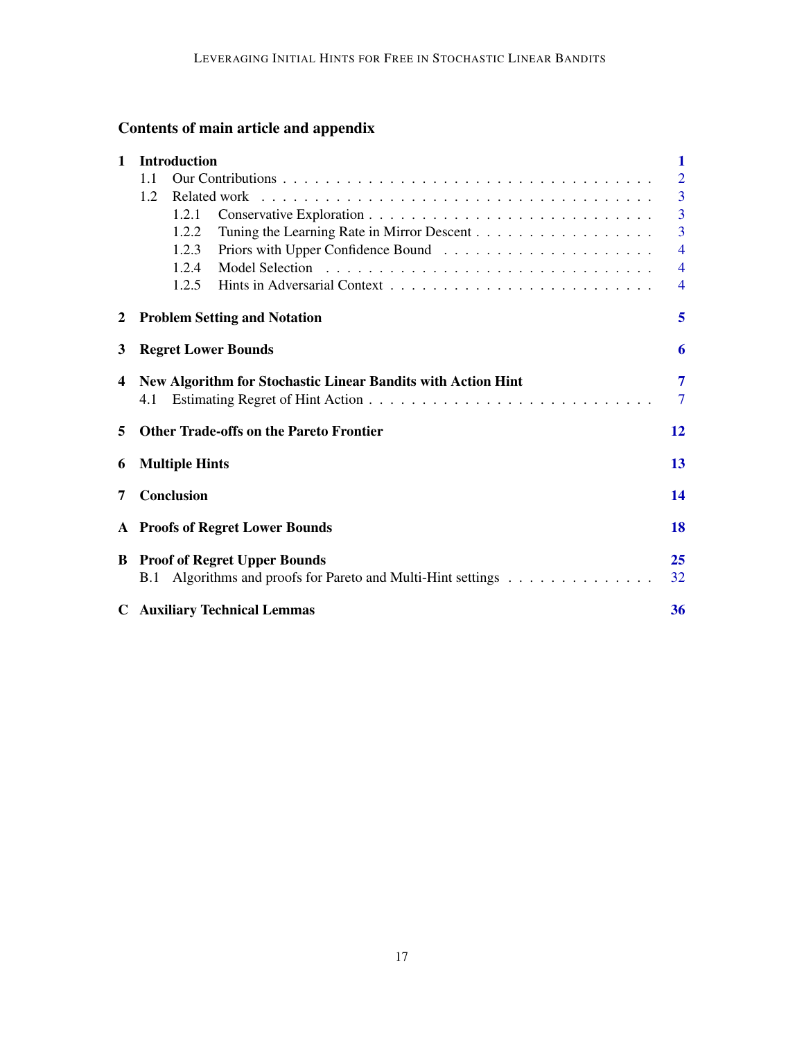## Contents of main article and appendix

- **1 Introduction** — 1
  - 1.1 Our Contributions — 2
  - 1.2 Related work — 3
    - 1.2.1 Conservative Exploration — 3
    - 1.2.2 Tuning the Learning Rate in Mirror Descent — 3
    - 1.2.3 Priors with Upper Confidence Bound — 4
    - 1.2.4 Model Selection — 4
    - 1.2.5 Hints in Adversarial Context — 4
- **2 Problem Setting and Notation** — 5
- **3 Regret Lower Bounds** — 6
- **4 New Algorithm for Stochastic Linear Bandits with Action Hint** — 7
  - 4.1 Estimating Regret of Hint Action — 7
- **5 Other Trade-offs on the Pareto Frontier** — 12
- **6 Multiple Hints** — 13
- **7 Conclusion** — 14
- **A Proofs of Regret Lower Bounds** — 18
- **B Proof of Regret Upper Bounds** — 25
  - B.1 Algorithms and proofs for Pareto and Multi-Hint settings — 32
- **C Auxiliary Technical Lemmas** — 36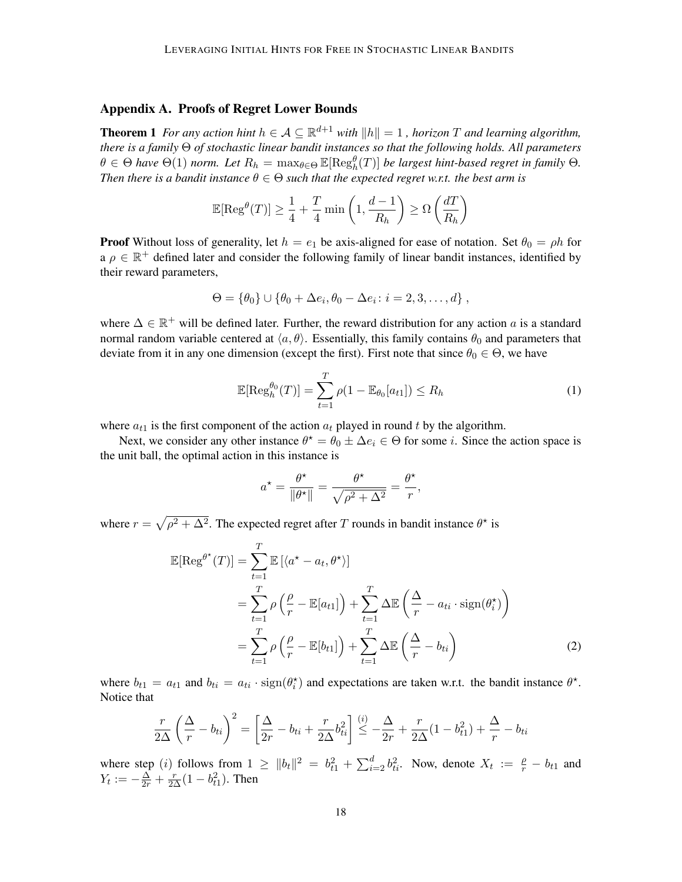## Appendix A. Proofs of Regret Lower Bounds

**Theorem 1** *For any action hint $h \in \mathcal{A} \subseteq \mathbb{R}^{d+1}$ with $\|h\| = 1$ , horizon $T$ and learning algorithm, there is a family $\Theta$ of stochastic linear bandit instances so that the following holds. All parameters $\theta \in \Theta$ have $\Theta(1)$ norm. Let $R_h = \max_{\theta \in \Theta} \mathbb{E}[\mathrm{Reg}_h^\theta(T)]$ be largest hint-based regret in family $\Theta$. Then there is a bandit instance $\theta \in \Theta$ such that the expected regret w.r.t. the best arm is*

$$\mathbb{E}[\mathrm{Reg}^\theta(T)] \geq \frac{1}{4} + \frac{T}{4} \min\left(1, \frac{d-1}{R_h}\right) \geq \Omega\left(\frac{dT}{R_h}\right)$$

**Proof** Without loss of generality, let $h = e_1$ be axis-aligned for ease of notation. Set $\theta_0 = \rho h$ for a $\rho \in \mathbb{R}^+$ defined later and consider the following family of linear bandit instances, identified by their reward parameters,

$$\Theta = \{\theta_0\} \cup \{\theta_0 + \Delta e_i, \theta_0 - \Delta e_i : i = 2, 3, \ldots, d\},$$

where $\Delta \in \mathbb{R}^+$ will be defined later. Further, the reward distribution for any action $a$ is a standard normal random variable centered at $\langle a, \theta \rangle$. Essentially, this family contains $\theta_0$ and parameters that deviate from it in any one dimension (except the first). First note that since $\theta_0 \in \Theta$, we have

$$\mathbb{E}[\mathrm{Reg}_h^{\theta_0}(T)] = \sum_{t=1}^T \rho(1 - \mathbb{E}_{\theta_0}[a_{t1}]) \leq R_h \tag{1}$$

where $a_{t1}$ is the first component of the action $a_t$ played in round $t$ by the algorithm.

Next, we consider any other instance $\theta^\star = \theta_0 \pm \Delta e_i \in \Theta$ for some $i$. Since the action space is the unit ball, the optimal action in this instance is

$$a^\star = \frac{\theta^\star}{\|\theta^\star\|} = \frac{\theta^\star}{\sqrt{\rho^2 + \Delta^2}} = \frac{\theta^\star}{r},$$

where $r = \sqrt{\rho^2 + \Delta^2}$. The expected regret after $T$ rounds in bandit instance $\theta^\star$ is

$$\begin{aligned}
\mathbb{E}[\mathrm{Reg}^{\theta^\star}(T)] &= \sum_{t=1}^T \mathbb{E}\left[\langle a^\star - a_t, \theta^\star \rangle\right] \\
&= \sum_{t=1}^T \rho\left(\frac{\rho}{r} - \mathbb{E}[a_{t1}]\right) + \sum_{t=1}^T \Delta \mathbb{E}\left(\frac{\Delta}{r} - a_{ti} \cdot \mathrm{sign}(\theta_i^\star)\right) \\
&= \sum_{t=1}^T \rho\left(\frac{\rho}{r} - \mathbb{E}[b_{t1}]\right) + \sum_{t=1}^T \Delta \mathbb{E}\left(\frac{\Delta}{r} - b_{ti}\right)
\end{aligned} \tag{2}$$

where $b_{t1} = a_{t1}$ and $b_{ti} = a_{ti} \cdot \mathrm{sign}(\theta_i^\star)$ and expectations are taken w.r.t. the bandit instance $\theta^\star$. Notice that

$$\frac{r}{2\Delta}\left(\frac{\Delta}{r} - b_{ti}\right)^2 = \left[\frac{\Delta}{2r} - b_{ti} + \frac{r}{2\Delta} b_{ti}^2\right] \overset{(i)}{\leq} -\frac{\Delta}{2r} + \frac{r}{2\Delta}(1 - b_{t1}^2) + \frac{\Delta}{r} - b_{ti}$$

where step $(i)$ follows from $1 \geq \|b_t\|^2 = b_{t1}^2 + \sum_{i=2}^d b_{ti}^2$. Now, denote $X_t := \frac{\rho}{r} - b_{t1}$ and $Y_t := -\frac{\Delta}{2r} + \frac{r}{2\Delta}(1 - b_{t1}^2)$. Then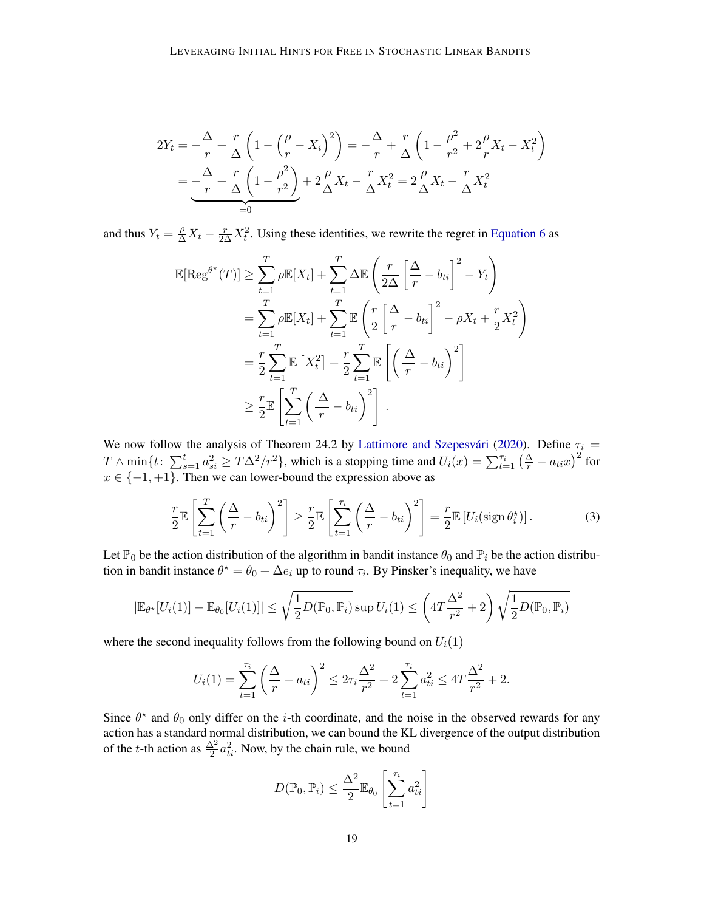$$2Y_t = -\frac{\Delta}{r} + \frac{r}{\Delta}\left(1 - \left(\frac{\rho}{r} - X_i\right)^2\right) = -\frac{\Delta}{r} + \frac{r}{\Delta}\left(1 - \frac{\rho^2}{r^2} + 2\frac{\rho}{r}X_t - X_t^2\right)$$
$$= \underbrace{-\frac{\Delta}{r} + \frac{r}{\Delta}\left(1 - \frac{\rho^2}{r^2}\right)}_{=0} + 2\frac{\rho}{\Delta}X_t - \frac{r}{\Delta}X_t^2 = 2\frac{\rho}{\Delta}X_t - \frac{r}{\Delta}X_t^2$$

and thus $Y_t = \frac{\rho}{\Delta}X_t - \frac{r}{2\Delta}X_t^2$. Using these identities, we rewrite the regret in Equation 6 as

$$\begin{aligned}
\mathbb{E}[\mathrm{Reg}^{\theta^\star}(T)] &\geq \sum_{t=1}^{T} \rho\mathbb{E}[X_t] + \sum_{t=1}^{T} \Delta\mathbb{E}\left(\frac{r}{2\Delta}\left[\frac{\Delta}{r} - b_{ti}\right]^2 - Y_t\right) \\
&= \sum_{t=1}^{T} \rho\mathbb{E}[X_t] + \sum_{t=1}^{T} \mathbb{E}\left(\frac{r}{2}\left[\frac{\Delta}{r} - b_{ti}\right]^2 - \rho X_t + \frac{r}{2}X_t^2\right) \\
&= \frac{r}{2}\sum_{t=1}^{T} \mathbb{E}\left[X_t^2\right] + \frac{r}{2}\sum_{t=1}^{T} \mathbb{E}\left[\left(\frac{\Delta}{r} - b_{ti}\right)^2\right] \\
&\geq \frac{r}{2}\mathbb{E}\left[\sum_{t=1}^{T}\left(\frac{\Delta}{r} - b_{ti}\right)^2\right].
\end{aligned}$$

We now follow the analysis of Theorem 24.2 by Lattimore and Szepesvári (2020). Define $\tau_i = T \wedge \min\{t\colon \sum_{s=1}^{t} a_{si}^2 \geq T\Delta^2/r^2\}$, which is a stopping time and $U_i(x) = \sum_{t=1}^{\tau_i}\left(\frac{\Delta}{r} - a_{ti}x\right)^2$ for $x \in \{-1, +1\}$. Then we can lower-bound the expression above as

$$\frac{r}{2}\mathbb{E}\left[\sum_{t=1}^{T}\left(\frac{\Delta}{r} - b_{ti}\right)^2\right] \geq \frac{r}{2}\mathbb{E}\left[\sum_{t=1}^{\tau_i}\left(\frac{\Delta}{r} - b_{ti}\right)^2\right] = \frac{r}{2}\mathbb{E}\left[U_i(\operatorname{sign}\theta_i^\star)\right]. \tag{3}$$

Let $\mathbb{P}_0$ be the action distribution of the algorithm in bandit instance $\theta_0$ and $\mathbb{P}_i$ be the action distribution in bandit instance $\theta^\star = \theta_0 + \Delta e_i$ up to round $\tau_i$. By Pinsker's inequality, we have

$$|\mathbb{E}_{\theta^\star}[U_i(1)] - \mathbb{E}_{\theta_0}[U_i(1)]| \leq \sqrt{\frac{1}{2}D(\mathbb{P}_0, \mathbb{P}_i)}\sup U_i(1) \leq \left(4T\frac{\Delta^2}{r^2} + 2\right)\sqrt{\frac{1}{2}D(\mathbb{P}_0, \mathbb{P}_i)}$$

where the second inequality follows from the following bound on $U_i(1)$

$$U_i(1) = \sum_{t=1}^{\tau_i}\left(\frac{\Delta}{r} - a_{ti}\right)^2 \leq 2\tau_i\frac{\Delta^2}{r^2} + 2\sum_{t=1}^{\tau_i} a_{ti}^2 \leq 4T\frac{\Delta^2}{r^2} + 2.$$

Since $\theta^\star$ and $\theta_0$ only differ on the $i$-th coordinate, and the noise in the observed rewards for any action has a standard normal distribution, we can bound the KL divergence of the output distribution of the $t$-th action as $\frac{\Delta^2}{2}a_{ti}^2$. Now, by the chain rule, we bound

$$D(\mathbb{P}_0, \mathbb{P}_i) \leq \frac{\Delta^2}{2}\mathbb{E}_{\theta_0}\left[\sum_{t=1}^{\tau_i} a_{ti}^2\right]$$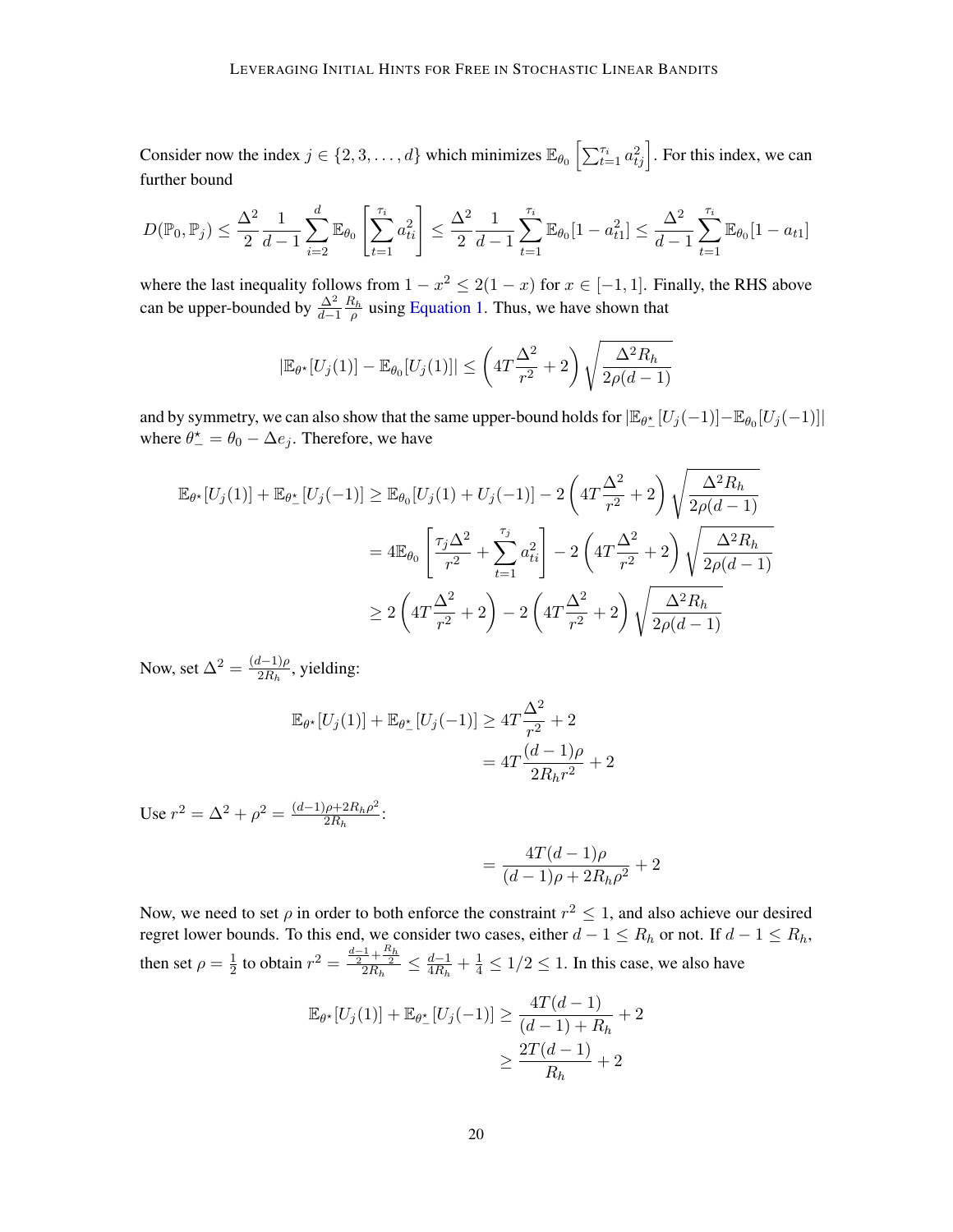Consider now the index $j \in \{2, 3, \ldots, d\}$ which minimizes $\mathbb{E}_{\theta_0}\left[\sum_{t=1}^{\tau_i} a_{tj}^2\right]$. For this index, we can further bound

$$
D(\mathbb{P}_0, \mathbb{P}_j) \leq \frac{\Delta^2}{2} \frac{1}{d-1} \sum_{i=2}^{d} \mathbb{E}_{\theta_0}\left[\sum_{t=1}^{\tau_i} a_{ti}^2\right] \leq \frac{\Delta^2}{2} \frac{1}{d-1} \sum_{t=1}^{\tau_i} \mathbb{E}_{\theta_0}[1 - a_{t1}^2] \leq \frac{\Delta^2}{d-1} \sum_{t=1}^{\tau_i} \mathbb{E}_{\theta_0}[1 - a_{t1}]
$$

where the last inequality follows from $1 - x^2 \leq 2(1-x)$ for $x \in [-1, 1]$. Finally, the RHS above can be upper-bounded by $\frac{\Delta^2}{d-1} \frac{R_h}{\rho}$ using Equation 1. Thus, we have shown that

$$
|\mathbb{E}_{\theta^\star}[U_j(1)] - \mathbb{E}_{\theta_0}[U_j(1)]| \leq \left(4T\frac{\Delta^2}{r^2} + 2\right) \sqrt{\frac{\Delta^2 R_h}{2\rho(d-1)}}
$$

and by symmetry, we can also show that the same upper-bound holds for $|\mathbb{E}_{\theta^\star_-}[U_j(-1)] - \mathbb{E}_{\theta_0}[U_j(-1)]|$ where $\theta^\star_- = \theta_0 - \Delta e_j$. Therefore, we have

$$
\begin{aligned}
\mathbb{E}_{\theta^\star}[U_j(1)] + \mathbb{E}_{\theta^\star_-}[U_j(-1)] &\geq \mathbb{E}_{\theta_0}[U_j(1) + U_j(-1)] - 2\left(4T\frac{\Delta^2}{r^2} + 2\right) \sqrt{\frac{\Delta^2 R_h}{2\rho(d-1)}} \\
&= 4\mathbb{E}_{\theta_0}\left[\frac{\tau_j \Delta^2}{r^2} + \sum_{t=1}^{\tau_j} a_{ti}^2\right] - 2\left(4T\frac{\Delta^2}{r^2} + 2\right) \sqrt{\frac{\Delta^2 R_h}{2\rho(d-1)}} \\
&\geq 2\left(4T\frac{\Delta^2}{r^2} + 2\right) - 2\left(4T\frac{\Delta^2}{r^2} + 2\right) \sqrt{\frac{\Delta^2 R_h}{2\rho(d-1)}}
\end{aligned}
$$

Now, set $\Delta^2 = \frac{(d-1)\rho}{2R_h}$, yielding:

$$
\begin{aligned}
\mathbb{E}_{\theta^\star}[U_j(1)] + \mathbb{E}_{\theta^\star_-}[U_j(-1)] &\geq 4T\frac{\Delta^2}{r^2} + 2 \\
&= 4T\frac{(d-1)\rho}{2R_h r^2} + 2
\end{aligned}
$$

Use $r^2 = \Delta^2 + \rho^2 = \frac{(d-1)\rho + 2R_h\rho^2}{2R_h}$:

$$
= \frac{4T(d-1)\rho}{(d-1)\rho + 2R_h\rho^2} + 2
$$

Now, we need to set $\rho$ in order to both enforce the constraint $r^2 \leq 1$, and also achieve our desired regret lower bounds. To this end, we consider two cases, either $d - 1 \leq R_h$ or not. If $d - 1 \leq R_h$, then set $\rho = \frac{1}{2}$ to obtain $r^2 = \frac{\frac{d-1}{2} + \frac{R_h}{2}}{2R_h} \leq \frac{d-1}{4R_h} + \frac{1}{4} \leq 1/2 \leq 1$. In this case, we also have

$$
\begin{aligned}
\mathbb{E}_{\theta^\star}[U_j(1)] + \mathbb{E}_{\theta^\star_-}[U_j(-1)] &\geq \frac{4T(d-1)}{(d-1) + R_h} + 2 \\
&\geq \frac{2T(d-1)}{R_h} + 2
\end{aligned}
$$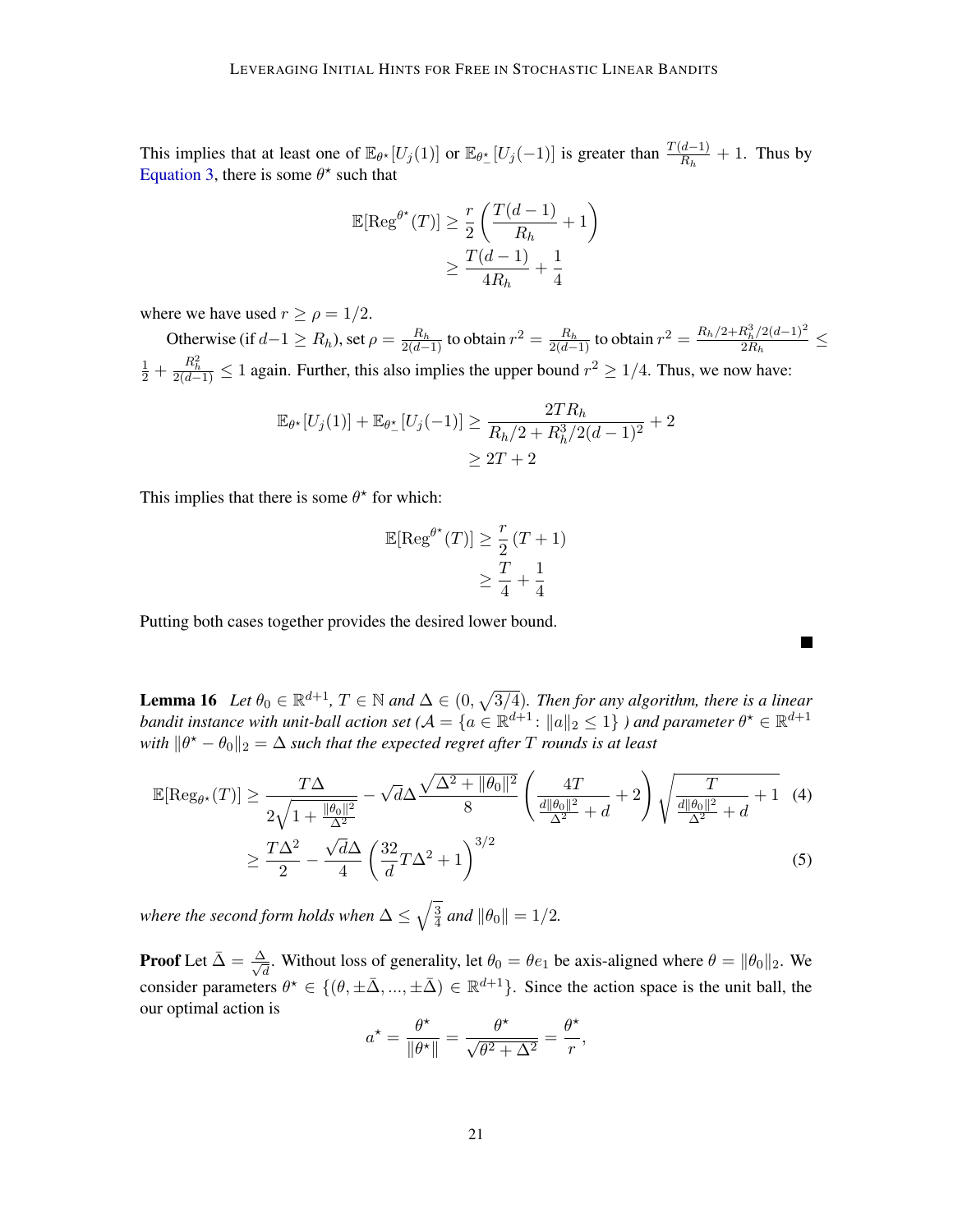This implies that at least one of $\mathbb{E}_{\theta^\star}[U_j(1)]$ or $\mathbb{E}_{\theta^\star_-}[U_j(-1)]$ is greater than $\frac{T(d-1)}{R_h} + 1$. Thus by Equation 3, there is some $\theta^\star$ such that

$$
\begin{aligned}
\mathbb{E}[\mathrm{Reg}^{\theta^\star}(T)] &\geq \frac{r}{2}\left(\frac{T(d-1)}{R_h} + 1\right) \\
&\geq \frac{T(d-1)}{4R_h} + \frac{1}{4}
\end{aligned}
$$

where we have used $r \geq \rho = 1/2$.

Otherwise (if $d-1 \geq R_h$), set $\rho = \frac{R_h}{2(d-1)}$ to obtain $r^2 = \frac{R_h}{2(d-1)}$ to obtain $r^2 = \frac{R_h/2 + R_h^3/2(d-1)^2}{2R_h} \leq \frac{1}{2} + \frac{R_h^2}{2(d-1)} \leq 1$ again. Further, this also implies the upper bound $r^2 \geq 1/4$. Thus, we now have:

$$
\begin{aligned}
\mathbb{E}_{\theta^\star}[U_j(1)] + \mathbb{E}_{\theta^\star_-}[U_j(-1)] &\geq \frac{2TR_h}{R_h/2 + R_h^3/2(d-1)^2} + 2 \\
&\geq 2T + 2
\end{aligned}
$$

This implies that there is some $\theta^\star$ for which:

$$
\begin{aligned}
\mathbb{E}[\mathrm{Reg}^{\theta^\star}(T)] &\geq \frac{r}{2}(T+1) \\
&\geq \frac{T}{4} + \frac{1}{4}
\end{aligned}
$$

Putting both cases together provides the desired lower bound. ■

**Lemma 16** *Let $\theta_0 \in \mathbb{R}^{d+1}$, $T \in \mathbb{N}$ and $\Delta \in (0, \sqrt{3/4})$. Then for any algorithm, there is a linear bandit instance with unit-ball action set ($\mathcal{A} = \{a \in \mathbb{R}^{d+1} \colon \|a\|_2 \leq 1\}$ ) and parameter $\theta^\star \in \mathbb{R}^{d+1}$ with $\|\theta^\star - \theta_0\|_2 = \Delta$ such that the expected regret after $T$ rounds is at least*

$$
\begin{aligned}
\mathbb{E}[\mathrm{Reg}_{\theta^\star}(T)] &\geq \frac{T\Delta}{2\sqrt{1 + \frac{\|\theta_0\|^2}{\Delta^2}}} - \sqrt{d}\Delta\frac{\sqrt{\Delta^2 + \|\theta_0\|^2}}{8}\left(\frac{4T}{\frac{d\|\theta_0\|^2}{\Delta^2} + d} + 2\right)\sqrt{\frac{T}{\frac{d\|\theta_0\|^2}{\Delta^2} + d} + 1} \quad (4) \\
&\geq \frac{T\Delta^2}{2} - \frac{\sqrt{d}\Delta}{4}\left(\frac{32}{d}T\Delta^2 + 1\right)^{3/2} \quad (5)
\end{aligned}
$$

*where the second form holds when $\Delta \leq \sqrt{\frac{3}{4}}$ and $\|\theta_0\| = 1/2$.*

**Proof** Let $\bar{\Delta} = \frac{\Delta}{\sqrt{d}}$. Without loss of generality, let $\theta_0 = \theta e_1$ be axis-aligned where $\theta = \|\theta_0\|_2$. We consider parameters $\theta^\star \in \{(\theta, \pm\bar{\Delta}, ..., \pm\bar{\Delta}) \in \mathbb{R}^{d+1}\}$. Since the action space is the unit ball, the our optimal action is

$$
a^\star = \frac{\theta^\star}{\|\theta^\star\|} = \frac{\theta^\star}{\sqrt{\theta^2 + \Delta^2}} = \frac{\theta^\star}{r},
$$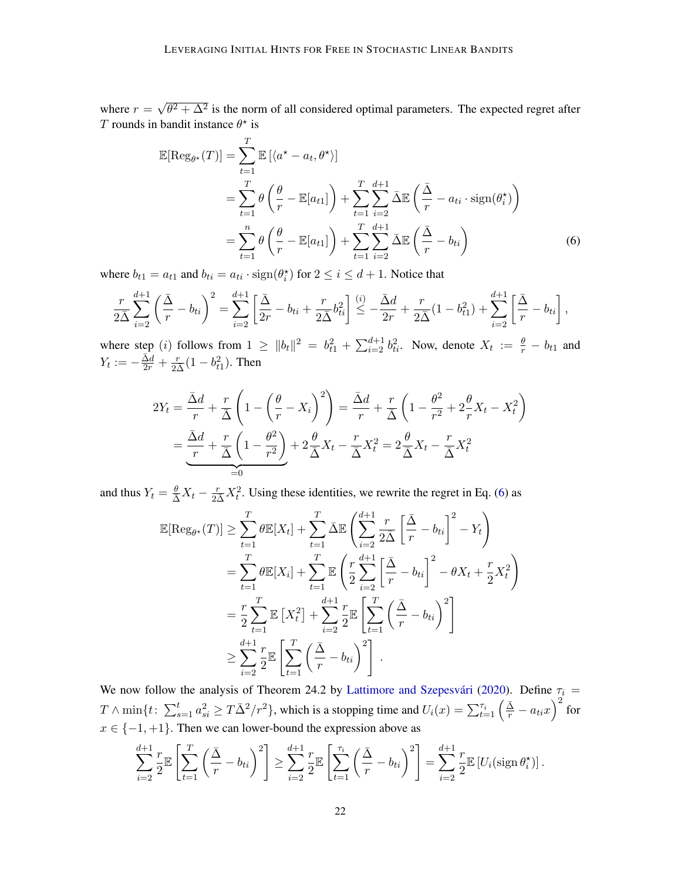where $r = \sqrt{\theta^2 + \Delta^2}$ is the norm of all considered optimal parameters. The expected regret after $T$ rounds in bandit instance $\theta^\star$ is

$$
\begin{aligned}
\mathbb{E}[\mathrm{Reg}_{\theta^\star}(T)] &= \sum_{t=1}^{T} \mathbb{E}\left[\langle a^\star - a_t, \theta^\star\rangle\right] \\
&= \sum_{t=1}^{T} \theta \left(\frac{\theta}{r} - \mathbb{E}[a_{t1}]\right) + \sum_{t=1}^{T}\sum_{i=2}^{d+1} \bar{\Delta}\mathbb{E}\left(\frac{\bar{\Delta}}{r} - a_{ti}\cdot \mathrm{sign}(\theta_i^\star)\right) \\
&= \sum_{t=1}^{n} \theta \left(\frac{\theta}{r} - \mathbb{E}[a_{t1}]\right) + \sum_{t=1}^{T}\sum_{i=2}^{d+1} \bar{\Delta}\mathbb{E}\left(\frac{\bar{\Delta}}{r} - b_{ti}\right) \qquad (6)
\end{aligned}
$$

where $b_{t1} = a_{t1}$ and $b_{ti} = a_{ti} \cdot \mathrm{sign}(\theta_i^\star)$ for $2 \le i \le d+1$. Notice that

$$
\frac{r}{2\bar{\Delta}} \sum_{i=2}^{d+1}\left(\frac{\bar{\Delta}}{r} - b_{ti}\right)^2 = \sum_{i=2}^{d+1}\left[\frac{\bar{\Delta}}{2r} - b_{ti} + \frac{r}{2\bar{\Delta}} b_{ti}^2\right] \overset{(i)}{\le} -\frac{\bar{\Delta}d}{2r} + \frac{r}{2\bar{\Delta}}(1 - b_{t1}^2) + \sum_{i=2}^{d+1}\left[\frac{\bar{\Delta}}{r} - b_{ti}\right],
$$

where step $(i)$ follows from $1 \ge \|b_t\|^2 = b_{t1}^2 + \sum_{i=2}^{d+1} b_{ti}^2$. Now, denote $X_t := \frac{\theta}{r} - b_{t1}$ and $Y_t := -\frac{\bar{\Delta}d}{2r} + \frac{r}{2\bar{\Delta}}(1 - b_{t1}^2)$. Then

$$
\begin{aligned}
2Y_t &= \frac{\bar{\Delta}d}{r} + \frac{r}{\bar{\Delta}}\left(1 - \left(\frac{\theta}{r} - X_i\right)^2\right) = \frac{\bar{\Delta}d}{r} + \frac{r}{\bar{\Delta}}\left(1 - \frac{\theta^2}{r^2} + 2\frac{\theta}{r}X_t - X_t^2\right) \\
&= \underbrace{\frac{\bar{\Delta}d}{r} + \frac{r}{\bar{\Delta}}\left(1 - \frac{\theta^2}{r^2}\right)}_{=0} + 2\frac{\theta}{\bar{\Delta}}X_t - \frac{r}{\bar{\Delta}}X_t^2 = 2\frac{\theta}{\bar{\Delta}}X_t - \frac{r}{\bar{\Delta}}X_t^2
\end{aligned}
$$

and thus $Y_t = \frac{\theta}{\bar{\Delta}}X_t - \frac{r}{2\bar{\Delta}}X_t^2$. Using these identities, we rewrite the regret in Eq. (6) as

$$
\begin{aligned}
\mathbb{E}[\mathrm{Reg}_{\theta^\star}(T)] &\ge \sum_{t=1}^{T} \theta\mathbb{E}[X_t] + \sum_{t=1}^{T} \bar{\Delta}\mathbb{E}\left(\sum_{i=2}^{d+1}\frac{r}{2\bar{\Delta}}\left[\frac{\bar{\Delta}}{r} - b_{ti}\right]^2 - Y_t\right) \\
&= \sum_{t=1}^{T} \theta\mathbb{E}[X_i] + \sum_{t=1}^{T} \mathbb{E}\left(\frac{r}{2}\sum_{i=2}^{d+1}\left[\frac{\bar{\Delta}}{r} - b_{ti}\right]^2 - \theta X_t + \frac{r}{2}X_t^2\right) \\
&= \frac{r}{2}\sum_{t=1}^{T}\mathbb{E}\left[X_t^2\right] + \sum_{i=2}^{d+1}\frac{r}{2}\mathbb{E}\left[\sum_{t=1}^{T}\left(\frac{\bar{\Delta}}{r} - b_{ti}\right)^2\right] \\
&\ge \sum_{i=2}^{d+1}\frac{r}{2}\mathbb{E}\left[\sum_{t=1}^{T}\left(\frac{\bar{\Delta}}{r} - b_{ti}\right)^2\right].
\end{aligned}
$$

We now follow the analysis of Theorem 24.2 by Lattimore and Szepesvári (2020). Define $\tau_i = T \wedge \min\{t \colon \sum_{s=1}^{t} a_{si}^2 \ge T\bar{\Delta}^2/r^2\}$, which is a stopping time and $U_i(x) = \sum_{t=1}^{\tau_i}\left(\frac{\bar{\Delta}}{r} - a_{ti}x\right)^2$ for $x \in \{-1, +1\}$. Then we can lower-bound the expression above as

$$
\sum_{i=2}^{d+1}\frac{r}{2}\mathbb{E}\left[\sum_{t=1}^{T}\left(\frac{\bar{\Delta}}{r} - b_{ti}\right)^2\right] \ge \sum_{i=2}^{d+1}\frac{r}{2}\mathbb{E}\left[\sum_{t=1}^{\tau_i}\left(\frac{\bar{\Delta}}{r} - b_{ti}\right)^2\right] = \sum_{i=2}^{d+1}\frac{r}{2}\mathbb{E}\left[U_i(\mathrm{sign}\,\theta_i^\star)\right].
$$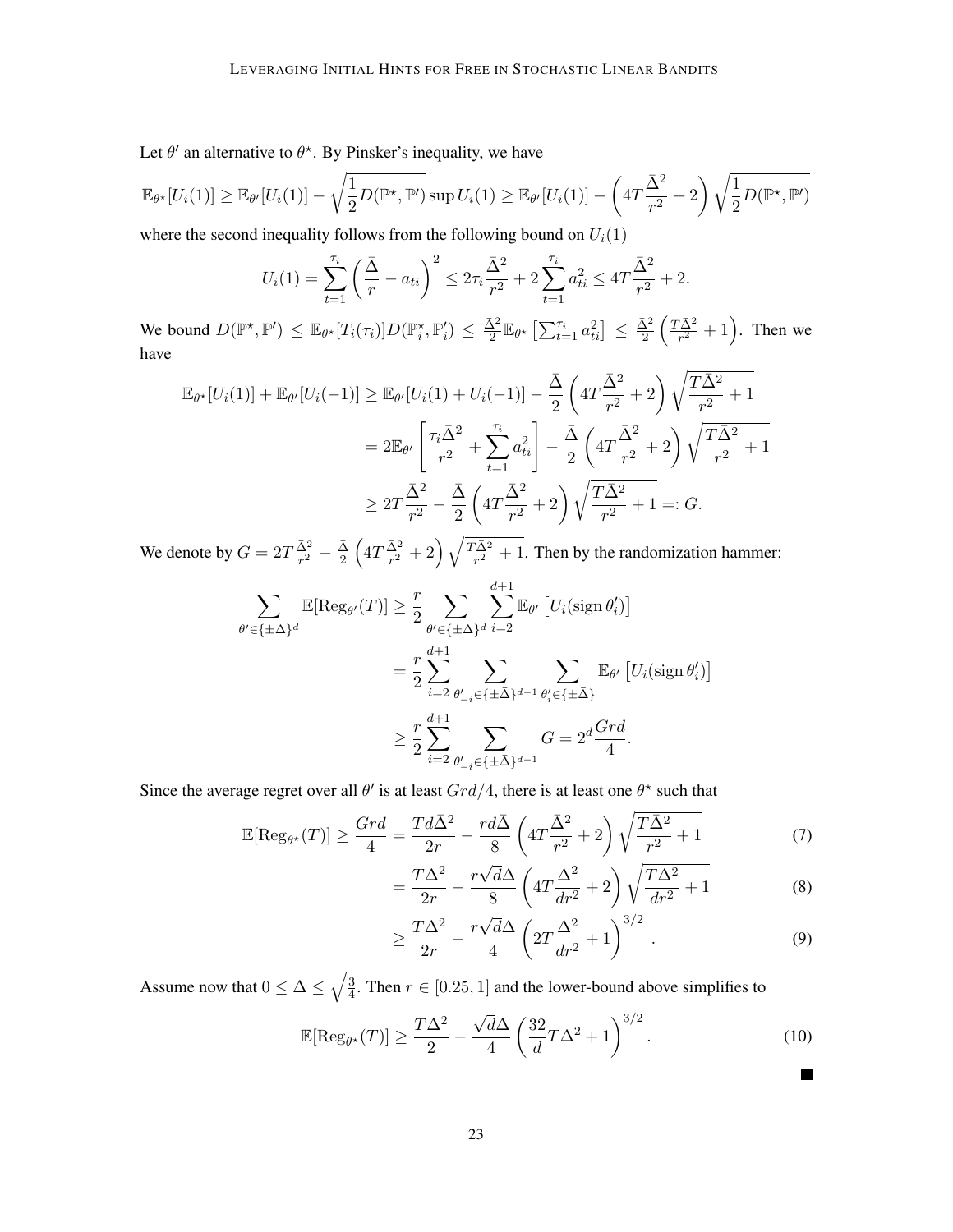Let $\theta'$ an alternative to $\theta^\star$. By Pinsker's inequality, we have

$$\mathbb{E}_{\theta^\star}[U_i(1)] \geq \mathbb{E}_{\theta'}[U_i(1)] - \sqrt{\frac{1}{2}D(\mathbb{P}^\star, \mathbb{P}')} \sup U_i(1) \geq \mathbb{E}_{\theta'}[U_i(1)] - \left(4T\frac{\bar{\Delta}^2}{r^2} + 2\right)\sqrt{\frac{1}{2}D(\mathbb{P}^\star, \mathbb{P}')}$$

where the second inequality follows from the following bound on $U_i(1)$

$$U_i(1) = \sum_{t=1}^{\tau_i}\left(\frac{\bar{\Delta}}{r} - a_{ti}\right)^2 \leq 2\tau_i\frac{\bar{\Delta}^2}{r^2} + 2\sum_{t=1}^{\tau_i} a_{ti}^2 \leq 4T\frac{\bar{\Delta}^2}{r^2} + 2.$$

We bound $D(\mathbb{P}^\star, \mathbb{P}') \leq \mathbb{E}_{\theta^\star}[T_i(\tau_i)]D(\mathbb{P}_i^\star, \mathbb{P}_i') \leq \frac{\bar{\Delta}^2}{2}\mathbb{E}_{\theta^\star}\left[\sum_{t=1}^{\tau_i} a_{ti}^2\right] \leq \frac{\bar{\Delta}^2}{2}\left(\frac{T\bar{\Delta}^2}{r^2} + 1\right)$. Then we have

$$\begin{aligned}
\mathbb{E}_{\theta^\star}[U_i(1)] + \mathbb{E}_{\theta'}[U_i(-1)] &\geq \mathbb{E}_{\theta'}[U_i(1) + U_i(-1)] - \frac{\bar{\Delta}}{2}\left(4T\frac{\bar{\Delta}^2}{r^2} + 2\right)\sqrt{\frac{T\bar{\Delta}^2}{r^2} + 1} \\
&= 2\mathbb{E}_{\theta'}\left[\frac{\tau_i\bar{\Delta}^2}{r^2} + \sum_{t=1}^{\tau_i} a_{ti}^2\right] - \frac{\bar{\Delta}}{2}\left(4T\frac{\bar{\Delta}^2}{r^2} + 2\right)\sqrt{\frac{T\bar{\Delta}^2}{r^2} + 1} \\
&\geq 2T\frac{\bar{\Delta}^2}{r^2} - \frac{\bar{\Delta}}{2}\left(4T\frac{\bar{\Delta}^2}{r^2} + 2\right)\sqrt{\frac{T\bar{\Delta}^2}{r^2} + 1} =: G.
\end{aligned}$$

We denote by $G = 2T\frac{\bar{\Delta}^2}{r^2} - \frac{\bar{\Delta}}{2}\left(4T\frac{\bar{\Delta}^2}{r^2} + 2\right)\sqrt{\frac{T\bar{\Delta}^2}{r^2} + 1}$. Then by the randomization hammer:

$$\begin{aligned}
\sum_{\theta' \in \{\pm\bar{\Delta}\}^d} \mathbb{E}[\mathrm{Reg}_{\theta'}(T)] &\geq \frac{r}{2}\sum_{\theta' \in \{\pm\bar{\Delta}\}^d}\sum_{i=2}^{d+1}\mathbb{E}_{\theta'}\left[U_i(\operatorname{sign}\theta_i')\right] \\
&= \frac{r}{2}\sum_{i=2}^{d+1}\sum_{\theta_{-i}' \in \{\pm\bar{\Delta}\}^{d-1}}\sum_{\theta_i' \in \{\pm\bar{\Delta}\}}\mathbb{E}_{\theta'}\left[U_i(\operatorname{sign}\theta_i')\right] \\
&\geq \frac{r}{2}\sum_{i=2}^{d+1}\sum_{\theta_{-i}' \in \{\pm\bar{\Delta}\}^{d-1}} G = 2^d\frac{Grd}{4}.
\end{aligned}$$

Since the average regret over all $\theta'$ is at least $Grd/4$, there is at least one $\theta^\star$ such that

$$\begin{aligned}
\mathbb{E}[\mathrm{Reg}_{\theta^\star}(T)] \geq \frac{Grd}{4} &= \frac{Td\bar{\Delta}^2}{2r} - \frac{rd\bar{\Delta}}{8}\left(4T\frac{\bar{\Delta}^2}{r^2} + 2\right)\sqrt{\frac{T\bar{\Delta}^2}{r^2} + 1} && (7) \\
&= \frac{T\Delta^2}{2r} - \frac{r\sqrt{d}\Delta}{8}\left(4T\frac{\Delta^2}{dr^2} + 2\right)\sqrt{\frac{T\Delta^2}{dr^2} + 1} && (8) \\
&\geq \frac{T\Delta^2}{2r} - \frac{r\sqrt{d}\Delta}{4}\left(2T\frac{\Delta^2}{dr^2} + 1\right)^{3/2}. && (9)
\end{aligned}$$

Assume now that $0 \leq \Delta \leq \sqrt{\frac{3}{4}}$. Then $r \in [0.25, 1]$ and the lower-bound above simplifies to

$$\mathbb{E}[\mathrm{Reg}_{\theta^\star}(T)] \geq \frac{T\Delta^2}{2} - \frac{\sqrt{d}\Delta}{4}\left(\frac{32}{d}T\Delta^2 + 1\right)^{3/2}. \tag{10}$$

■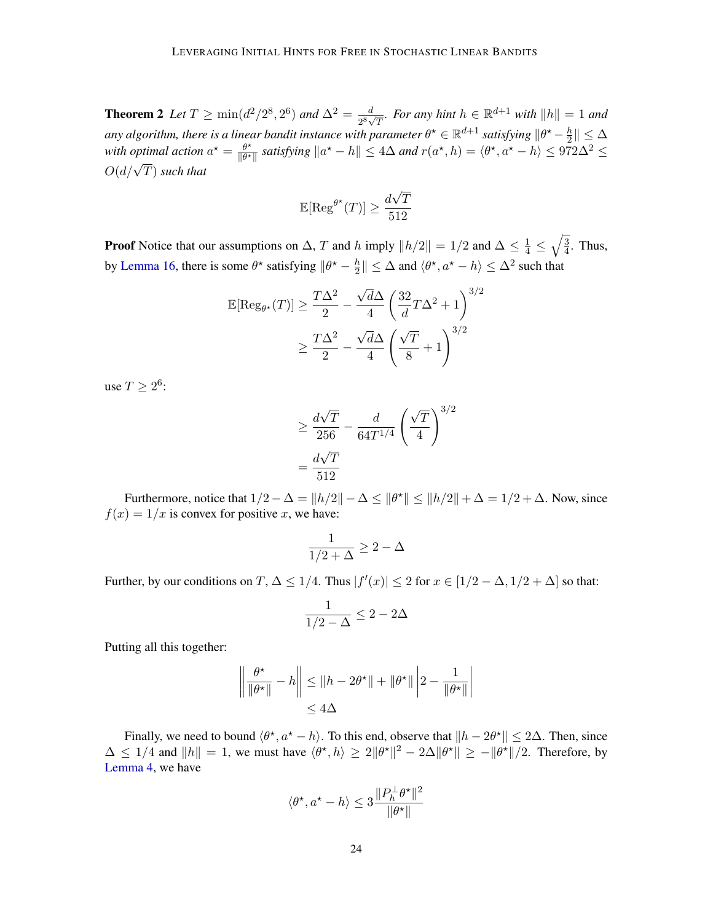**Theorem 2** *Let $T \geq \min(d^2/2^8, 2^6)$ and $\Delta^2 = \frac{d}{2^8\sqrt{T}}$. For any hint $h \in \mathbb{R}^{d+1}$ with $\|h\| = 1$ and any algorithm, there is a linear bandit instance with parameter $\theta^\star \in \mathbb{R}^{d+1}$ satisfying $\|\theta^\star - \frac{h}{2}\| \leq \Delta$ with optimal action $a^\star = \frac{\theta^\star}{\|\theta^\star\|}$ satisfying $\|a^\star - h\| \leq 4\Delta$ and $r(a^\star, h) = \langle \theta^\star, a^\star - h\rangle \leq 972\Delta^2 \leq O(d/\sqrt{T})$ such that*

$$\mathbb{E}[\mathrm{Reg}^{\theta^\star}(T)] \geq \frac{d\sqrt{T}}{512}$$

**Proof** Notice that our assumptions on $\Delta$, $T$ and $h$ imply $\|h/2\| = 1/2$ and $\Delta \leq \frac{1}{4} \leq \sqrt{\frac{3}{4}}$. Thus, by Lemma 16, there is some $\theta^\star$ satisfying $\|\theta^\star - \frac{h}{2}\| \leq \Delta$ and $\langle \theta^\star, a^\star - h\rangle \leq \Delta^2$ such that

$$\begin{aligned}
\mathbb{E}[\mathrm{Reg}_{\theta^\star}(T)] &\geq \frac{T\Delta^2}{2} - \frac{\sqrt{d}\Delta}{4}\left(\frac{32}{d}T\Delta^2 + 1\right)^{3/2} \\
&\geq \frac{T\Delta^2}{2} - \frac{\sqrt{d}\Delta}{4}\left(\frac{\sqrt{T}}{8} + 1\right)^{3/2}
\end{aligned}$$

use $T \geq 2^6$:

$$\begin{aligned}
&\geq \frac{d\sqrt{T}}{256} - \frac{d}{64T^{1/4}}\left(\frac{\sqrt{T}}{4}\right)^{3/2} \\
&= \frac{d\sqrt{T}}{512}
\end{aligned}$$

Furthermore, notice that $1/2 - \Delta = \|h/2\| - \Delta \leq \|\theta^\star\| \leq \|h/2\| + \Delta = 1/2 + \Delta$. Now, since $f(x) = 1/x$ is convex for positive $x$, we have:

$$\frac{1}{1/2 + \Delta} \geq 2 - \Delta$$

Further, by our conditions on $T$, $\Delta \leq 1/4$. Thus $|f'(x)| \leq 2$ for $x \in [1/2 - \Delta, 1/2 + \Delta]$ so that:

$$\frac{1}{1/2 - \Delta} \leq 2 - 2\Delta$$

Putting all this together:

$$\begin{aligned}
\left\|\frac{\theta^\star}{\|\theta^\star\|} - h\right\| &\leq \|h - 2\theta^\star\| + \|\theta^\star\|\left|2 - \frac{1}{\|\theta^\star\|}\right| \\
&\leq 4\Delta
\end{aligned}$$

Finally, we need to bound $\langle \theta^\star, a^\star - h\rangle$. To this end, observe that $\|h - 2\theta^\star\| \leq 2\Delta$. Then, since $\Delta \leq 1/4$ and $\|h\| = 1$, we must have $\langle \theta^\star, h\rangle \geq 2\|\theta^\star\|^2 - 2\Delta\|\theta^\star\| \geq -\|\theta^\star\|/2$. Therefore, by Lemma 4, we have

$$\langle \theta^\star, a^\star - h\rangle \leq 3\frac{\|P_h^\perp \theta^\star\|^2}{\|\theta^\star\|}$$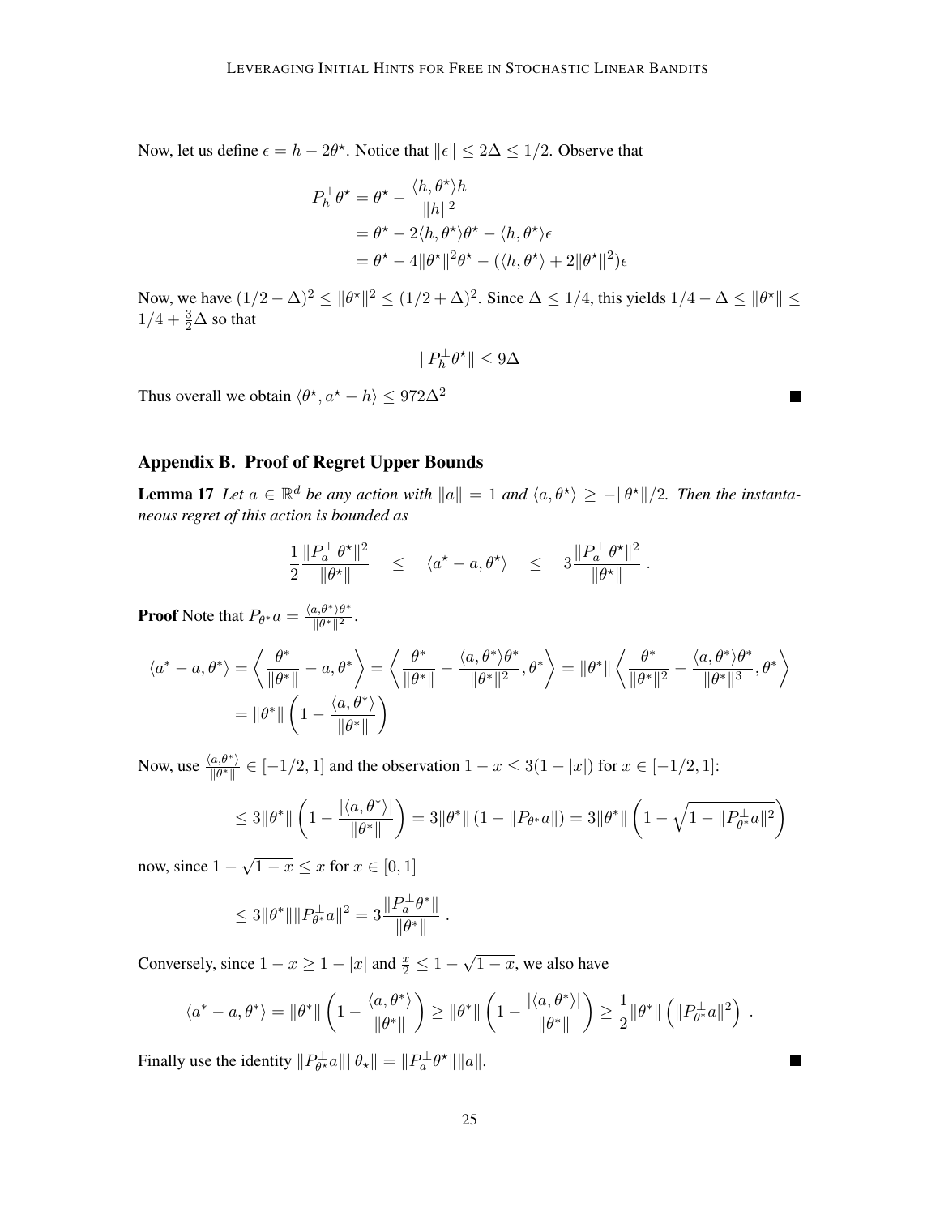Now, let us define $\epsilon = h - 2\theta^\star$. Notice that $\|\epsilon\| \leq 2\Delta \leq 1/2$. Observe that

$$
\begin{aligned}
P_h^\perp \theta^\star &= \theta^\star - \frac{\langle h, \theta^\star \rangle h}{\|h\|^2} \\
&= \theta^\star - 2\langle h, \theta^\star \rangle \theta^\star - \langle h, \theta^\star \rangle \epsilon \\
&= \theta^\star - 4\|\theta^\star\|^2 \theta^\star - (\langle h, \theta^\star \rangle + 2\|\theta^\star\|^2)\epsilon
\end{aligned}
$$

Now, we have $(1/2 - \Delta)^2 \leq \|\theta^\star\|^2 \leq (1/2 + \Delta)^2$. Since $\Delta \leq 1/4$, this yields $1/4 - \Delta \leq \|\theta^\star\| \leq 1/4 + \frac{3}{2}\Delta$ so that

$$
\|P_h^\perp \theta^\star\| \leq 9\Delta
$$

Thus overall we obtain $\langle \theta^\star, a^\star - h \rangle \leq 972\Delta^2$ ∎

## Appendix B. Proof of Regret Upper Bounds

**Lemma 17** *Let $a \in \mathbb{R}^d$ be any action with $\|a\| = 1$ and $\langle a, \theta^\star \rangle \geq -\|\theta^\star\|/2$. Then the instantaneous regret of this action is bounded as*

$$
\frac{1}{2}\frac{\|P_a^\perp \theta^\star\|^2}{\|\theta^\star\|} \quad \leq \quad \langle a^\star - a, \theta^\star \rangle \quad \leq \quad 3\frac{\|P_a^\perp \theta^\star\|^2}{\|\theta^\star\|} .
$$

**Proof** Note that $P_{\theta^*} a = \frac{\langle a, \theta^* \rangle \theta^*}{\|\theta^*\|^2}$.

$$
\begin{aligned}
\langle a^* - a, \theta^* \rangle &= \left\langle \frac{\theta^*}{\|\theta^*\|} - a, \theta^* \right\rangle = \left\langle \frac{\theta^*}{\|\theta^*\|} - \frac{\langle a, \theta^* \rangle \theta^*}{\|\theta^*\|^2}, \theta^* \right\rangle = \|\theta^*\| \left\langle \frac{\theta^*}{\|\theta^*\|^2} - \frac{\langle a, \theta^* \rangle \theta^*}{\|\theta^*\|^3}, \theta^* \right\rangle \\
&= \|\theta^*\| \left( 1 - \frac{\langle a, \theta^* \rangle}{\|\theta^*\|} \right)
\end{aligned}
$$

Now, use $\frac{\langle a, \theta^* \rangle}{\|\theta^*\|} \in [-1/2, 1]$ and the observation $1 - x \leq 3(1 - |x|)$ for $x \in [-1/2, 1]$:

$$
\leq 3\|\theta^*\| \left( 1 - \frac{|\langle a, \theta^* \rangle|}{\|\theta^*\|} \right) = 3\|\theta^*\| \left( 1 - \|P_{\theta^*} a\| \right) = 3\|\theta^*\| \left( 1 - \sqrt{1 - \|P_{\theta^*}^\perp a\|^2} \right)
$$

now, since $1 - \sqrt{1 - x} \leq x$ for $x \in [0, 1]$

$$
\leq 3\|\theta^*\| \|P_{\theta^*}^\perp a\|^2 = 3\frac{\|P_a^\perp \theta^*\|}{\|\theta^*\|} .
$$

Conversely, since $1 - x \geq 1 - |x|$ and $\frac{x}{2} \leq 1 - \sqrt{1 - x}$, we also have

$$
\langle a^* - a, \theta^* \rangle = \|\theta^*\| \left( 1 - \frac{\langle a, \theta^* \rangle}{\|\theta^*\|} \right) \geq \|\theta^*\| \left( 1 - \frac{|\langle a, \theta^* \rangle|}{\|\theta^*\|} \right) \geq \frac{1}{2}\|\theta^*\| \left( \|P_{\theta^*}^\perp a\|^2 \right) .
$$

Finally use the identity $\|P_{\theta^\star}^\perp a\| \|\theta_\star\| = \|P_a^\perp \theta^\star\| \|a\|$. ∎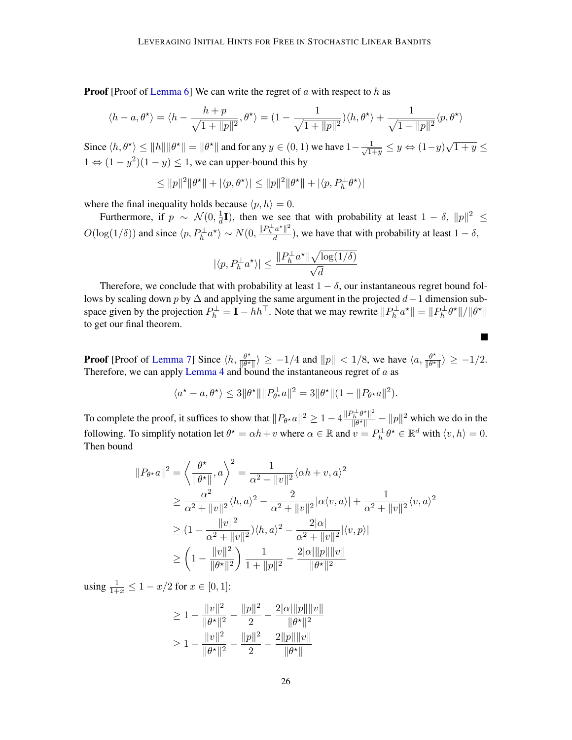**Proof** [Proof of Lemma 6] We can write the regret of $a$ with respect to $h$ as

$$\langle h - a, \theta^\star \rangle = \langle h - \frac{h+p}{\sqrt{1+\|p\|^2}}, \theta^\star \rangle = (1 - \frac{1}{\sqrt{1+\|p\|^2}})\langle h, \theta^\star \rangle + \frac{1}{\sqrt{1+\|p\|^2}}\langle p, \theta^\star \rangle$$

Since $\langle h, \theta^\star \rangle \le \|h\|\|\theta^\star\| = \|\theta^\star\|$ and for any $y \in (0,1)$ we have $1 - \frac{1}{\sqrt{1+y}} \le y \Leftrightarrow (1-y)\sqrt{1+y} \le 1 \Leftrightarrow (1-y^2)(1-y) \le 1$, we can upper-bound this by

$$\le \|p\|^2\|\theta^\star\| + |\langle p, \theta^\star \rangle| \le \|p\|^2\|\theta^\star\| + |\langle p, P_h^\perp \theta^\star \rangle|$$

where the final inequality holds because $\langle p, h \rangle = 0$.

Furthermore, if $p \sim \mathcal{N}(0, \frac{1}{d}\mathbf{I})$, then we see that with probability at least $1-\delta$, $\|p\|^2 \le O(\log(1/\delta))$ and since $\langle p, P_h^\perp a^\star \rangle \sim N(0, \frac{\|P_h^\perp a^\star\|^2}{d})$, we have that with probability at least $1-\delta$,

$$|\langle p, P_h^\perp a^\star \rangle| \le \frac{\|P_h^\perp a^\star\|\sqrt{\log(1/\delta)}}{\sqrt{d}}$$

Therefore, we conclude that with probability at least $1-\delta$, our instantaneous regret bound follows by scaling down $p$ by $\Delta$ and applying the same argument in the projected $d-1$ dimension subspace given by the projection $P_h^\perp = \mathbf{I} - hh^\top$. Note that we may rewrite $\|P_h^\perp a^\star\| = \|P_h^\perp \theta^\star\|/\|\theta^\star\|$ to get our final theorem. ■

**Proof** [Proof of Lemma 7] Since $\langle h, \frac{\theta^\star}{\|\theta^\star\|} \rangle \ge -1/4$ and $\|p\| < 1/8$, we have $\langle a, \frac{\theta^\star}{\|\theta^\star\|} \rangle \ge -1/2$. Therefore, we can apply Lemma 4 and bound the instantaneous regret of $a$ as

$$\langle a^\star - a, \theta^\star \rangle \le 3\|\theta^\star\|\|P_{\theta^\star}^\perp a\|^2 = 3\|\theta^\star\|(1 - \|P_{\theta^\star} a\|^2).$$

To complete the proof, it suffices to show that $\|P_{\theta^\star} a\|^2 \ge 1 - 4\frac{\|P_h^\perp \theta^\star\|^2}{\|\theta^\star\|} - \|p\|^2$ which we do in the following. To simplify notation let $\theta^\star = \alpha h + v$ where $\alpha \in \mathbb{R}$ and $v = P_h^\perp \theta^\star \in \mathbb{R}^d$ with $\langle v, h \rangle = 0$. Then bound

$$\begin{aligned}
\|P_{\theta^\star} a\|^2 = \left\langle \frac{\theta^\star}{\|\theta^\star\|}, a \right\rangle^2 &= \frac{1}{\alpha^2 + \|v\|^2}\langle \alpha h + v, a \rangle^2 \\
&\ge \frac{\alpha^2}{\alpha^2 + \|v\|^2}\langle h, a \rangle^2 - \frac{2}{\alpha^2 + \|v\|^2}|\alpha\langle v, a \rangle| + \frac{1}{\alpha^2 + \|v\|^2}\langle v, a \rangle^2 \\
&\ge (1 - \frac{\|v\|^2}{\alpha^2 + \|v\|^2})\langle h, a \rangle^2 - \frac{2|\alpha|}{\alpha^2 + \|v\|^2}|\langle v, p \rangle| \\
&\ge \left(1 - \frac{\|v\|^2}{\|\theta^\star\|^2}\right)\frac{1}{1+\|p\|^2} - \frac{2|\alpha|\|p\|\|v\|}{\|\theta^\star\|^2}
\end{aligned}$$

using $\frac{1}{1+x} \le 1 - x/2$ for $x \in [0,1]$:

$$\begin{aligned}
&\ge 1 - \frac{\|v\|^2}{\|\theta^\star\|^2} - \frac{\|p\|^2}{2} - \frac{2|\alpha|\|p\|\|v\|}{\|\theta^\star\|^2} \\
&\ge 1 - \frac{\|v\|^2}{\|\theta^\star\|^2} - \frac{\|p\|^2}{2} - \frac{2\|p\|\|v\|}{\|\theta^\star\|}
\end{aligned}$$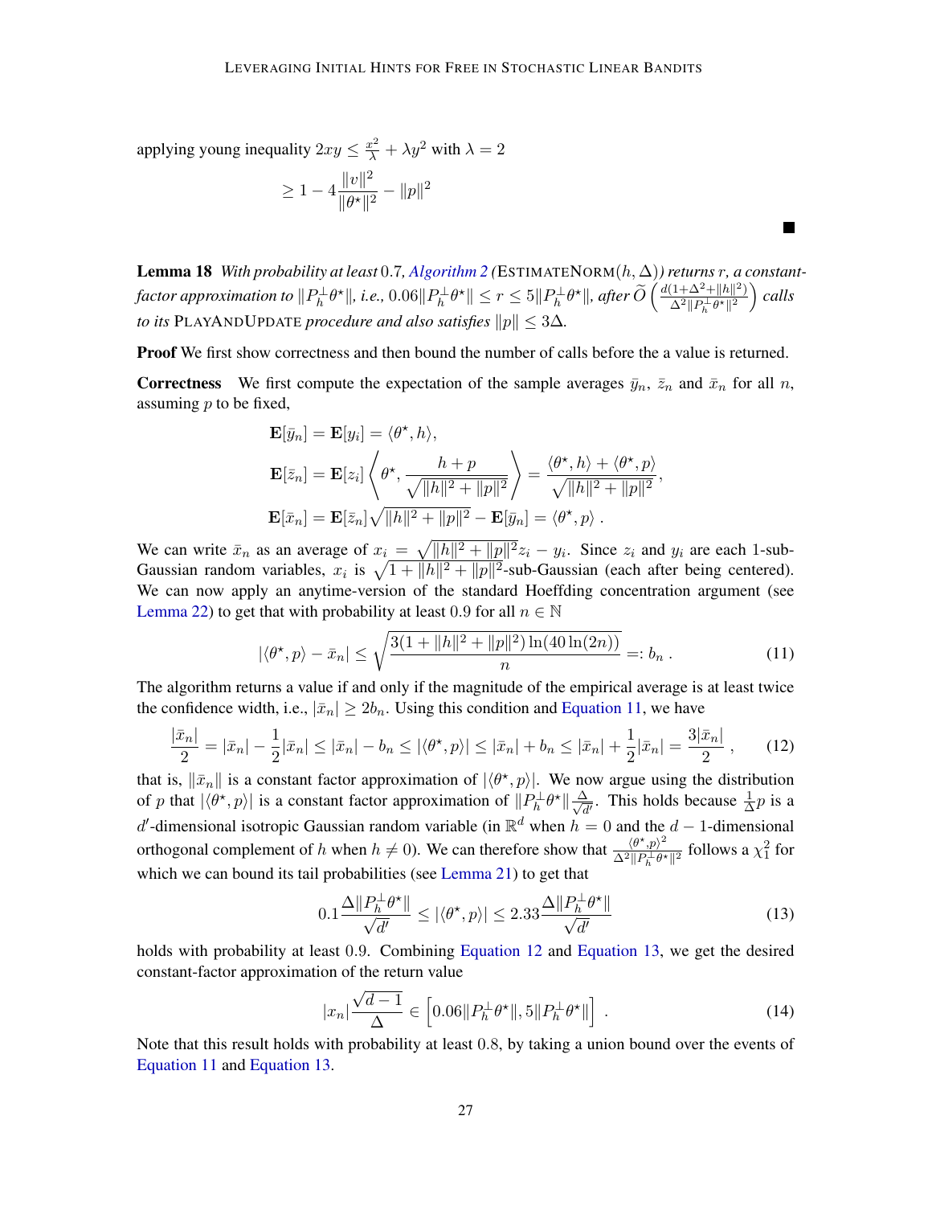applying young inequality $2xy \leq \frac{x^2}{\lambda} + \lambda y^2$ with $\lambda = 2$

$$\geq 1 - 4\frac{\|v\|^2}{\|\theta^\star\|^2} - \|p\|^2$$

■

**Lemma 18** *With probability at least* 0.7*, Algorithm 2 (*ESTIMATENORM$(h, \Delta)$*) returns* $r$*, a constant-factor approximation to* $\|P_h^\perp \theta^\star\|$*, i.e.,* $0.06\|P_h^\perp \theta^\star\| \leq r \leq 5\|P_h^\perp \theta^\star\|$*, after* $\widetilde{O}\left(\frac{d(1+\Delta^2+\|h\|^2)}{\Delta^2\|P_h^\perp \theta^\star\|^2}\right)$ *calls to its* PLAYANDUPDATE *procedure and also satisfies* $\|p\| \leq 3\Delta$*.*

**Proof** We first show correctness and then bound the number of calls before the a value is returned.

**Correctness** We first compute the expectation of the sample averages $\bar{y}_n$, $\bar{z}_n$ and $\bar{x}_n$ for all $n$, assuming $p$ to be fixed,

$$\mathbf{E}[\bar{y}_n] = \mathbf{E}[y_i] = \langle \theta^\star, h \rangle,$$

$$\mathbf{E}[\bar{z}_n] = \mathbf{E}[z_i] \left\langle \theta^\star, \frac{h+p}{\sqrt{\|h\|^2 + \|p\|^2}} \right\rangle = \frac{\langle \theta^\star, h\rangle + \langle \theta^\star, p\rangle}{\sqrt{\|h\|^2 + \|p\|^2}},$$

$$\mathbf{E}[\bar{x}_n] = \mathbf{E}[\bar{z}_n]\sqrt{\|h\|^2 + \|p\|^2} - \mathbf{E}[\bar{y}_n] = \langle \theta^\star, p \rangle \,.$$

We can write $\bar{x}_n$ as an average of $x_i = \sqrt{\|h\|^2 + \|p\|^2} z_i - y_i$. Since $z_i$ and $y_i$ are each 1-sub-Gaussian random variables, $x_i$ is $\sqrt{1 + \|h\|^2 + \|p\|^2}$-sub-Gaussian (each after being centered). We can now apply an anytime-version of the standard Hoeffding concentration argument (see Lemma 22) to get that with probability at least 0.9 for all $n \in \mathbb{N}$

$$|\langle \theta^\star, p\rangle - \bar{x}_n| \leq \sqrt{\frac{3(1 + \|h\|^2 + \|p\|^2)\ln(40\ln(2n))}{n}} =: b_n \,. \tag{11}$$

The algorithm returns a value if and only if the magnitude of the empirical average is at least twice the confidence width, i.e., $|\bar{x}_n| \geq 2b_n$. Using this condition and Equation 11, we have

$$\frac{|\bar{x}_n|}{2} = |\bar{x}_n| - \frac{1}{2}|\bar{x}_n| \leq |\bar{x}_n| - b_n \leq |\langle \theta^\star, p\rangle| \leq |\bar{x}_n| + b_n \leq |\bar{x}_n| + \frac{1}{2}|\bar{x}_n| = \frac{3|\bar{x}_n|}{2} \,, \tag{12}$$

that is, $\|\bar{x}_n\|$ is a constant factor approximation of $|\langle \theta^\star, p\rangle|$. We now argue using the distribution of $p$ that $|\langle \theta^\star, p\rangle|$ is a constant factor approximation of $\|P_h^\perp \theta^\star\| \frac{\Delta}{\sqrt{d'}}$. This holds because $\frac{1}{\Delta}p$ is a $d'$-dimensional isotropic Gaussian random variable (in $\mathbb{R}^d$ when $h = 0$ and the $d-1$-dimensional orthogonal complement of $h$ when $h \neq 0$). We can therefore show that $\frac{\langle \theta^\star, p\rangle^2}{\Delta^2\|P_h^\perp \theta^\star\|^2}$ follows a $\chi_1^2$ for which we can bound its tail probabilities (see Lemma 21) to get that

$$0.1\frac{\Delta\|P_h^\perp \theta^\star\|}{\sqrt{d'}} \leq |\langle \theta^\star, p\rangle| \leq 2.33\frac{\Delta\|P_h^\perp \theta^\star\|}{\sqrt{d'}} \tag{13}$$

holds with probability at least 0.9. Combining Equation 12 and Equation 13, we get the desired constant-factor approximation of the return value

$$|x_n|\frac{\sqrt{d-1}}{\Delta} \in \left[0.06\|P_h^\perp \theta^\star\|, 5\|P_h^\perp \theta^\star\|\right] \,. \tag{14}$$

Note that this result holds with probability at least 0.8, by taking a union bound over the events of Equation 11 and Equation 13.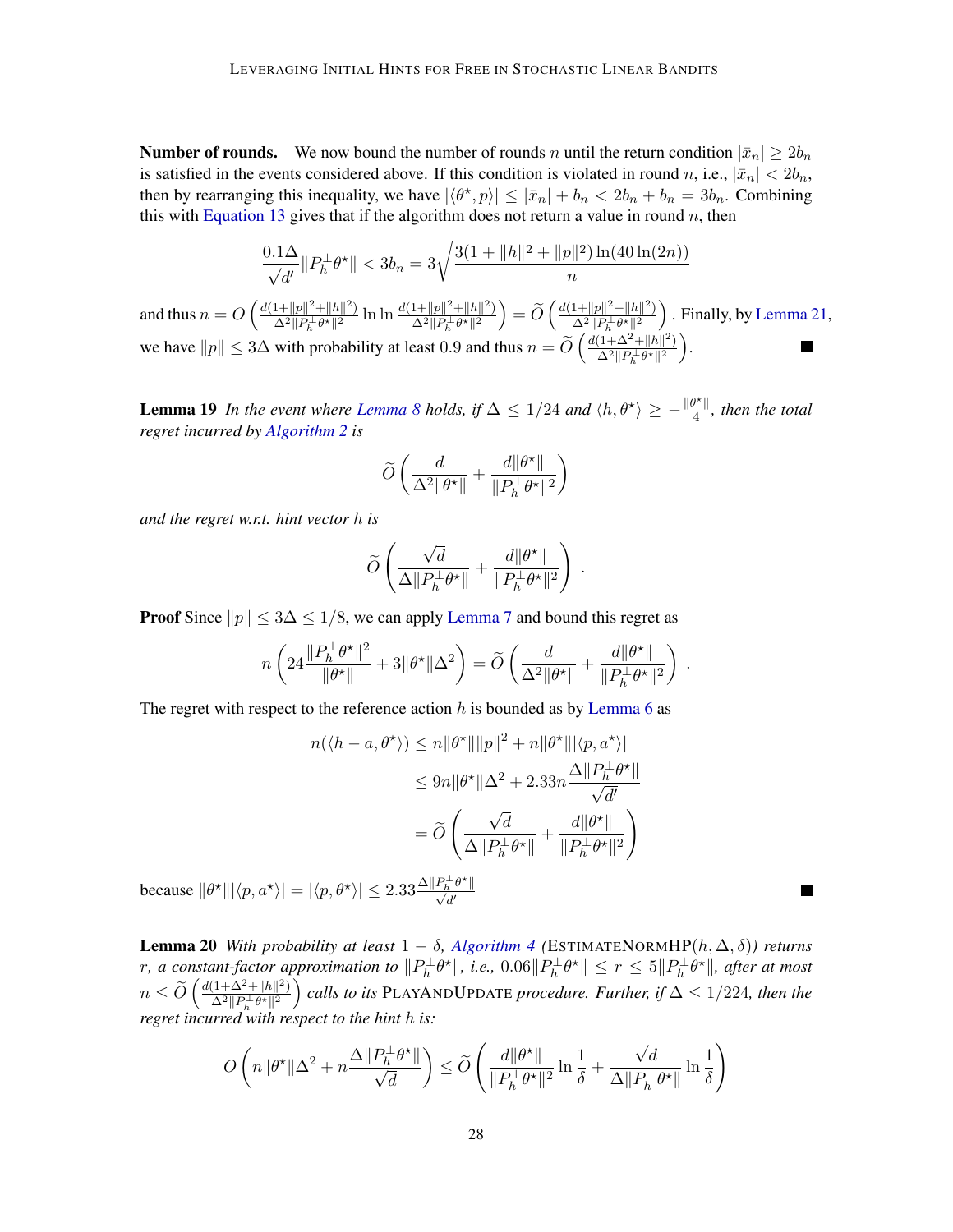**Number of rounds.** We now bound the number of rounds $n$ until the return condition $|\bar{x}_n| \geq 2b_n$ is satisfied in the events considered above. If this condition is violated in round $n$, i.e., $|\bar{x}_n| < 2b_n$, then by rearranging this inequality, we have $|\langle \theta^\star, p\rangle| \leq |\bar{x}_n| + b_n < 2b_n + b_n = 3b_n$. Combining this with Equation 13 gives that if the algorithm does not return a value in round $n$, then

$$\frac{0.1\Delta}{\sqrt{d'}}\|P_h^\perp \theta^\star\| < 3b_n = 3\sqrt{\frac{3(1+\|h\|^2+\|p\|^2)\ln(40\ln(2n))}{n}}$$

and thus $n = O\left(\frac{d(1+\|p\|^2+\|h\|^2)}{\Delta^2\|P_h^\perp\theta^\star\|^2}\ln\ln\frac{d(1+\|p\|^2+\|h\|^2)}{\Delta^2\|P_h^\perp\theta^\star\|^2}\right) = \widetilde{O}\left(\frac{d(1+\|p\|^2+\|h\|^2)}{\Delta^2\|P_h^\perp\theta^\star\|^2}\right)$. Finally, by Lemma 21, we have $\|p\| \leq 3\Delta$ with probability at least 0.9 and thus $n = \widetilde{O}\left(\frac{d(1+\Delta^2+\|h\|^2)}{\Delta^2\|P_h^\perp\theta^\star\|^2}\right)$. ∎

**Lemma 19** *In the event where Lemma 8 holds, if $\Delta \leq 1/24$ and $\langle h, \theta^\star\rangle \geq -\frac{\|\theta^\star\|}{4}$, then the total regret incurred by Algorithm 2 is*

$$\widetilde{O}\left(\frac{d}{\Delta^2\|\theta^\star\|} + \frac{d\|\theta^\star\|}{\|P_h^\perp\theta^\star\|^2}\right)$$

*and the regret w.r.t. hint vector $h$ is*

$$\widetilde{O}\left(\frac{\sqrt{d}}{\Delta\|P_h^\perp\theta^\star\|} + \frac{d\|\theta^\star\|}{\|P_h^\perp\theta^\star\|^2}\right).$$

**Proof** Since $\|p\| \leq 3\Delta \leq 1/8$, we can apply Lemma 7 and bound this regret as

$$n\left(24\frac{\|P_h^\perp\theta^\star\|^2}{\|\theta^\star\|} + 3\|\theta^\star\|\Delta^2\right) = \widetilde{O}\left(\frac{d}{\Delta^2\|\theta^\star\|} + \frac{d\|\theta^\star\|}{\|P_h^\perp\theta^\star\|^2}\right).$$

The regret with respect to the reference action $h$ is bounded as by Lemma 6 as

$$\begin{aligned}
n(\langle h - a, \theta^\star\rangle) &\leq n\|\theta^\star\|\|p\|^2 + n\|\theta^\star\||\langle p, a^\star\rangle| \\
&\leq 9n\|\theta^\star\|\Delta^2 + 2.33n\frac{\Delta\|P_h^\perp\theta^\star\|}{\sqrt{d'}} \\
&= \widetilde{O}\left(\frac{\sqrt{d}}{\Delta\|P_h^\perp\theta^\star\|} + \frac{d\|\theta^\star\|}{\|P_h^\perp\theta^\star\|^2}\right)
\end{aligned}$$

because $\|\theta^\star\||\langle p, a^\star\rangle| = |\langle p, \theta^\star\rangle| \leq 2.33\frac{\Delta\|P_h^\perp\theta^\star\|}{\sqrt{d'}}$ ∎

**Lemma 20** *With probability at least $1-\delta$, Algorithm 4 (*EstimateNormHP$(h, \Delta, \delta)$*) returns $r$, a constant-factor approximation to $\|P_h^\perp\theta^\star\|$, i.e., $0.06\|P_h^\perp\theta^\star\| \leq r \leq 5\|P_h^\perp\theta^\star\|$, after at most $n \leq \widetilde{O}\left(\frac{d(1+\Delta^2+\|h\|^2)}{\Delta^2\|P_h^\perp\theta^\star\|^2}\right)$ calls to its* PlayAndUpdate *procedure. Further, if $\Delta \leq 1/224$, then the regret incurred with respect to the hint $h$ is:*

$$O\left(n\|\theta^\star\|\Delta^2 + n\frac{\Delta\|P_h^\perp\theta^\star\|}{\sqrt{d}}\right) \leq \widetilde{O}\left(\frac{d\|\theta^\star\|}{\|P_h^\perp\theta^\star\|^2}\ln\frac{1}{\delta} + \frac{\sqrt{d}}{\Delta\|P_h^\perp\theta^\star\|}\ln\frac{1}{\delta}\right)$$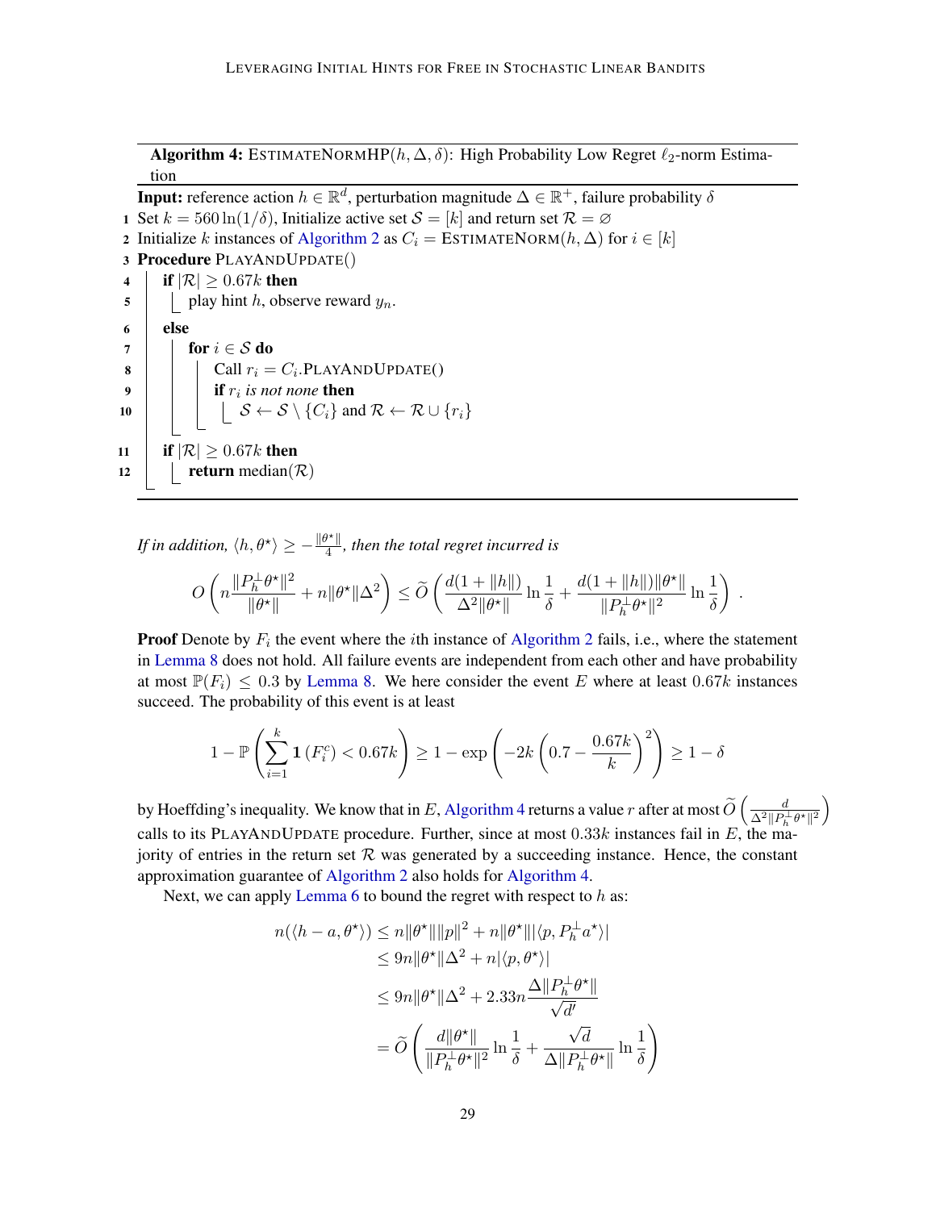**Algorithm 4:** ESTIMATENORMHP$(h, \Delta, \delta)$: High Probability Low Regret $\ell_2$-norm Estimation

**Input:** reference action $h \in \mathbb{R}^d$, perturbation magnitude $\Delta \in \mathbb{R}^+$, failure probability $\delta$

```
1  Set k = 560 ln(1/δ), Initialize active set S = [k] and return set R = ∅
2  Initialize k instances of Algorithm 2 as C_i = ESTIMATENORM(h, Δ) for i ∈ [k]
3  Procedure PLAYANDUPDATE()
4      if |R| ≥ 0.67k then
5          play hint h, observe reward y_n.
6      else
7          for i ∈ S do
8              Call r_i = C_i.PLAYANDUPDATE()
9              if r_i is not none then
10                 S ← S \ {C_i} and R ← R ∪ {r_i}
11     if |R| ≥ 0.67k then
12         return median(R)
```

*If in addition, $\langle h, \theta^\star \rangle \geq -\frac{\|\theta^\star\|}{4}$, then the total regret incurred is*

$$O\left(n\frac{\|P_h^\perp \theta^\star\|^2}{\|\theta^\star\|} + n\|\theta^\star\|\Delta^2\right) \leq \widetilde{O}\left(\frac{d(1+\|h\|)}{\Delta^2\|\theta^\star\|}\ln\frac{1}{\delta} + \frac{d(1+\|h\|)\|\theta^\star\|}{\|P_h^\perp \theta^\star\|^2}\ln\frac{1}{\delta}\right) .$$

**Proof** Denote by $F_i$ the event where the $i$th instance of Algorithm 2 fails, i.e., where the statement in Lemma 8 does not hold. All failure events are independent from each other and have probability at most $\mathbb{P}(F_i) \leq 0.3$ by Lemma 8. We here consider the event $E$ where at least $0.67k$ instances succeed. The probability of this event is at least

$$1 - \mathbb{P}\left(\sum_{i=1}^k \mathbf{1}\left(F_i^c\right) < 0.67k\right) \geq 1 - \exp\left(-2k\left(0.7 - \frac{0.67k}{k}\right)^2\right) \geq 1 - \delta$$

by Hoeffding's inequality. We know that in $E$, Algorithm 4 returns a value $r$ after at most $\widetilde{O}\left(\frac{d}{\Delta^2\|P_h^\perp \theta^\star\|^2}\right)$ calls to its PLAYANDUPDATE procedure. Further, since at most $0.33k$ instances fail in $E$, the majority of entries in the return set $\mathcal{R}$ was generated by a succeeding instance. Hence, the constant approximation guarantee of Algorithm 2 also holds for Algorithm 4.

Next, we can apply Lemma 6 to bound the regret with respect to $h$ as:

$$\begin{aligned}
n(\langle h - a, \theta^\star\rangle) &\leq n\|\theta^\star\|\|p\|^2 + n\|\theta^\star\||\langle p, P_h^\perp a^\star\rangle| \\
&\leq 9n\|\theta^\star\|\Delta^2 + n|\langle p, \theta^\star\rangle| \\
&\leq 9n\|\theta^\star\|\Delta^2 + 2.33n\frac{\Delta\|P_h^\perp \theta^\star\|}{\sqrt{d'}} \\
&= \widetilde{O}\left(\frac{d\|\theta^\star\|}{\|P_h^\perp \theta^\star\|^2}\ln\frac{1}{\delta} + \frac{\sqrt{d}}{\Delta\|P_h^\perp \theta^\star\|}\ln\frac{1}{\delta}\right)
\end{aligned}$$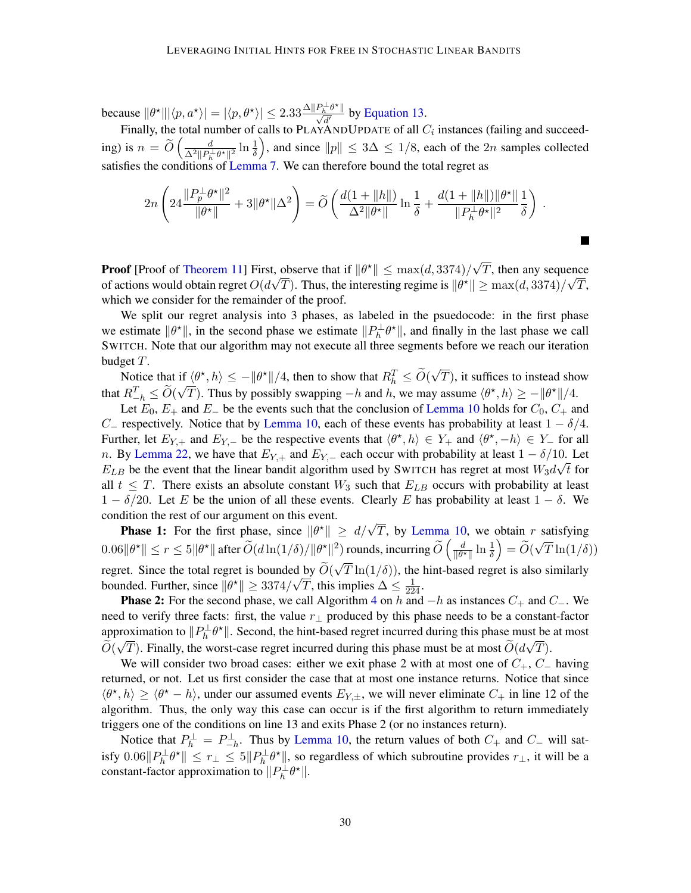because $\|\theta^\star\||\langle p, a^\star\rangle| = |\langle p, \theta^\star\rangle| \le 2.33\frac{\Delta\|P_h^\perp\theta^\star\|}{\sqrt{d'}}$ by Equation 13.

Finally, the total number of calls to PLAYANDUPDATE of all $C_i$ instances (failing and succeeding) is $n = \widetilde{O}\left(\frac{d}{\Delta^2\|P_h^\perp\theta^\star\|^2}\ln\frac{1}{\delta}\right)$, and since $\|p\| \le 3\Delta \le 1/8$, each of the $2n$ samples collected satisfies the conditions of Lemma 7. We can therefore bound the total regret as

$$2n\left(24\frac{\|P_p^\perp\theta^\star\|^2}{\|\theta^\star\|} + 3\|\theta^\star\|\Delta^2\right) = \widetilde{O}\left(\frac{d(1+\|h\|)}{\Delta^2\|\theta^\star\|}\ln\frac{1}{\delta} + \frac{d(1+\|h\|)\|\theta^\star\|}{\|P_h^\perp\theta^\star\|^2}\frac{1}{\delta}\right).$$

■

**Proof** [Proof of Theorem 11] First, observe that if $\|\theta^\star\| \le \max(d, 3374)/\sqrt{T}$, then any sequence of actions would obtain regret $O(d\sqrt{T})$. Thus, the interesting regime is $\|\theta^\star\| \ge \max(d, 3374)/\sqrt{T}$, which we consider for the remainder of the proof.

We split our regret analysis into 3 phases, as labeled in the psuedocode: in the first phase we estimate $\|\theta^\star\|$, in the second phase we estimate $\|P_h^\perp\theta^\star\|$, and finally in the last phase we call SWITCH. Note that our algorithm may not execute all three segments before we reach our iteration budget $T$.

Notice that if $\langle\theta^\star, h\rangle \le -\|\theta^\star\|/4$, then to show that $R_h^T \le \widetilde{O}(\sqrt{T})$, it suffices to instead show that $R_{-h}^T \le \widetilde{O}(\sqrt{T})$. Thus by possibly swapping $-h$ and $h$, we may assume $\langle\theta^\star, h\rangle \ge -\|\theta^\star\|/4$.

Let $E_0$, $E_+$ and $E_-$ be the events such that the conclusion of Lemma 10 holds for $C_0$, $C_+$ and $C_-$ respectively. Notice that by Lemma 10, each of these events has probability at least $1-\delta/4$. Further, let $E_{Y,+}$ and $E_{Y,-}$ be the respective events that $\langle\theta^\star, h\rangle \in Y_+$ and $\langle\theta^\star, -h\rangle \in Y_-$ for all $n$. By Lemma 22, we have that $E_{Y,+}$ and $E_{Y,-}$ each occur with probability at least $1-\delta/10$. Let $E_{LB}$ be the event that the linear bandit algorithm used by SWITCH has regret at most $W_3 d\sqrt{t}$ for all $t \le T$. There exists an absolute constant $W_3$ such that $E_{LB}$ occurs with probability at least $1-\delta/20$. Let $E$ be the union of all these events. Clearly $E$ has probability at least $1-\delta$. We condition the rest of our argument on this event.

**Phase 1:** For the first phase, since $\|\theta^\star\| \ge d/\sqrt{T}$, by Lemma 10, we obtain $r$ satisfying $0.06\|\theta^\star\| \le r \le 5\|\theta^\star\|$ after $\widetilde{O}(d\ln(1/\delta)/\|\theta^\star\|^2)$ rounds, incurring $\widetilde{O}\left(\frac{d}{\|\theta^\star\|}\ln\frac{1}{\delta}\right) = \widetilde{O}(\sqrt{T}\ln(1/\delta))$ regret. Since the total regret is bounded by $\widetilde{O}(\sqrt{T}\ln(1/\delta))$, the hint-based regret is also similarly bounded. Further, since $\|\theta^\star\| \ge 3374/\sqrt{T}$, this implies $\Delta \le \frac{1}{224}$.

**Phase 2:** For the second phase, we call Algorithm 4 on $h$ and $-h$ as instances $C_+$ and $C_-$. We need to verify three facts: first, the value $r_\perp$ produced by this phase needs to be a constant-factor approximation to $\|P_h^\perp\theta^\star\|$. Second, the hint-based regret incurred during this phase must be at most $\widetilde{O}(\sqrt{T})$. Finally, the worst-case regret incurred during this phase must be at most $\widetilde{O}(d\sqrt{T})$.

We will consider two broad cases: either we exit phase 2 with at most one of $C_+$, $C_-$ having returned, or not. Let us first consider the case that at most one instance returns. Notice that since $\langle\theta^\star, h\rangle \ge \langle\theta^\star - h\rangle$, under our assumed events $E_{Y,\pm}$, we will never eliminate $C_+$ in line 12 of the algorithm. Thus, the only way this case can occur is if the first algorithm to return immediately triggers one of the conditions on line 13 and exits Phase 2 (or no instances return).

Notice that $P_h^\perp = P_{-h}^\perp$. Thus by Lemma 10, the return values of both $C_+$ and $C_-$ will satisfy $0.06\|P_h^\perp\theta^\star\| \le r_\perp \le 5\|P_h^\perp\theta^\star\|$, so regardless of which subroutine provides $r_\perp$, it will be a constant-factor approximation to $\|P_h^\perp\theta^\star\|$.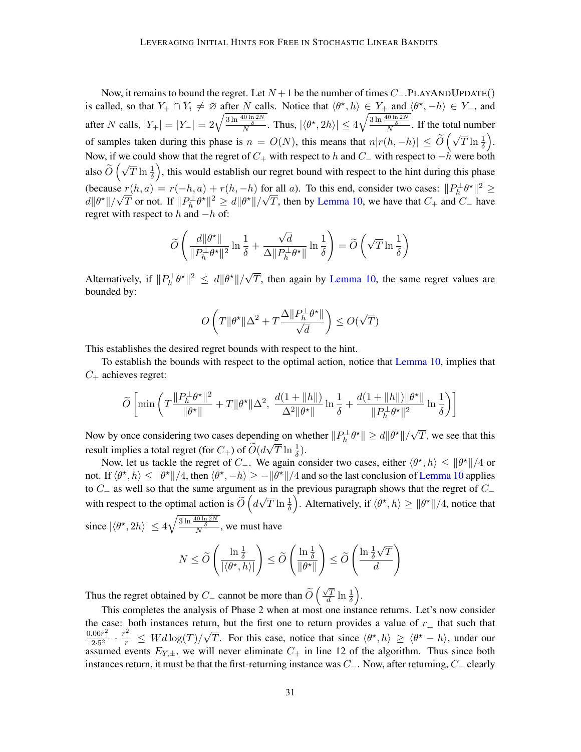Now, it remains to bound the regret. Let $N+1$ be the number of times $C_-$.PLAYANDUPDATE() is called, so that $Y_+ \cap Y_i \neq \varnothing$ after $N$ calls. Notice that $\langle \theta^\star, h\rangle \in Y_+$ and $\langle \theta^\star, -h\rangle \in Y_-$, and after $N$ calls, $|Y_+| = |Y_-| = 2\sqrt{\frac{3\ln\frac{40\ln 2N}{\delta}}{N}}$. Thus, $|\langle \theta^\star, 2h\rangle| \le 4\sqrt{\frac{3\ln\frac{40\ln 2N}{\delta}}{N}}$. If the total number of samples taken during this phase is $n = O(N)$, this means that $n|r(h,-h)| \le \widetilde{O}\left(\sqrt{T}\ln\frac{1}{\delta}\right)$. Now, if we could show that the regret of $C_+$ with respect to $h$ and $C_-$ with respect to $-h$ were both also $\widetilde{O}\left(\sqrt{T}\ln\frac{1}{\delta}\right)$, this would establish our regret bound with respect to the hint during this phase (because $r(h,a) = r(-h,a) + r(h,-h)$ for all $a$). To this end, consider two cases: $\|P_h^\perp\theta^\star\|^2 \ge d\|\theta^\star\|/\sqrt{T}$ or not. If $\|P_h^\perp\theta^\star\|^2 \ge d\|\theta^\star\|/\sqrt{T}$, then by Lemma 10, we have that $C_+$ and $C_-$ have regret with respect to $h$ and $-h$ of:

$$\widetilde{O}\left(\frac{d\|\theta^\star\|}{\|P_h^\perp\theta^\star\|^2}\ln\frac{1}{\delta} + \frac{\sqrt{d}}{\Delta\|P_h^\perp\theta^\star\|}\ln\frac{1}{\delta}\right) = \widetilde{O}\left(\sqrt{T}\ln\frac{1}{\delta}\right)$$

Alternatively, if $\|P_h^\perp\theta^\star\|^2 \le d\|\theta^\star\|/\sqrt{T}$, then again by Lemma 10, the same regret values are bounded by:

$$O\left(T\|\theta^\star\|\Delta^2 + T\frac{\Delta\|P_h^\perp\theta^\star\|}{\sqrt{d}}\right) \le O(\sqrt{T})$$

This establishes the desired regret bounds with respect to the hint.

To establish the bounds with respect to the optimal action, notice that Lemma 10, implies that $C_+$ achieves regret:

$$\widetilde{O}\left[\min\left(T\frac{\|P_h^\perp\theta^\star\|^2}{\|\theta^\star\|} + T\|\theta^\star\|\Delta^2,\ \frac{d(1+\|h\|)}{\Delta^2\|\theta^\star\|}\ln\frac{1}{\delta} + \frac{d(1+\|h\|)\|\theta^\star\|}{\|P_h^\perp\theta^\star\|^2}\ln\frac{1}{\delta}\right)\right]$$

Now by once considering two cases depending on whether $\|P_h^\perp\theta^\star\| \ge d\|\theta^\star\|/\sqrt{T}$, we see that this result implies a total regret (for $C_+$) of $\widetilde{O}(d\sqrt{T}\ln\frac{1}{\delta})$.

Now, let us tackle the regret of $C_-$. We again consider two cases, either $\langle\theta^\star, h\rangle \le \|\theta^\star\|/4$ or not. If $\langle\theta^\star, h\rangle \le \|\theta^\star\|/4$, then $\langle\theta^\star, -h\rangle \ge -\|\theta^\star\|/4$ and so the last conclusion of Lemma 10 applies to $C_-$ as well so that the same argument as in the previous paragraph shows that the regret of $C_-$ with respect to the optimal action is $\widetilde{O}\left(d\sqrt{T}\ln\frac{1}{\delta}\right)$. Alternatively, if $\langle\theta^\star, h\rangle \ge \|\theta^\star\|/4$, notice that since $|\langle\theta^\star, 2h\rangle| \le 4\sqrt{\frac{3\ln\frac{40\ln 2N}{\delta}}{N}}$, we must have

$$N \le \widetilde{O}\left(\frac{\ln\frac{1}{\delta}}{|\langle\theta^\star, h\rangle|}\right) \le \widetilde{O}\left(\frac{\ln\frac{1}{\delta}}{\|\theta^\star\|}\right) \le \widetilde{O}\left(\frac{\ln\frac{1}{\delta}\sqrt{T}}{d}\right)$$

Thus the regret obtained by $C_-$ cannot be more than $\widetilde{O}\left(\frac{\sqrt{T}}{d}\ln\frac{1}{\delta}\right)$.

This completes the analysis of Phase 2 when at most one instance returns. Let's now consider the case: both instances return, but the first one to return provides a value of $r_\perp$ that such that $\frac{0.06r_\perp^2}{2\cdot 5^2}\cdot\frac{r_\perp^2}{r} \le Wd\log(T)/\sqrt{T}$. For this case, notice that since $\langle\theta^\star, h\rangle \ge \langle\theta^\star - h\rangle$, under our assumed events $E_{Y,\pm}$, we will never eliminate $C_+$ in line 12 of the algorithm. Thus since both instances return, it must be that the first-returning instance was $C_-$. Now, after returning, $C_-$ clearly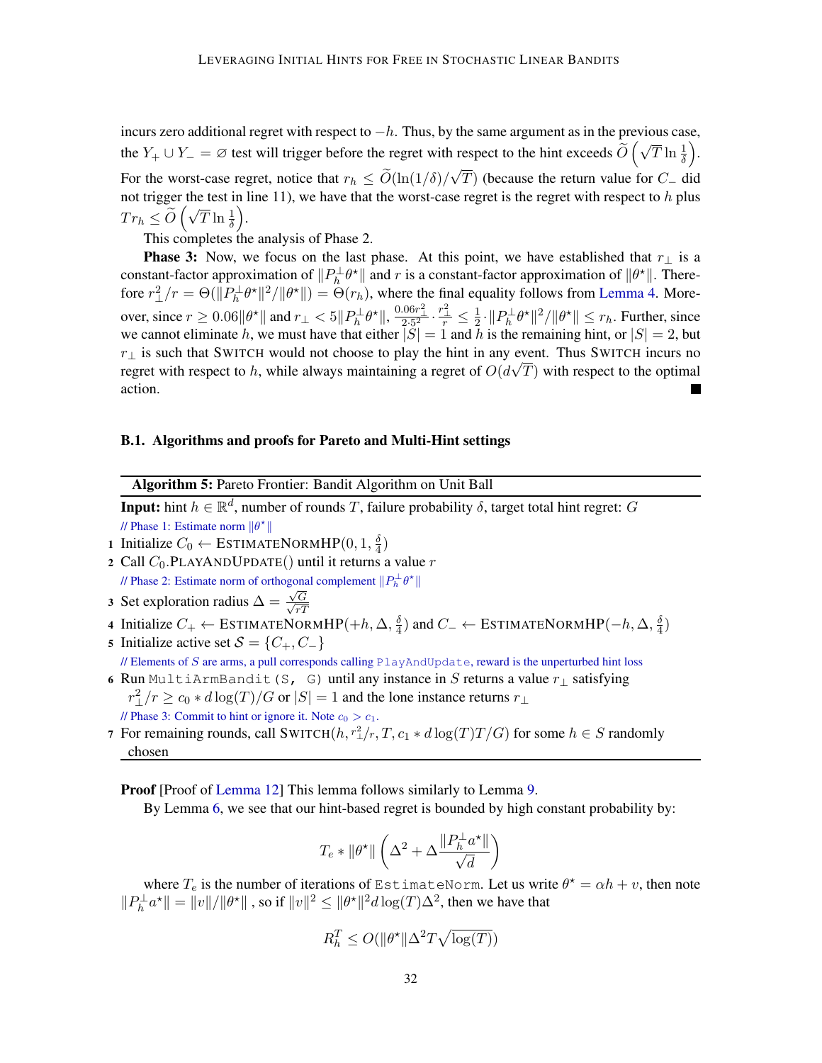incurs zero additional regret with respect to $-h$. Thus, by the same argument as in the previous case, the $Y_+ \cup Y_- = \varnothing$ test will trigger before the regret with respect to the hint exceeds $\widetilde{O}\left(\sqrt{T}\ln\frac{1}{\delta}\right)$. For the worst-case regret, notice that $r_h \leq \widetilde{O}(\ln(1/\delta)/\sqrt{T})$ (because the return value for $C_-$ did not trigger the test in line 11), we have that the worst-case regret is the regret with respect to $h$ plus $Tr_h \leq \widetilde{O}\left(\sqrt{T}\ln\frac{1}{\delta}\right)$.

This completes the analysis of Phase 2.

**Phase 3:** Now, we focus on the last phase. At this point, we have established that $r_\perp$ is a constant-factor approximation of $\|P_h^\perp\theta^\star\|$ and $r$ is a constant-factor approximation of $\|\theta^\star\|$. Therefore $r_\perp^2/r = \Theta(\|P_h^\perp\theta^\star\|^2/\|\theta^\star\|) = \Theta(r_h)$, where the final equality follows from Lemma 4. Moreover, since $r \geq 0.06\|\theta^\star\|$ and $r_\perp < 5\|P_h^\perp\theta^\star\|$, $\frac{0.06 r_\perp^2}{2\cdot 5^2}\cdot\frac{r_\perp^2}{r} \leq \frac{1}{2}\cdot\|P_h^\perp\theta^\star\|^2/\|\theta^\star\| \leq r_h$. Further, since we cannot eliminate $h$, we must have that either $|S| = 1$ and $h$ is the remaining hint, or $|S| = 2$, but $r_\perp$ is such that SWITCH would not choose to play the hint in any event. Thus SWITCH incurs no regret with respect to $h$, while always maintaining a regret of $O(d\sqrt{T})$ with respect to the optimal action. ■

### B.1. Algorithms and proofs for Pareto and Multi-Hint settings

**Algorithm 5:** Pareto Frontier: Bandit Algorithm on Unit Ball

**Input:** hint $h \in \mathbb{R}^d$, number of rounds $T$, failure probability $\delta$, target total hint regret: $G$

// Phase 1: Estimate norm $\|\theta^\star\|$

1. Initialize $C_0 \leftarrow$ ESTIMATENORMHP$(0, 1, \frac{\delta}{4})$
2. Call $C_0$.PLAYANDUPDATE() until it returns a value $r$

// Phase 2: Estimate norm of orthogonal complement $\|P_h^\perp\theta^\star\|$

3. Set exploration radius $\Delta = \frac{\sqrt{G}}{\sqrt{rT}}$
4. Initialize $C_+ \leftarrow$ ESTIMATENORMHP$(+h, \Delta, \frac{\delta}{4})$ and $C_- \leftarrow$ ESTIMATENORMHP$(-h, \Delta, \frac{\delta}{4})$
5. Initialize active set $\mathcal{S} = \{C_+, C_-\}$

// Elements of $S$ are arms, a pull corresponds calling `PlayAndUpdate`, reward is the unperturbed hint loss

6. Run `MultiArmBandit(S, G)` until any instance in $S$ returns a value $r_\perp$ satisfying $r_\perp^2/r \geq c_0 * d\log(T)/G$ or $|S| = 1$ and the lone instance returns $r_\perp$

// Phase 3: Commit to hint or ignore it. Note $c_0 > c_1$.

7. For remaining rounds, call SWITCH$(h, r_\perp^2/r, T, c_1 * d\log(T)T/G)$ for some $h \in S$ randomly chosen

**Proof** [Proof of Lemma 12] This lemma follows similarly to Lemma 9.

By Lemma 6, we see that our hint-based regret is bounded by high constant probability by:

$$T_e * \|\theta^\star\|\left(\Delta^2 + \Delta\frac{\|P_h^\perp a^\star\|}{\sqrt{d}}\right)$$

where $T_e$ is the number of iterations of `EstimateNorm`. Let us write $\theta^\star = \alpha h + v$, then note $\|P_h^\perp a^\star\| = \|v\|/\|\theta^\star\|$ , so if $\|v\|^2 \leq \|\theta^\star\|^2 d\log(T)\Delta^2$, then we have that

$$R_h^T \leq O(\|\theta^\star\|\Delta^2 T\sqrt{\log(T)})$$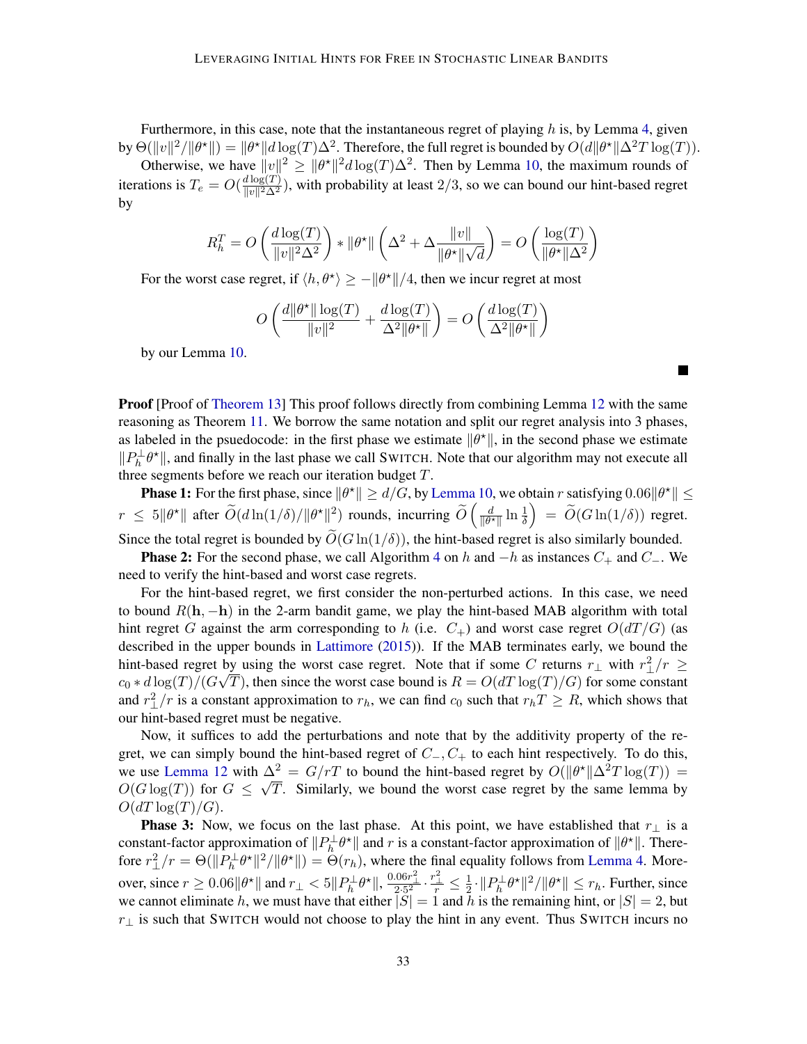Furthermore, in this case, note that the instantaneous regret of playing $h$ is, by Lemma 4, given by $\Theta(\|v\|^2/\|\theta^\star\|) = \|\theta^\star\| d \log(T)\Delta^2$. Therefore, the full regret is bounded by $O(d\|\theta^\star\|\Delta^2 T \log(T))$.

Otherwise, we have $\|v\|^2 \geq \|\theta^\star\|^2 d \log(T)\Delta^2$. Then by Lemma 10, the maximum rounds of iterations is $T_e = O(\frac{d\log(T)}{\|v\|^2\Delta^2})$, with probability at least $2/3$, so we can bound our hint-based regret by

$$R_h^T = O\left(\frac{d\log(T)}{\|v\|^2\Delta^2}\right) * \|\theta^\star\| \left(\Delta^2 + \Delta\frac{\|v\|}{\|\theta^\star\|\sqrt{d}}\right) = O\left(\frac{\log(T)}{\|\theta^\star\|\Delta^2}\right)$$

For the worst case regret, if $\langle h, \theta^\star\rangle \geq -\|\theta^\star\|/4$, then we incur regret at most

$$O\left(\frac{d\|\theta^\star\|\log(T)}{\|v\|^2} + \frac{d\log(T)}{\Delta^2\|\theta^\star\|}\right) = O\left(\frac{d\log(T)}{\Delta^2\|\theta^\star\|}\right)$$

by our Lemma 10.

■

**Proof** [Proof of Theorem 13] This proof follows directly from combining Lemma 12 with the same reasoning as Theorem 11. We borrow the same notation and split our regret analysis into 3 phases, as labeled in the psuedocode: in the first phase we estimate $\|\theta^\star\|$, in the second phase we estimate $\|P_h^\perp\theta^\star\|$, and finally in the last phase we call SWITCH. Note that our algorithm may not execute all three segments before we reach our iteration budget $T$.

**Phase 1:** For the first phase, since $\|\theta^\star\| \geq d/G$, by Lemma 10, we obtain $r$ satisfying $0.06\|\theta^\star\| \leq r \leq 5\|\theta^\star\|$ after $\widetilde{O}(d\ln(1/\delta)/\|\theta^\star\|^2)$ rounds, incurring $\widetilde{O}\left(\frac{d}{\|\theta^\star\|}\ln\frac{1}{\delta}\right) = \widetilde{O}(G\ln(1/\delta))$ regret. Since the total regret is bounded by $\widetilde{O}(G\ln(1/\delta))$, the hint-based regret is also similarly bounded.

**Phase 2:** For the second phase, we call Algorithm 4 on $h$ and $-h$ as instances $C_+$ and $C_-$. We need to verify the hint-based and worst case regrets.

For the hint-based regret, we first consider the non-perturbed actions. In this case, we need to bound $R(\mathbf{h}, -\mathbf{h})$ in the 2-arm bandit game, we play the hint-based MAB algorithm with total hint regret $G$ against the arm corresponding to $h$ (i.e. $C_+$) and worst case regret $O(dT/G)$ (as described in the upper bounds in Lattimore (2015)). If the MAB terminates early, we bound the hint-based regret by using the worst case regret. Note that if some $C$ returns $r_\perp$ with $r_\perp^2/r \geq c_0 * d\log(T)/(G\sqrt{T})$, then since the worst case bound is $R = O(dT\log(T)/G)$ for some constant and $r_\perp^2/r$ is a constant approximation to $r_h$, we can find $c_0$ such that $r_h T \geq R$, which shows that our hint-based regret must be negative.

Now, it suffices to add the perturbations and note that by the additivity property of the regret, we can simply bound the hint-based regret of $C_-, C_+$ to each hint respectively. To do this, we use Lemma 12 with $\Delta^2 = G/rT$ to bound the hint-based regret by $O(\|\theta^\star\|\Delta^2 T\log(T)) = O(G\log(T))$ for $G \leq \sqrt{T}$. Similarly, we bound the worst case regret by the same lemma by $O(dT\log(T)/G)$.

**Phase 3:** Now, we focus on the last phase. At this point, we have established that $r_\perp$ is a constant-factor approximation of $\|P_h^\perp\theta^\star\|$ and $r$ is a constant-factor approximation of $\|\theta^\star\|$. Therefore $r_\perp^2/r = \Theta(\|P_h^\perp\theta^\star\|^2/\|\theta^\star\|) = \Theta(r_h)$, where the final equality follows from Lemma 4. Moreover, since $r \geq 0.06\|\theta^\star\|$ and $r_\perp < 5\|P_h^\perp\theta^\star\|$, $\frac{0.06r_\perp^2}{2\cdot 5^2}\cdot\frac{r_\perp^2}{r} \leq \frac{1}{2}\cdot\|P_h^\perp\theta^\star\|^2/\|\theta^\star\| \leq r_h$. Further, since we cannot eliminate $h$, we must have that either $|S| = 1$ and $h$ is the remaining hint, or $|S| = 2$, but $r_\perp$ is such that SWITCH would not choose to play the hint in any event. Thus SWITCH incurs no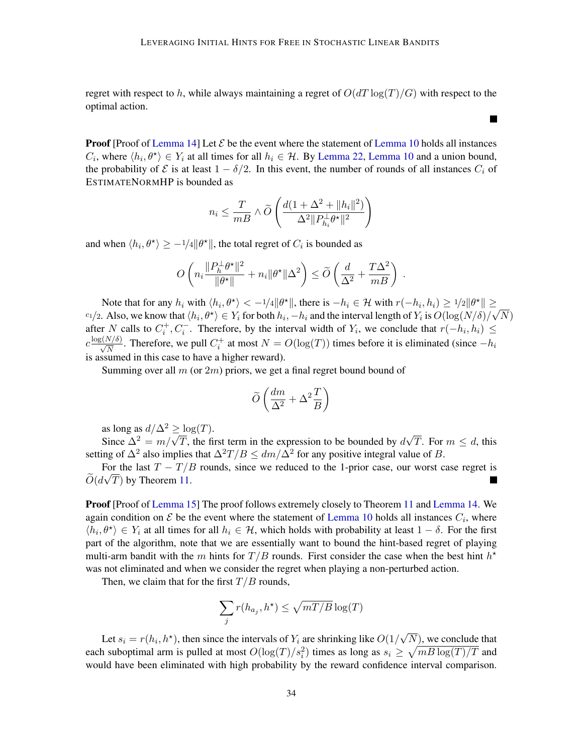regret with respect to $h$, while always maintaining a regret of $O(dT\log(T)/G)$ with respect to the optimal action. ■

**Proof** [Proof of Lemma 14] Let $\mathcal{E}$ be the event where the statement of Lemma 10 holds all instances $C_i$, where $\langle h_i, \theta^\star \rangle \in Y_i$ at all times for all $h_i \in \mathcal{H}$. By Lemma 22, Lemma 10 and a union bound, the probability of $\mathcal{E}$ is at least $1 - \delta/2$. In this event, the number of rounds of all instances $C_i$ of ESTIMATENORMHP is bounded as

$$n_i \leq \frac{T}{mB} \wedge \widetilde{O}\left(\frac{d(1 + \Delta^2 + \|h_i\|^2)}{\Delta^2 \|P_{h_i}^\perp \theta^\star\|^2}\right)$$

and when $\langle h_i, \theta^\star \rangle \geq -1/4\|\theta^\star\|$, the total regret of $C_i$ is bounded as

$$O\left(n_i \frac{\|P_h^\perp \theta^\star\|^2}{\|\theta^\star\|} + n_i \|\theta^\star\| \Delta^2\right) \leq \widetilde{O}\left(\frac{d}{\Delta^2} + \frac{T\Delta^2}{mB}\right) .$$

Note that for any $h_i$ with $\langle h_i, \theta^\star \rangle < -1/4\|\theta^\star\|$, there is $-h_i \in \mathcal{H}$ with $r(-h_i, h_i) \geq 1/2\|\theta^\star\| \geq c_1/2$. Also, we know that $\langle h_i, \theta^\star \rangle \in Y_i$ for both $h_i, -h_i$ and the interval length of $Y_i$ is $O(\log(N/\delta)/\sqrt{N})$ after $N$ calls to $C_i^+, C_i^-$. Therefore, by the interval width of $Y_i$, we conclude that $r(-h_i, h_i) \leq c\frac{\log(N/\delta)}{\sqrt{N}}$. Therefore, we pull $C_i^+$ at most $N = O(\log(T))$ times before it is eliminated (since $-h_i$ is assumed in this case to have a higher reward).

Summing over all $m$ (or $2m$) priors, we get a final regret bound bound of

$$\widetilde{O}\left(\frac{dm}{\Delta^2} + \Delta^2 \frac{T}{B}\right)$$

as long as $d/\Delta^2 \geq \log(T)$.

Since $\Delta^2 = m/\sqrt{T}$, the first term in the expression to be bounded by $d\sqrt{T}$. For $m \leq d$, this setting of $\Delta^2$ also implies that $\Delta^2 T/B \leq dm/\Delta^2$ for any positive integral value of $B$.

For the last $T - T/B$ rounds, since we reduced to the 1-prior case, our worst case regret is $\widetilde{O}(d\sqrt{T})$ by Theorem 11. ■

**Proof** [Proof of Lemma 15] The proof follows extremely closely to Theorem 11 and Lemma 14. We again condition on $\mathcal{E}$ be the event where the statement of Lemma 10 holds all instances $C_i$, where $\langle h_i, \theta^\star \rangle \in Y_i$ at all times for all $h_i \in \mathcal{H}$, which holds with probability at least $1 - \delta$. For the first part of the algorithm, note that we are essentially want to bound the hint-based regret of playing multi-arm bandit with the $m$ hints for $T/B$ rounds. First consider the case when the best hint $h^\star$ was not eliminated and when we consider the regret when playing a non-perturbed action.

Then, we claim that for the first $T/B$ rounds,

$$\sum_j r(h_{a_j}, h^\star) \leq \sqrt{mT/B}\log(T)$$

Let $s_i = r(h_i, h^\star)$, then since the intervals of $Y_i$ are shrinking like $O(1/\sqrt{N})$, we conclude that each suboptimal arm is pulled at most $O(\log(T)/s_i^2)$ times as long as $s_i \geq \sqrt{mB\log(T)/T}$ and would have been eliminated with high probability by the reward confidence interval comparison.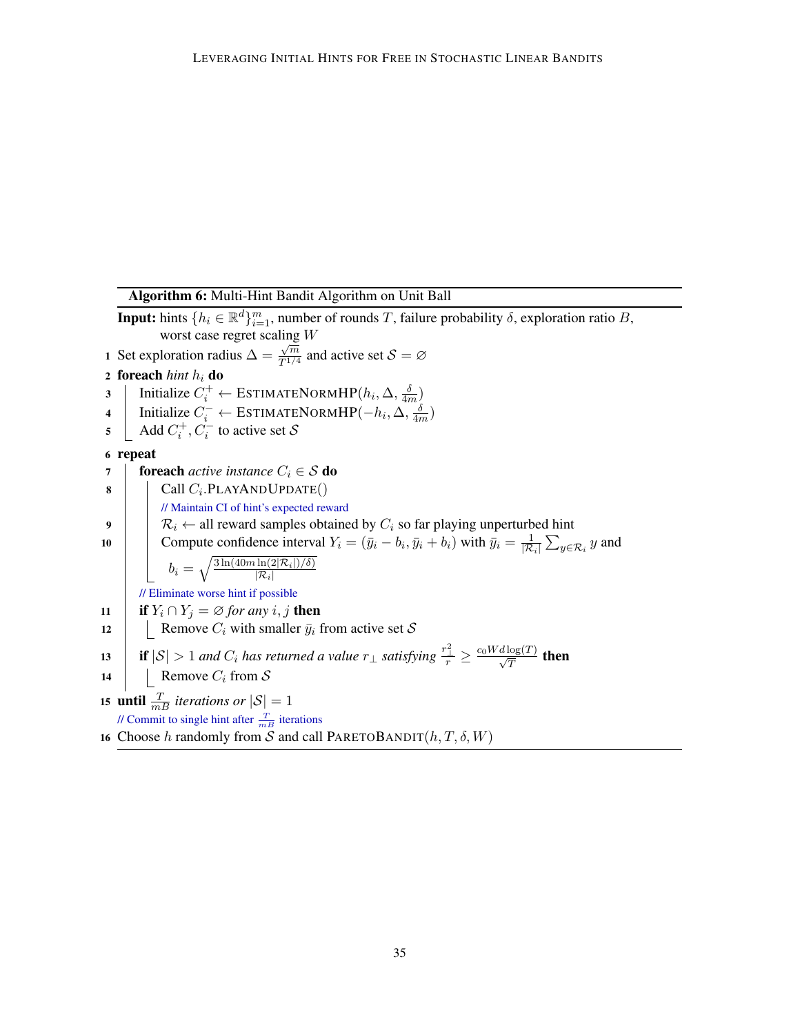**Algorithm 6:** Multi-Hint Bandit Algorithm on Unit Ball

**Input:** hints $\{h_i \in \mathbb{R}^d\}_{i=1}^m$, number of rounds $T$, failure probability $\delta$, exploration ratio $B$, worst case regret scaling $W$

1. Set exploration radius $\Delta = \frac{\sqrt{m}}{T^{1/4}}$ and active set $\mathcal{S} = \varnothing$
2. **foreach** *hint* $h_i$ **do**
3. &nbsp;&nbsp;&nbsp;&nbsp;Initialize $C_i^+ \leftarrow$ ESTIMATENORMHP$(h_i, \Delta, \frac{\delta}{4m})$
4. &nbsp;&nbsp;&nbsp;&nbsp;Initialize $C_i^- \leftarrow$ ESTIMATENORMHP$(-h_i, \Delta, \frac{\delta}{4m})$
5. &nbsp;&nbsp;&nbsp;&nbsp;Add $C_i^+, C_i^-$ to active set $\mathcal{S}$
6. **repeat**
7. &nbsp;&nbsp;&nbsp;&nbsp;**foreach** *active instance* $C_i \in \mathcal{S}$ **do**
8. &nbsp;&nbsp;&nbsp;&nbsp;&nbsp;&nbsp;&nbsp;&nbsp;Call $C_i$.PLAYANDUPDATE()
&nbsp;&nbsp;&nbsp;&nbsp;&nbsp;&nbsp;&nbsp;&nbsp;// Maintain CI of hint's expected reward
9. &nbsp;&nbsp;&nbsp;&nbsp;&nbsp;&nbsp;&nbsp;&nbsp;$\mathcal{R}_i \leftarrow$ all reward samples obtained by $C_i$ so far playing unperturbed hint
10. &nbsp;&nbsp;&nbsp;&nbsp;&nbsp;&nbsp;&nbsp;&nbsp;Compute confidence interval $Y_i = (\bar{y}_i - b_i, \bar{y}_i + b_i)$ with $\bar{y}_i = \frac{1}{|\mathcal{R}_i|}\sum_{y \in \mathcal{R}_i} y$ and $b_i = \sqrt{\frac{3\ln(40m\ln(2|\mathcal{R}_i|)/\delta)}{|\mathcal{R}_i|}}$
&nbsp;&nbsp;&nbsp;&nbsp;// Eliminate worse hint if possible
11. &nbsp;&nbsp;&nbsp;&nbsp;**if** $Y_i \cap Y_j = \varnothing$ *for any* $i, j$ **then**
12. &nbsp;&nbsp;&nbsp;&nbsp;&nbsp;&nbsp;&nbsp;&nbsp;Remove $C_i$ with smaller $\bar{y}_i$ from active set $\mathcal{S}$
13. &nbsp;&nbsp;&nbsp;&nbsp;**if** $|\mathcal{S}| > 1$ *and* $C_i$ *has returned a value* $r_\perp$ *satisfying* $\frac{r_\perp^2}{r} \geq \frac{c_0 W d \log(T)}{\sqrt{T}}$ **then**
14. &nbsp;&nbsp;&nbsp;&nbsp;&nbsp;&nbsp;&nbsp;&nbsp;Remove $C_i$ from $\mathcal{S}$
15. **until** $\frac{T}{mB}$ *iterations or* $|\mathcal{S}| = 1$
// Commit to single hint after $\frac{T}{mB}$ iterations
16. Choose $h$ randomly from $\mathcal{S}$ and call PARETOBANDIT$(h, T, \delta, W)$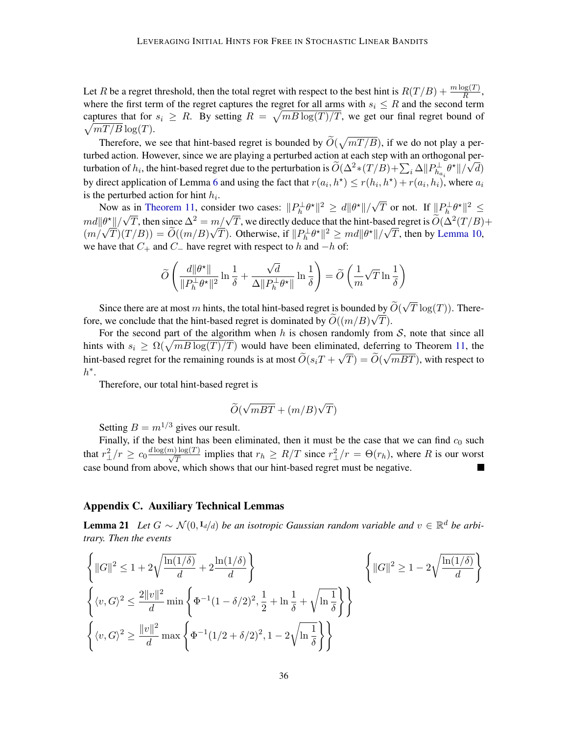Let $R$ be a regret threshold, then the total regret with respect to the best hint is $R(T/B) + \frac{m\log(T)}{R}$, where the first term of the regret captures the regret for all arms with $s_i \leq R$ and the second term captures that for $s_i \geq R$. By setting $R = \sqrt{mB\log(T)/T}$, we get our final regret bound of $\sqrt{mT/B}\log(T)$.

Therefore, we see that hint-based regret is bounded by $\widetilde{O}(\sqrt{mT/B})$, if we do not play a perturbed action. However, since we are playing a perturbed action at each step with an orthogonal perturbation of $h_i$, the hint-based regret due to the perturbation is $\widetilde{O}(\Delta^2 *(T/B) + \sum_i \Delta\|P_{h_{a_i}}^{\perp}\theta^\star\|/\sqrt{d})$ by direct application of Lemma 6 and using the fact that $r(a_i, h^\star) \leq r(h_i, h^\star) + r(a_i, h_i)$, where $a_i$ is the perturbed action for hint $h_i$.

Now as in Theorem 11, consider two cases: $\|P_h^{\perp}\theta^\star\|^2 \geq d\|\theta^\star\|/\sqrt{T}$ or not. If $\|P_h^{\perp}\theta^\star\|^2 \leq md\|\theta^\star\|/\sqrt{T}$, then since $\Delta^2 = m/\sqrt{T}$, we directly deduce that the hint-based regret is $\widetilde{O}(\Delta^2(T/B) + (m/\sqrt{T})(T/B)) = \widetilde{O}((m/B)\sqrt{T})$. Otherwise, if $\|P_h^{\perp}\theta^\star\|^2 \geq md\|\theta^\star\|/\sqrt{T}$, then by Lemma 10, we have that $C_+$ and $C_-$ have regret with respect to $h$ and $-h$ of:

$$\widetilde{O}\left(\frac{d\|\theta^\star\|}{\|P_h^{\perp}\theta^\star\|^2}\ln\frac{1}{\delta} + \frac{\sqrt{d}}{\Delta\|P_h^{\perp}\theta^\star\|}\ln\frac{1}{\delta}\right) = \widetilde{O}\left(\frac{1}{m}\sqrt{T}\ln\frac{1}{\delta}\right)$$

Since there are at most $m$ hints, the total hint-based regret is bounded by $\widetilde{O}(\sqrt{T}\log(T))$. Therefore, we conclude that the hint-based regret is dominated by $\widetilde{O}((m/B)\sqrt{T})$.

For the second part of the algorithm when $h$ is chosen randomly from $\mathcal{S}$, note that since all hints with $s_i \geq \Omega(\sqrt{mB\log(T)/T})$ would have been eliminated, deferring to Theorem 11, the hint-based regret for the remaining rounds is at most $\widetilde{O}(s_iT + \sqrt{T}) = \widetilde{O}(\sqrt{mBT})$, with respect to $h^*$.

Therefore, our total hint-based regret is

$$\widetilde{O}(\sqrt{mBT} + (m/B)\sqrt{T})$$

Setting $B = m^{1/3}$ gives our result.

Finally, if the best hint has been eliminated, then it must be the case that we can find $c_0$ such that $r_\perp^2/r \geq c_0\frac{d\log(m)\log(T)}{\sqrt{T}}$ implies that $r_h \geq R/T$ since $r_\perp^2/r = \Theta(r_h)$, where $R$ is our worst case bound from above, which shows that our hint-based regret must be negative. ■

## Appendix C. Auxiliary Technical Lemmas

**Lemma 21** *Let $G \sim \mathcal{N}(0, \mathrm{I}_d/d)$ be an isotropic Gaussian random variable and $v \in \mathbb{R}^d$ be arbitrary. Then the events*

$$\left\{\|G\|^2 \leq 1 + 2\sqrt{\frac{\ln(1/\delta)}{d}} + 2\frac{\ln(1/\delta)}{d}\right\} \qquad \left\{\|G\|^2 \geq 1 - 2\sqrt{\frac{\ln(1/\delta)}{d}}\right\}$$

$$\left\{\langle v, G\rangle^2 \leq \frac{2\|v\|^2}{d}\min\left\{\Phi^{-1}(1-\delta/2)^2, \frac{1}{2} + \ln\frac{1}{\delta} + \sqrt{\ln\frac{1}{\delta}}\right\}\right\}$$

$$\left\{\langle v, G\rangle^2 \geq \frac{\|v\|^2}{d}\max\left\{\Phi^{-1}(1/2+\delta/2)^2, 1 - 2\sqrt{\ln\frac{1}{\delta}}\right\}\right\}$$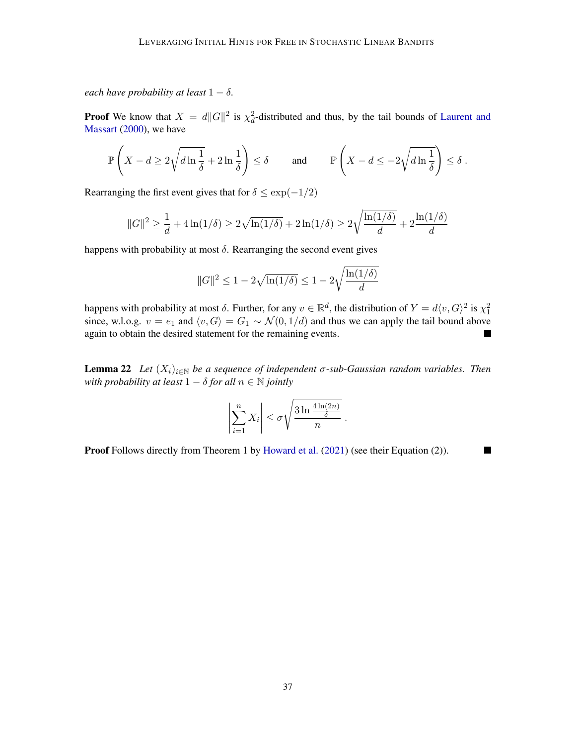*each have probability at least* $1 - \delta$*.*

**Proof** We know that $X = d\|G\|^2$ is $\chi^2_d$-distributed and thus, by the tail bounds of Laurent and Massart (2000), we have

$$\mathbb{P}\left(X - d \geq 2\sqrt{d \ln \frac{1}{\delta}} + 2 \ln \frac{1}{\delta}\right) \leq \delta \qquad \text{and} \qquad \mathbb{P}\left(X - d \leq -2\sqrt{d \ln \frac{1}{\delta}}\right) \leq \delta\,.$$

Rearranging the first event gives that for $\delta \leq \exp(-1/2)$

$$\|G\|^2 \geq \frac{1}{d} + 4\ln(1/\delta) \geq 2\sqrt{\ln(1/\delta)} + 2\ln(1/\delta) \geq 2\sqrt{\frac{\ln(1/\delta)}{d}} + 2\frac{\ln(1/\delta)}{d}$$

happens with probability at most $\delta$. Rearranging the second event gives

$$\|G\|^2 \leq 1 - 2\sqrt{\ln(1/\delta)} \leq 1 - 2\sqrt{\frac{\ln(1/\delta)}{d}}$$

happens with probability at most $\delta$. Further, for any $v \in \mathbb{R}^d$, the distribution of $Y = d\langle v, G\rangle^2$ is $\chi^2_1$ since, w.l.o.g. $v = e_1$ and $\langle v, G\rangle = G_1 \sim \mathcal{N}(0, 1/d)$ and thus we can apply the tail bound above again to obtain the desired statement for the remaining events. ■

**Lemma 22** *Let* $(X_i)_{i \in \mathbb{N}}$ *be a sequence of independent* $\sigma$*-sub-Gaussian random variables. Then with probability at least* $1 - \delta$ *for all* $n \in \mathbb{N}$ *jointly*

$$\left|\sum_{i=1}^{n} X_i\right| \leq \sigma\sqrt{\frac{3\ln\frac{4\ln(2n)}{\delta}}{n}}\,.$$

**Proof** Follows directly from Theorem 1 by Howard et al. (2021) (see their Equation (2)). ■